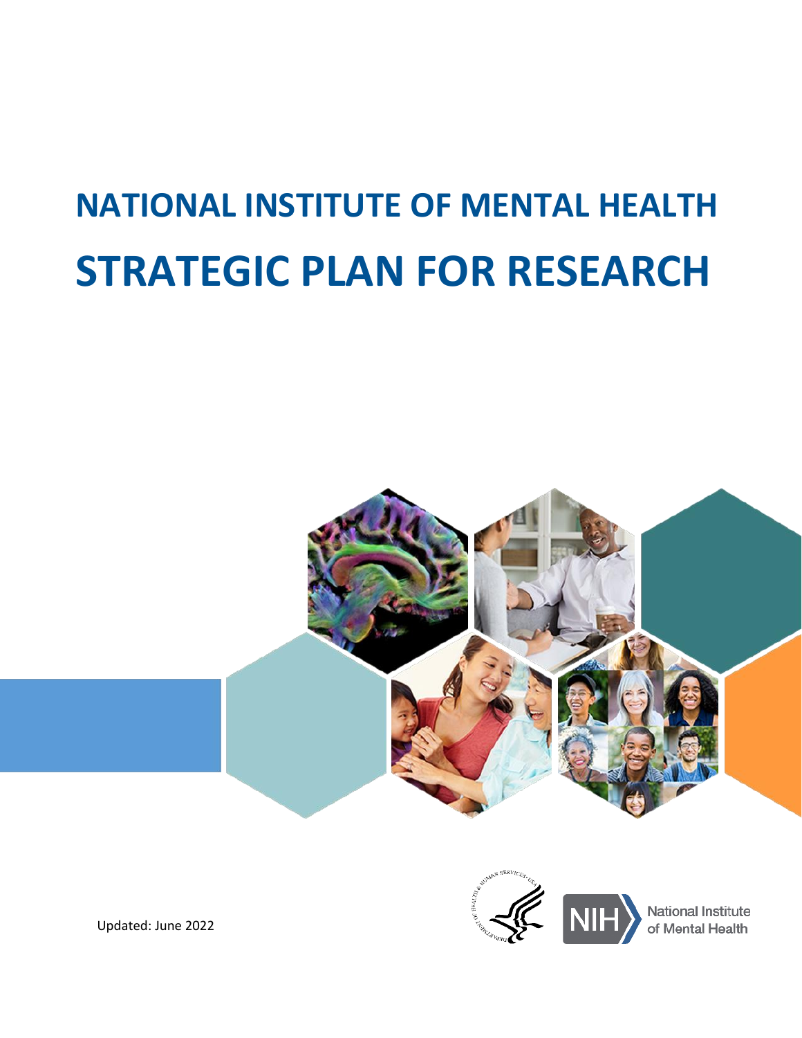# NATIONAL INSTITUTE OF MENTAL HEALTH

# STRATEGIC PLAN FOR RESEARCH

Updated: June 2022

National Institute of Mental Health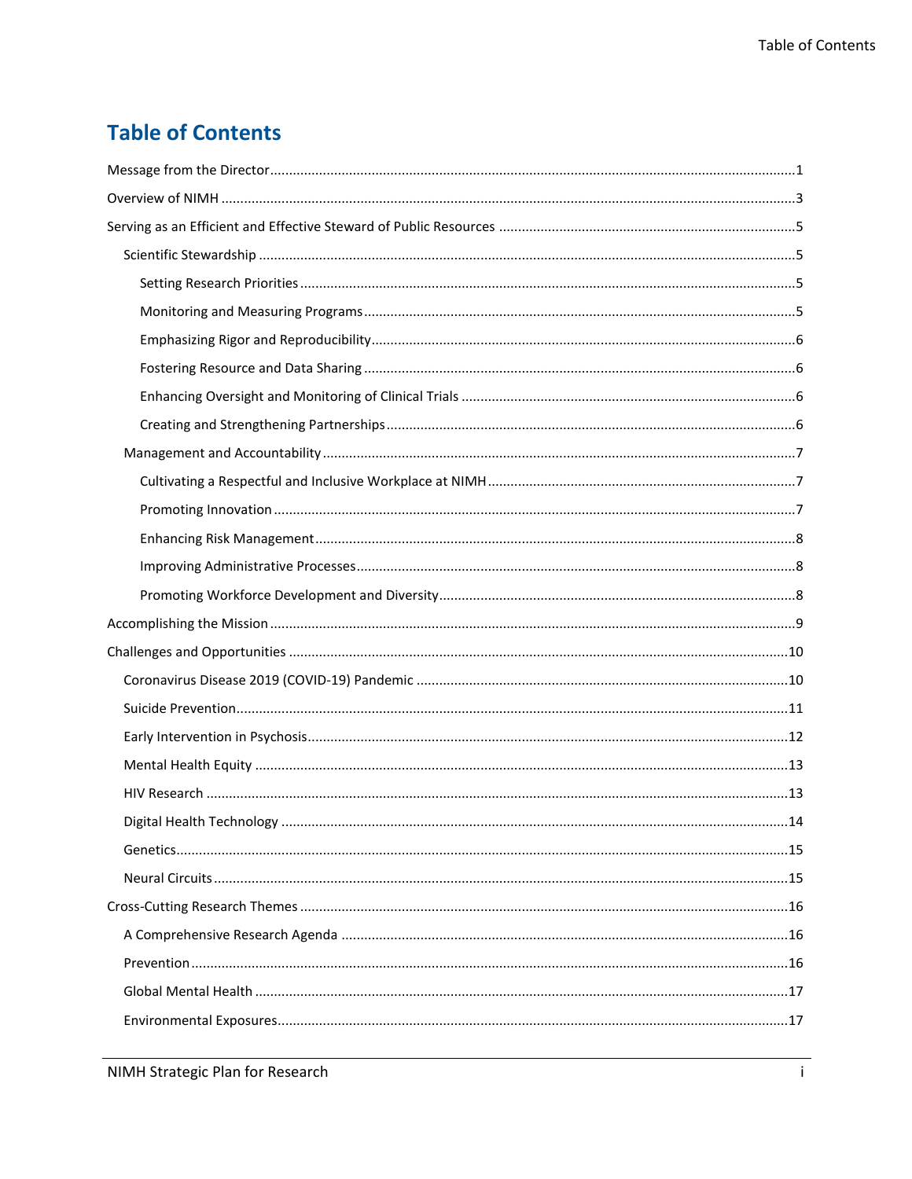# Table of Contents

- Message from the Director ........ 1
- Overview of NIMH ........ 3
- Serving as an Efficient and Effective Steward of Public Resources ........ 5
  - Scientific Stewardship ........ 5
    - Setting Research Priorities ........ 5
    - Monitoring and Measuring Programs ........ 5
    - Emphasizing Rigor and Reproducibility ........ 6
    - Fostering Resource and Data Sharing ........ 6
    - Enhancing Oversight and Monitoring of Clinical Trials ........ 6
    - Creating and Strengthening Partnerships ........ 6
  - Management and Accountability ........ 7
    - Cultivating a Respectful and Inclusive Workplace at NIMH ........ 7
    - Promoting Innovation ........ 7
    - Enhancing Risk Management ........ 8
    - Improving Administrative Processes ........ 8
    - Promoting Workforce Development and Diversity ........ 8
- Accomplishing the Mission ........ 9
- Challenges and Opportunities ........ 10
  - Coronavirus Disease 2019 (COVID-19) Pandemic ........ 10
  - Suicide Prevention ........ 11
  - Early Intervention in Psychosis ........ 12
  - Mental Health Equity ........ 13
  - HIV Research ........ 13
  - Digital Health Technology ........ 14
  - Genetics ........ 15
  - Neural Circuits ........ 15
- Cross-Cutting Research Themes ........ 16
  - A Comprehensive Research Agenda ........ 16
  - Prevention ........ 16
  - Global Mental Health ........ 17
  - Environmental Exposures ........ 17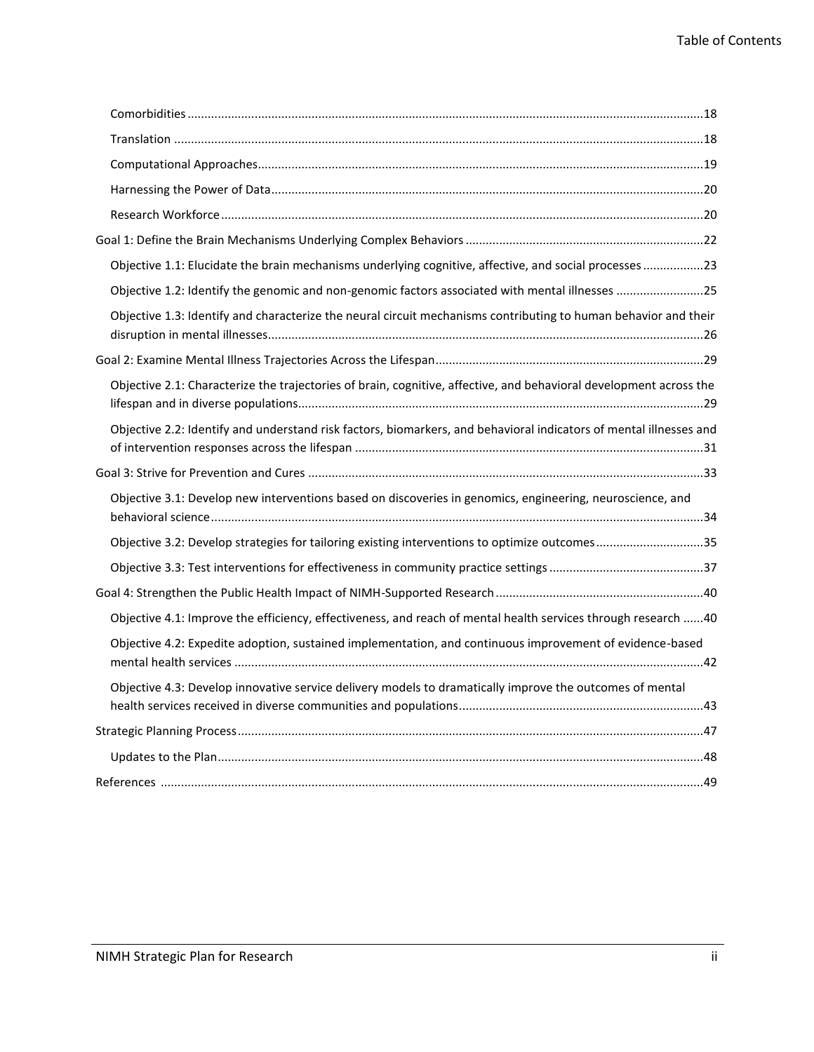Comorbidities ....................................................................................................................................................18

Translation .........................................................................................................................................................18

Computational Approaches...............................................................................................................................19

Harnessing the Power of Data...........................................................................................................................20

Research Workforce ..........................................................................................................................................20

Goal 1: Define the Brain Mechanisms Underlying Complex Behaviors ......................................................................22

Objective 1.1: Elucidate the brain mechanisms underlying cognitive, affective, and social processes .................23

Objective 1.2: Identify the genomic and non-genomic factors associated with mental illnesses .........................25

Objective 1.3: Identify and characterize the neural circuit mechanisms contributing to human behavior and their disruption in mental illnesses..................................................................................................................26

Goal 2: Examine Mental Illness Trajectories Across the Lifespan...............................................................................29

Objective 2.1: Characterize the trajectories of brain, cognitive, affective, and behavioral development across the lifespan and in diverse populations...................................................................................................................29

Objective 2.2: Identify and understand risk factors, biomarkers, and behavioral indicators of mental illnesses and of intervention responses across the lifespan .......................................................................................................31

Goal 3: Strive for Prevention and Cures .....................................................................................................................33

Objective 3.1: Develop new interventions based on discoveries in genomics, engineering, neuroscience, and behavioral science.................................................................................................................................................34

Objective 3.2: Develop strategies for tailoring existing interventions to optimize outcomes................................35

Objective 3.3: Test interventions for effectiveness in community practice settings .............................................37

Goal 4: Strengthen the Public Health Impact of NIMH-Supported Research.............................................................40

Objective 4.1: Improve the efficiency, effectiveness, and reach of mental health services through research ......40

Objective 4.2: Expedite adoption, sustained implementation, and continuous improvement of evidence-based mental health services ..........................................................................................................................................42

Objective 4.3: Develop innovative service delivery models to dramatically improve the outcomes of mental health services received in diverse communities and populations........................................................................43

Strategic Planning Process..........................................................................................................................................47

Updates to the Plan...............................................................................................................................................48

References ................................................................................................................................................................49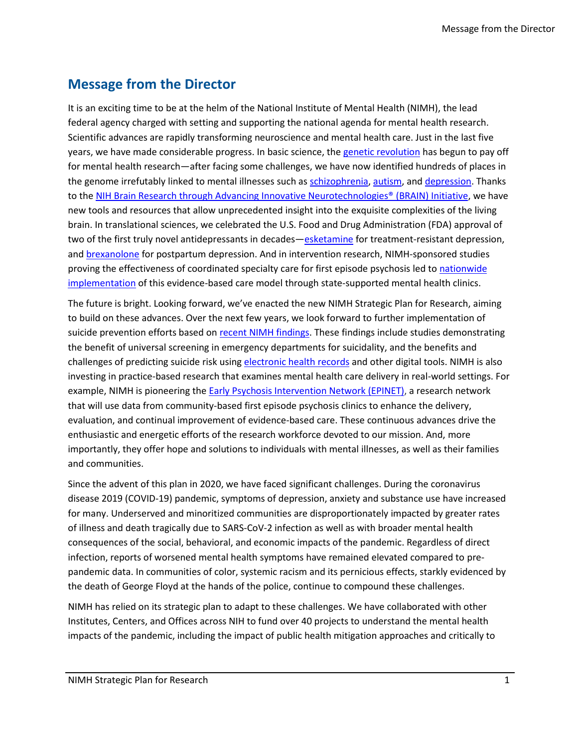## Message from the Director

It is an exciting time to be at the helm of the National Institute of Mental Health (NIMH), the lead federal agency charged with setting and supporting the national agenda for mental health research. Scientific advances are rapidly transforming neuroscience and mental health care. Just in the last five years, we have made considerable progress. In basic science, the genetic revolution has begun to pay off for mental health research—after facing some challenges, we have now identified hundreds of places in the genome irrefutably linked to mental illnesses such as schizophrenia, autism, and depression. Thanks to the NIH Brain Research through Advancing Innovative Neurotechnologies® (BRAIN) Initiative, we have new tools and resources that allow unprecedented insight into the exquisite complexities of the living brain. In translational sciences, we celebrated the U.S. Food and Drug Administration (FDA) approval of two of the first truly novel antidepressants in decades—esketamine for treatment-resistant depression, and brexanolone for postpartum depression. And in intervention research, NIMH-sponsored studies proving the effectiveness of coordinated specialty care for first episode psychosis led to nationwide implementation of this evidence-based care model through state-supported mental health clinics.

The future is bright. Looking forward, we've enacted the new NIMH Strategic Plan for Research, aiming to build on these advances. Over the next few years, we look forward to further implementation of suicide prevention efforts based on recent NIMH findings. These findings include studies demonstrating the benefit of universal screening in emergency departments for suicidality, and the benefits and challenges of predicting suicide risk using electronic health records and other digital tools. NIMH is also investing in practice-based research that examines mental health care delivery in real-world settings. For example, NIMH is pioneering the Early Psychosis Intervention Network (EPINET), a research network that will use data from community-based first episode psychosis clinics to enhance the delivery, evaluation, and continual improvement of evidence-based care. These continuous advances drive the enthusiastic and energetic efforts of the research workforce devoted to our mission. And, more importantly, they offer hope and solutions to individuals with mental illnesses, as well as their families and communities.

Since the advent of this plan in 2020, we have faced significant challenges. During the coronavirus disease 2019 (COVID-19) pandemic, symptoms of depression, anxiety and substance use have increased for many. Underserved and minoritized communities are disproportionately impacted by greater rates of illness and death tragically due to SARS-CoV-2 infection as well as with broader mental health consequences of the social, behavioral, and economic impacts of the pandemic. Regardless of direct infection, reports of worsened mental health symptoms have remained elevated compared to pre-pandemic data. In communities of color, systemic racism and its pernicious effects, starkly evidenced by the death of George Floyd at the hands of the police, continue to compound these challenges.

NIMH has relied on its strategic plan to adapt to these challenges. We have collaborated with other Institutes, Centers, and Offices across NIH to fund over 40 projects to understand the mental health impacts of the pandemic, including the impact of public health mitigation approaches and critically to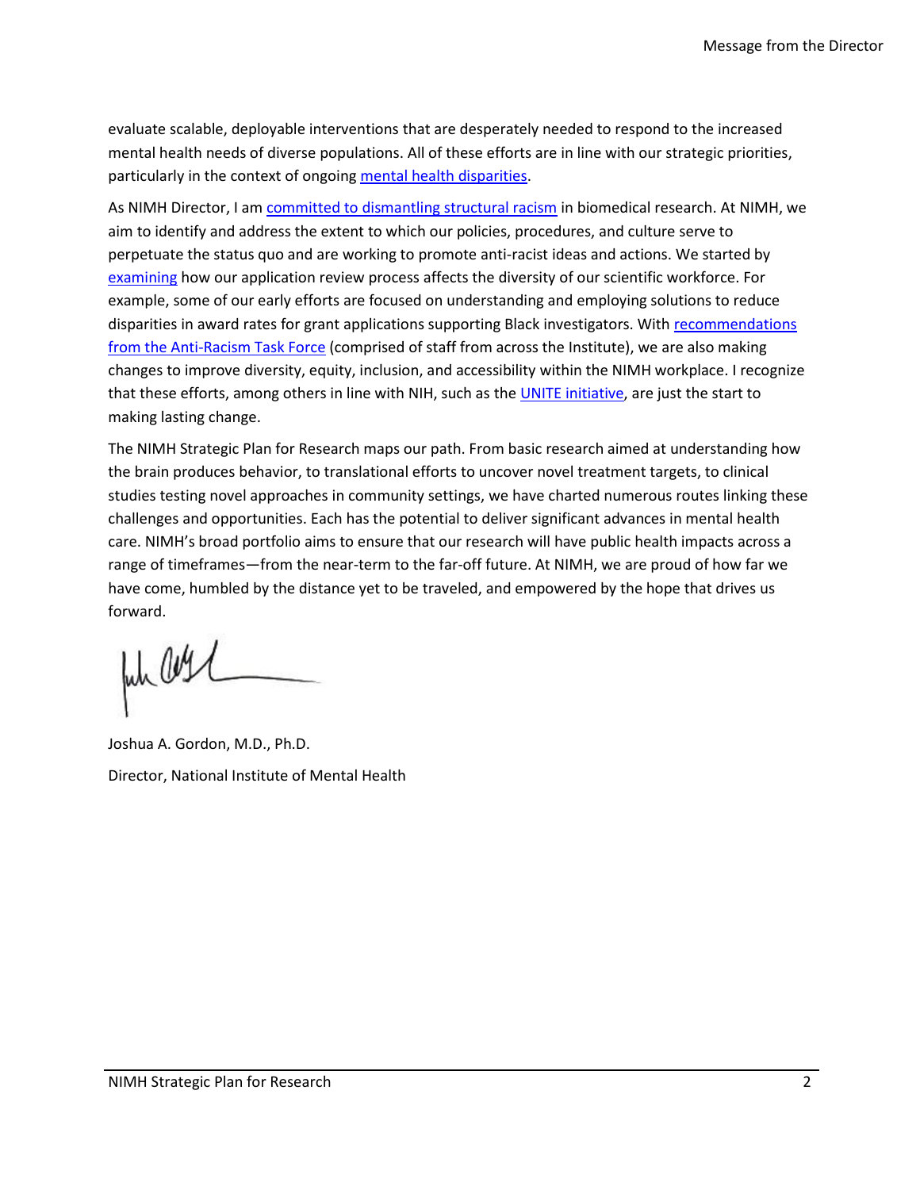evaluate scalable, deployable interventions that are desperately needed to respond to the increased mental health needs of diverse populations. All of these efforts are in line with our strategic priorities, particularly in the context of ongoing mental health disparities.

As NIMH Director, I am committed to dismantling structural racism in biomedical research. At NIMH, we aim to identify and address the extent to which our policies, procedures, and culture serve to perpetuate the status quo and are working to promote anti-racist ideas and actions. We started by examining how our application review process affects the diversity of our scientific workforce. For example, some of our early efforts are focused on understanding and employing solutions to reduce disparities in award rates for grant applications supporting Black investigators. With recommendations from the Anti-Racism Task Force (comprised of staff from across the Institute), we are also making changes to improve diversity, equity, inclusion, and accessibility within the NIMH workplace. I recognize that these efforts, among others in line with NIH, such as the UNITE initiative, are just the start to making lasting change.

The NIMH Strategic Plan for Research maps our path. From basic research aimed at understanding how the brain produces behavior, to translational efforts to uncover novel treatment targets, to clinical studies testing novel approaches in community settings, we have charted numerous routes linking these challenges and opportunities. Each has the potential to deliver significant advances in mental health care. NIMH's broad portfolio aims to ensure that our research will have public health impacts across a range of timeframes—from the near-term to the far-off future. At NIMH, we are proud of how far we have come, humbled by the distance yet to be traveled, and empowered by the hope that drives us forward.

Joshua A. Gordon, M.D., Ph.D.

Director, National Institute of Mental Health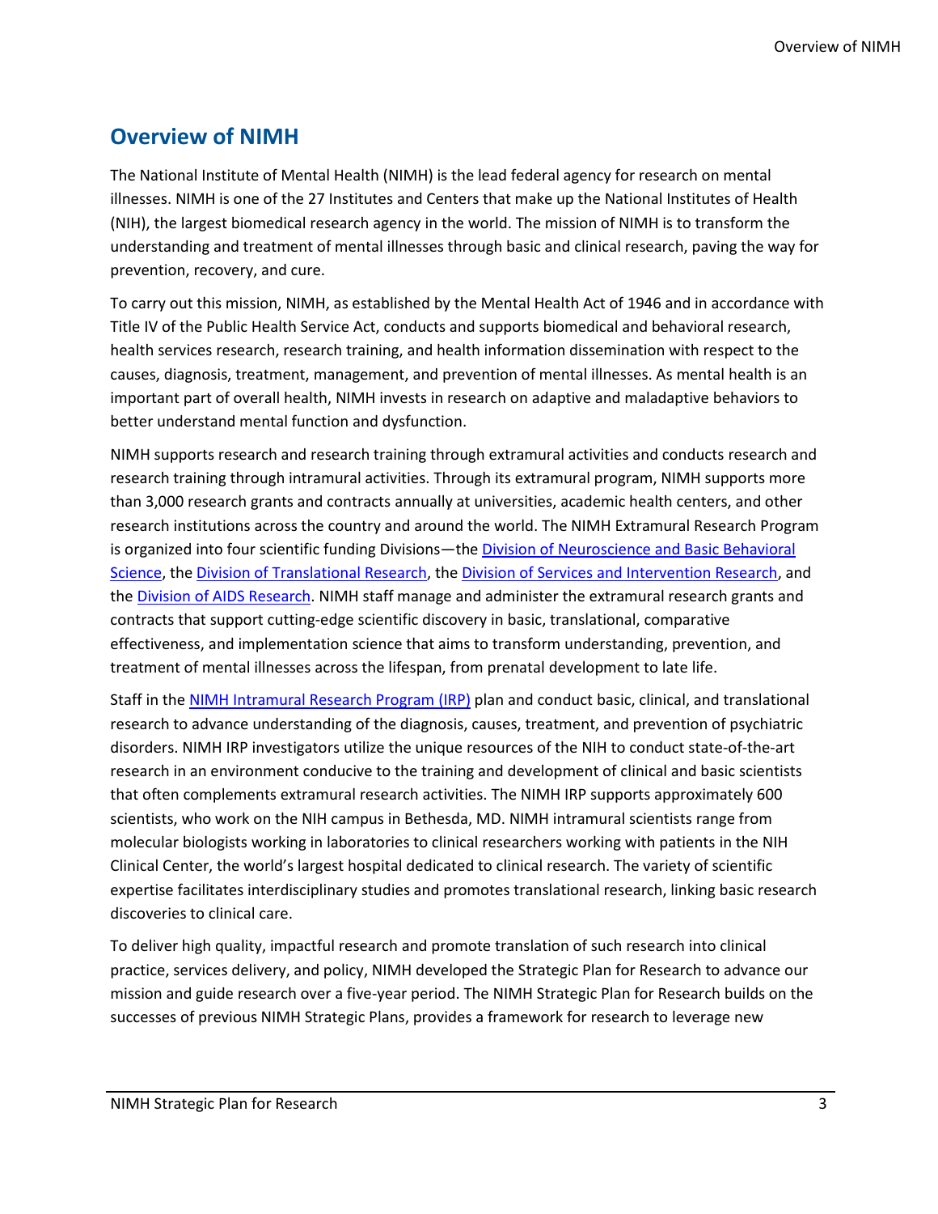## Overview of NIMH

The National Institute of Mental Health (NIMH) is the lead federal agency for research on mental illnesses. NIMH is one of the 27 Institutes and Centers that make up the National Institutes of Health (NIH), the largest biomedical research agency in the world. The mission of NIMH is to transform the understanding and treatment of mental illnesses through basic and clinical research, paving the way for prevention, recovery, and cure.

To carry out this mission, NIMH, as established by the Mental Health Act of 1946 and in accordance with Title IV of the Public Health Service Act, conducts and supports biomedical and behavioral research, health services research, research training, and health information dissemination with respect to the causes, diagnosis, treatment, management, and prevention of mental illnesses. As mental health is an important part of overall health, NIMH invests in research on adaptive and maladaptive behaviors to better understand mental function and dysfunction.

NIMH supports research and research training through extramural activities and conducts research and research training through intramural activities. Through its extramural program, NIMH supports more than 3,000 research grants and contracts annually at universities, academic health centers, and other research institutions across the country and around the world. The NIMH Extramural Research Program is organized into four scientific funding Divisions—the Division of Neuroscience and Basic Behavioral Science, the Division of Translational Research, the Division of Services and Intervention Research, and the Division of AIDS Research. NIMH staff manage and administer the extramural research grants and contracts that support cutting-edge scientific discovery in basic, translational, comparative effectiveness, and implementation science that aims to transform understanding, prevention, and treatment of mental illnesses across the lifespan, from prenatal development to late life.

Staff in the NIMH Intramural Research Program (IRP) plan and conduct basic, clinical, and translational research to advance understanding of the diagnosis, causes, treatment, and prevention of psychiatric disorders. NIMH IRP investigators utilize the unique resources of the NIH to conduct state-of-the-art research in an environment conducive to the training and development of clinical and basic scientists that often complements extramural research activities. The NIMH IRP supports approximately 600 scientists, who work on the NIH campus in Bethesda, MD. NIMH intramural scientists range from molecular biologists working in laboratories to clinical researchers working with patients in the NIH Clinical Center, the world's largest hospital dedicated to clinical research. The variety of scientific expertise facilitates interdisciplinary studies and promotes translational research, linking basic research discoveries to clinical care.

To deliver high quality, impactful research and promote translation of such research into clinical practice, services delivery, and policy, NIMH developed the Strategic Plan for Research to advance our mission and guide research over a five-year period. The NIMH Strategic Plan for Research builds on the successes of previous NIMH Strategic Plans, provides a framework for research to leverage new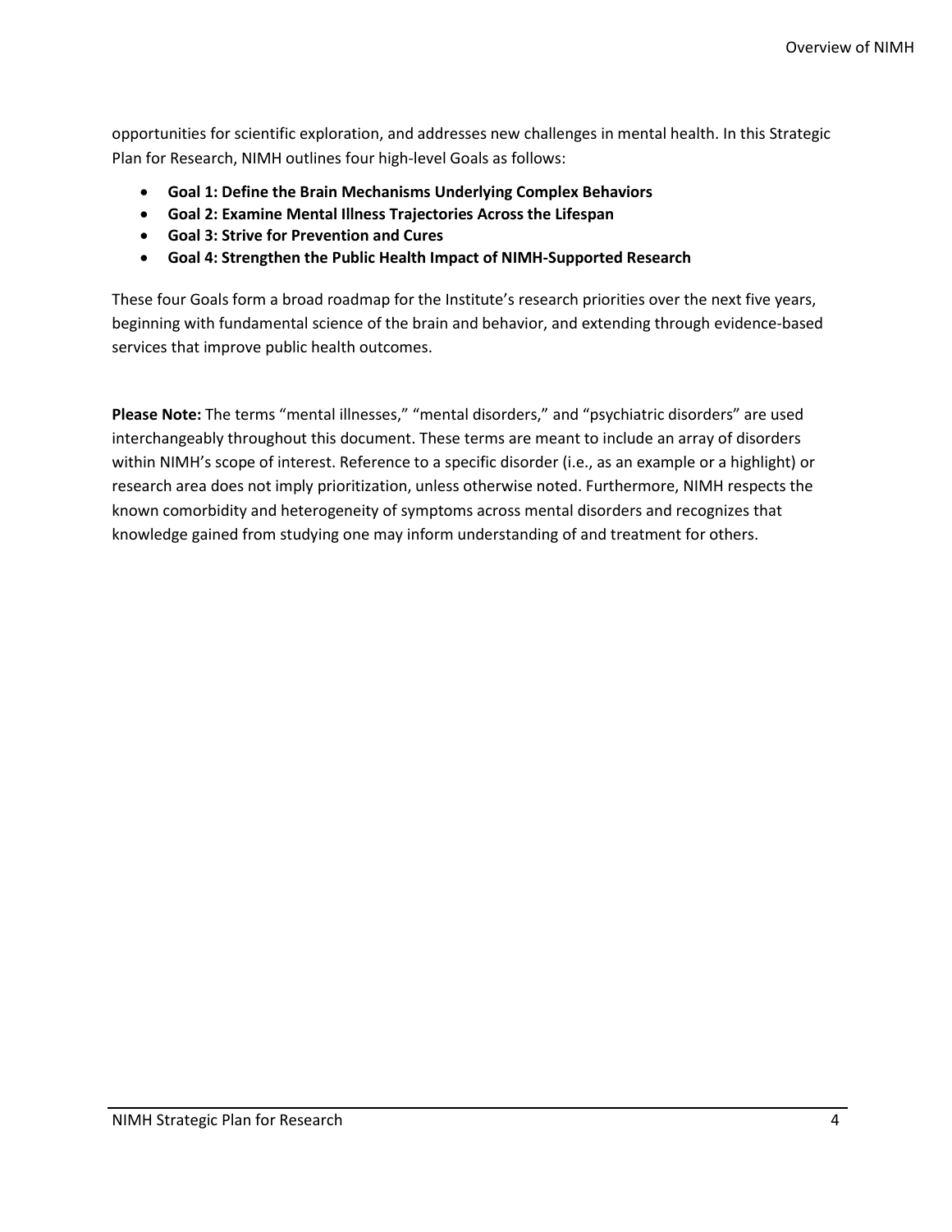opportunities for scientific exploration, and addresses new challenges in mental health. In this Strategic Plan for Research, NIMH outlines four high-level Goals as follows:

- **Goal 1: Define the Brain Mechanisms Underlying Complex Behaviors**
- **Goal 2: Examine Mental Illness Trajectories Across the Lifespan**
- **Goal 3: Strive for Prevention and Cures**
- **Goal 4: Strengthen the Public Health Impact of NIMH-Supported Research**

These four Goals form a broad roadmap for the Institute's research priorities over the next five years, beginning with fundamental science of the brain and behavior, and extending through evidence-based services that improve public health outcomes.

**Please Note:** The terms "mental illnesses," "mental disorders," and "psychiatric disorders" are used interchangeably throughout this document. These terms are meant to include an array of disorders within NIMH's scope of interest. Reference to a specific disorder (i.e., as an example or a highlight) or research area does not imply prioritization, unless otherwise noted. Furthermore, NIMH respects the known comorbidity and heterogeneity of symptoms across mental disorders and recognizes that knowledge gained from studying one may inform understanding of and treatment for others.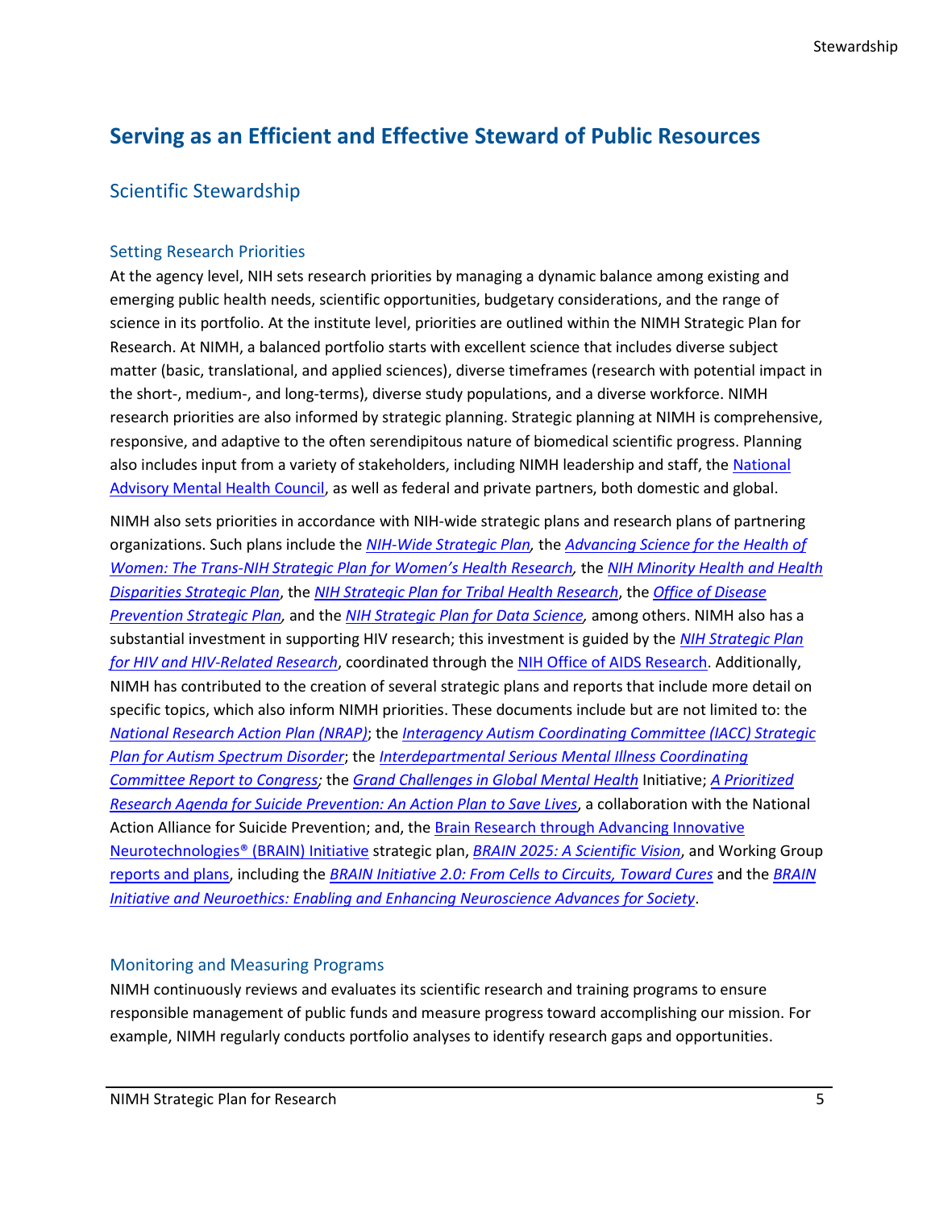## Serving as an Efficient and Effective Steward of Public Resources

### Scientific Stewardship

#### Setting Research Priorities

At the agency level, NIH sets research priorities by managing a dynamic balance among existing and emerging public health needs, scientific opportunities, budgetary considerations, and the range of science in its portfolio. At the institute level, priorities are outlined within the NIMH Strategic Plan for Research. At NIMH, a balanced portfolio starts with excellent science that includes diverse subject matter (basic, translational, and applied sciences), diverse timeframes (research with potential impact in the short-, medium-, and long-terms), diverse study populations, and a diverse workforce. NIMH research priorities are also informed by strategic planning. Strategic planning at NIMH is comprehensive, responsive, and adaptive to the often serendipitous nature of biomedical scientific progress. Planning also includes input from a variety of stakeholders, including NIMH leadership and staff, the National Advisory Mental Health Council, as well as federal and private partners, both domestic and global.

NIMH also sets priorities in accordance with NIH-wide strategic plans and research plans of partnering organizations. Such plans include the *NIH-Wide Strategic Plan,* the *Advancing Science for the Health of Women: The Trans-NIH Strategic Plan for Women's Health Research,* the *NIH Minority Health and Health Disparities Strategic Plan*, the *NIH Strategic Plan for Tribal Health Research*, the *Office of Disease Prevention Strategic Plan,* and the *NIH Strategic Plan for Data Science*, among others. NIMH also has a substantial investment in supporting HIV research; this investment is guided by the *NIH Strategic Plan for HIV and HIV-Related Research*, coordinated through the NIH Office of AIDS Research. Additionally, NIMH has contributed to the creation of several strategic plans and reports that include more detail on specific topics, which also inform NIMH priorities. These documents include but are not limited to: the *National Research Action Plan (NRAP)*; the *Interagency Autism Coordinating Committee (IACC) Strategic Plan for Autism Spectrum Disorder*; the *Interdepartmental Serious Mental Illness Coordinating Committee Report to Congress;* the *Grand Challenges in Global Mental Health* Initiative; *A Prioritized Research Agenda for Suicide Prevention: An Action Plan to Save Lives*, a collaboration with the National Action Alliance for Suicide Prevention; and, the Brain Research through Advancing Innovative Neurotechnologies® (BRAIN) Initiative strategic plan, *BRAIN 2025: A Scientific Vision*, and Working Group reports and plans, including the *BRAIN Initiative 2.0: From Cells to Circuits, Toward Cures* and the *BRAIN Initiative and Neuroethics: Enabling and Enhancing Neuroscience Advances for Society*.

#### Monitoring and Measuring Programs

NIMH continuously reviews and evaluates its scientific research and training programs to ensure responsible management of public funds and measure progress toward accomplishing our mission. For example, NIMH regularly conducts portfolio analyses to identify research gaps and opportunities.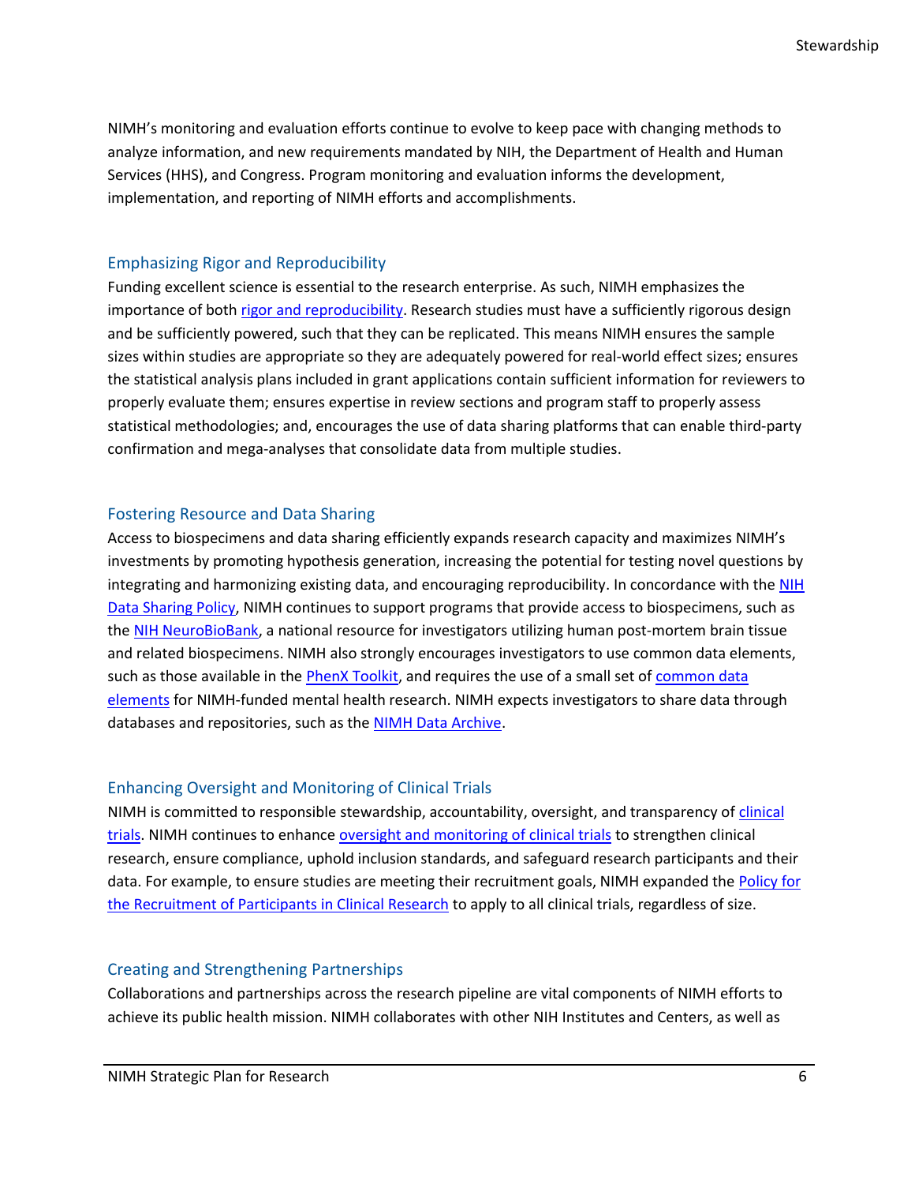NIMH's monitoring and evaluation efforts continue to evolve to keep pace with changing methods to analyze information, and new requirements mandated by NIH, the Department of Health and Human Services (HHS), and Congress. Program monitoring and evaluation informs the development, implementation, and reporting of NIMH efforts and accomplishments.

### Emphasizing Rigor and Reproducibility

Funding excellent science is essential to the research enterprise. As such, NIMH emphasizes the importance of both rigor and reproducibility. Research studies must have a sufficiently rigorous design and be sufficiently powered, such that they can be replicated. This means NIMH ensures the sample sizes within studies are appropriate so they are adequately powered for real-world effect sizes; ensures the statistical analysis plans included in grant applications contain sufficient information for reviewers to properly evaluate them; ensures expertise in review sections and program staff to properly assess statistical methodologies; and, encourages the use of data sharing platforms that can enable third-party confirmation and mega-analyses that consolidate data from multiple studies.

### Fostering Resource and Data Sharing

Access to biospecimens and data sharing efficiently expands research capacity and maximizes NIMH's investments by promoting hypothesis generation, increasing the potential for testing novel questions by integrating and harmonizing existing data, and encouraging reproducibility. In concordance with the NIH Data Sharing Policy, NIMH continues to support programs that provide access to biospecimens, such as the NIH NeuroBioBank, a national resource for investigators utilizing human post-mortem brain tissue and related biospecimens. NIMH also strongly encourages investigators to use common data elements, such as those available in the PhenX Toolkit, and requires the use of a small set of common data elements for NIMH-funded mental health research. NIMH expects investigators to share data through databases and repositories, such as the NIMH Data Archive.

### Enhancing Oversight and Monitoring of Clinical Trials

NIMH is committed to responsible stewardship, accountability, oversight, and transparency of clinical trials. NIMH continues to enhance oversight and monitoring of clinical trials to strengthen clinical research, ensure compliance, uphold inclusion standards, and safeguard research participants and their data. For example, to ensure studies are meeting their recruitment goals, NIMH expanded the Policy for the Recruitment of Participants in Clinical Research to apply to all clinical trials, regardless of size.

### Creating and Strengthening Partnerships

Collaborations and partnerships across the research pipeline are vital components of NIMH efforts to achieve its public health mission. NIMH collaborates with other NIH Institutes and Centers, as well as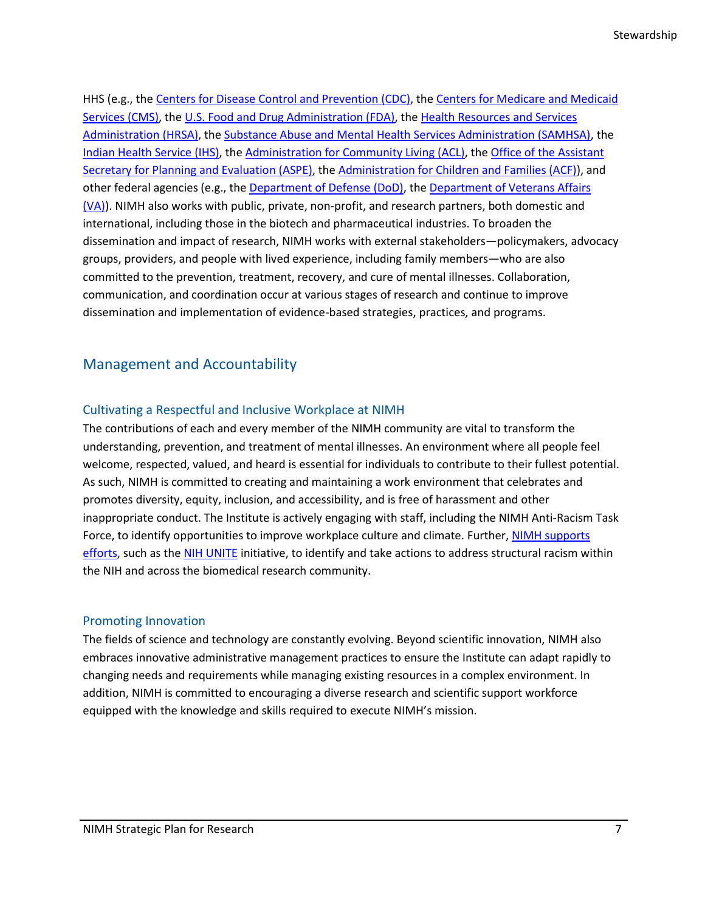HHS (e.g., the Centers for Disease Control and Prevention (CDC), the Centers for Medicare and Medicaid Services (CMS), the U.S. Food and Drug Administration (FDA), the Health Resources and Services Administration (HRSA), the Substance Abuse and Mental Health Services Administration (SAMHSA), the Indian Health Service (IHS), the Administration for Community Living (ACL), the Office of the Assistant Secretary for Planning and Evaluation (ASPE), the Administration for Children and Families (ACF)), and other federal agencies (e.g., the Department of Defense (DoD), the Department of Veterans Affairs (VA)). NIMH also works with public, private, non-profit, and research partners, both domestic and international, including those in the biotech and pharmaceutical industries. To broaden the dissemination and impact of research, NIMH works with external stakeholders—policymakers, advocacy groups, providers, and people with lived experience, including family members—who are also committed to the prevention, treatment, recovery, and cure of mental illnesses. Collaboration, communication, and coordination occur at various stages of research and continue to improve dissemination and implementation of evidence-based strategies, practices, and programs.

## Management and Accountability

### Cultivating a Respectful and Inclusive Workplace at NIMH

The contributions of each and every member of the NIMH community are vital to transform the understanding, prevention, and treatment of mental illnesses. An environment where all people feel welcome, respected, valued, and heard is essential for individuals to contribute to their fullest potential. As such, NIMH is committed to creating and maintaining a work environment that celebrates and promotes diversity, equity, inclusion, and accessibility, and is free of harassment and other inappropriate conduct. The Institute is actively engaging with staff, including the NIMH Anti-Racism Task Force, to identify opportunities to improve workplace culture and climate. Further, NIMH supports efforts, such as the NIH UNITE initiative, to identify and take actions to address structural racism within the NIH and across the biomedical research community.

### Promoting Innovation

The fields of science and technology are constantly evolving. Beyond scientific innovation, NIMH also embraces innovative administrative management practices to ensure the Institute can adapt rapidly to changing needs and requirements while managing existing resources in a complex environment. In addition, NIMH is committed to encouraging a diverse research and scientific support workforce equipped with the knowledge and skills required to execute NIMH's mission.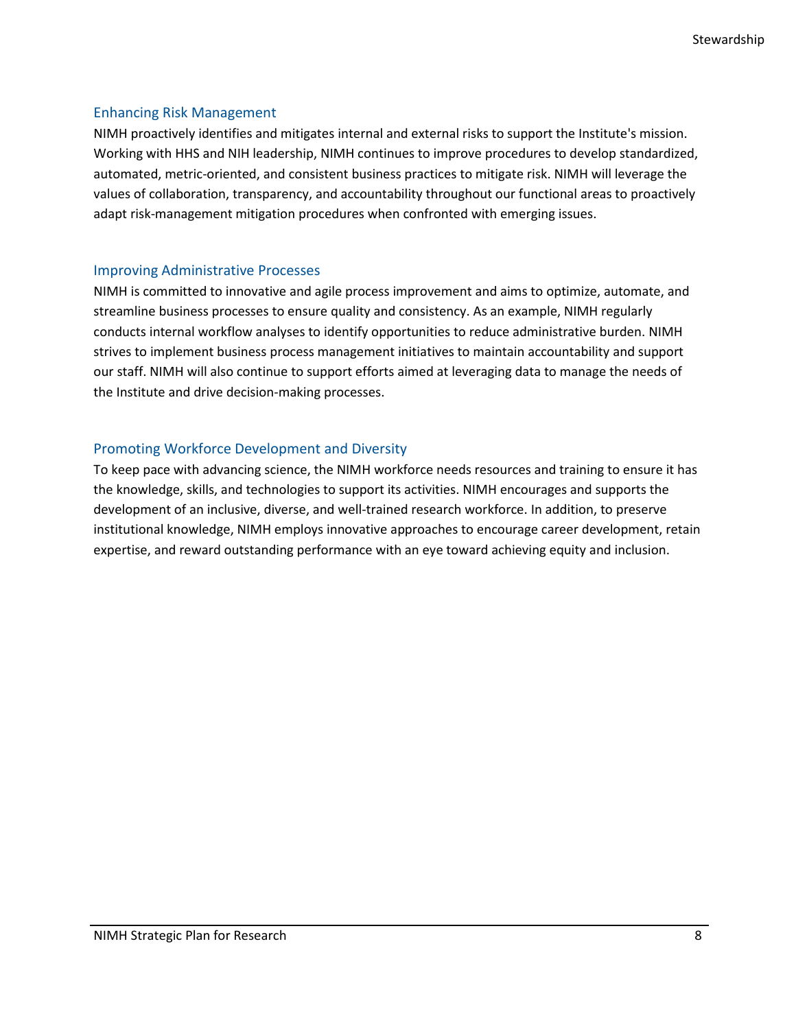### Enhancing Risk Management

NIMH proactively identifies and mitigates internal and external risks to support the Institute's mission. Working with HHS and NIH leadership, NIMH continues to improve procedures to develop standardized, automated, metric-oriented, and consistent business practices to mitigate risk. NIMH will leverage the values of collaboration, transparency, and accountability throughout our functional areas to proactively adapt risk-management mitigation procedures when confronted with emerging issues.

### Improving Administrative Processes

NIMH is committed to innovative and agile process improvement and aims to optimize, automate, and streamline business processes to ensure quality and consistency. As an example, NIMH regularly conducts internal workflow analyses to identify opportunities to reduce administrative burden. NIMH strives to implement business process management initiatives to maintain accountability and support our staff. NIMH will also continue to support efforts aimed at leveraging data to manage the needs of the Institute and drive decision-making processes.

### Promoting Workforce Development and Diversity

To keep pace with advancing science, the NIMH workforce needs resources and training to ensure it has the knowledge, skills, and technologies to support its activities. NIMH encourages and supports the development of an inclusive, diverse, and well-trained research workforce. In addition, to preserve institutional knowledge, NIMH employs innovative approaches to encourage career development, retain expertise, and reward outstanding performance with an eye toward achieving equity and inclusion.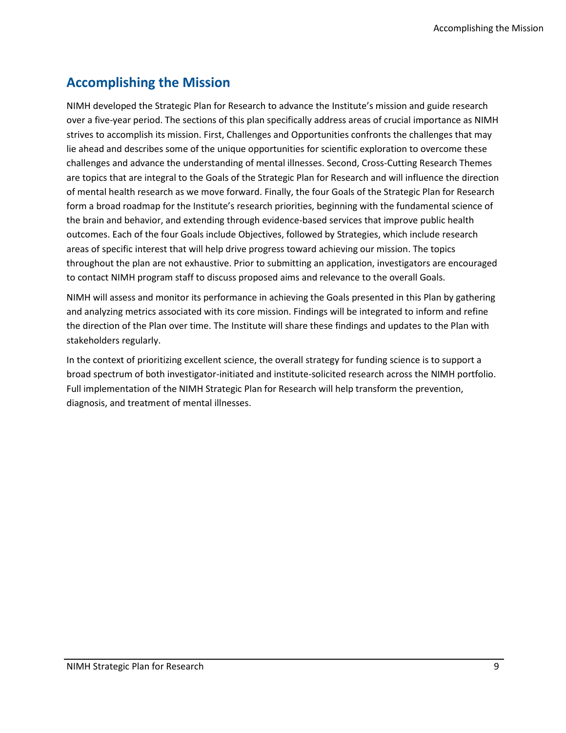## Accomplishing the Mission

NIMH developed the Strategic Plan for Research to advance the Institute's mission and guide research over a five-year period. The sections of this plan specifically address areas of crucial importance as NIMH strives to accomplish its mission. First, Challenges and Opportunities confronts the challenges that may lie ahead and describes some of the unique opportunities for scientific exploration to overcome these challenges and advance the understanding of mental illnesses. Second, Cross-Cutting Research Themes are topics that are integral to the Goals of the Strategic Plan for Research and will influence the direction of mental health research as we move forward. Finally, the four Goals of the Strategic Plan for Research form a broad roadmap for the Institute's research priorities, beginning with the fundamental science of the brain and behavior, and extending through evidence-based services that improve public health outcomes. Each of the four Goals include Objectives, followed by Strategies, which include research areas of specific interest that will help drive progress toward achieving our mission. The topics throughout the plan are not exhaustive. Prior to submitting an application, investigators are encouraged to contact NIMH program staff to discuss proposed aims and relevance to the overall Goals.

NIMH will assess and monitor its performance in achieving the Goals presented in this Plan by gathering and analyzing metrics associated with its core mission. Findings will be integrated to inform and refine the direction of the Plan over time. The Institute will share these findings and updates to the Plan with stakeholders regularly.

In the context of prioritizing excellent science, the overall strategy for funding science is to support a broad spectrum of both investigator-initiated and institute-solicited research across the NIMH portfolio. Full implementation of the NIMH Strategic Plan for Research will help transform the prevention, diagnosis, and treatment of mental illnesses.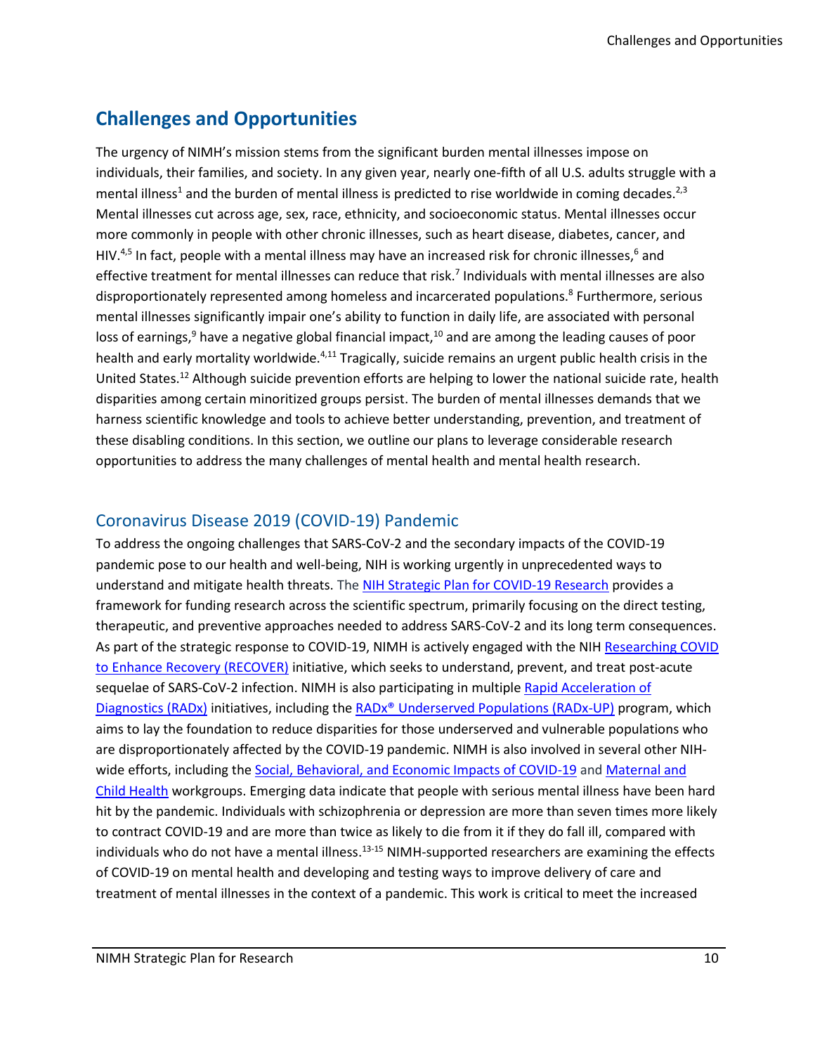## Challenges and Opportunities

The urgency of NIMH's mission stems from the significant burden mental illnesses impose on individuals, their families, and society. In any given year, nearly one-fifth of all U.S. adults struggle with a mental illness[1] and the burden of mental illness is predicted to rise worldwide in coming decades.[2,3] Mental illnesses cut across age, sex, race, ethnicity, and socioeconomic status. Mental illnesses occur more commonly in people with other chronic illnesses, such as heart disease, diabetes, cancer, and HIV.[4,5] In fact, people with a mental illness may have an increased risk for chronic illnesses,[6] and effective treatment for mental illnesses can reduce that risk.[7] Individuals with mental illnesses are also disproportionately represented among homeless and incarcerated populations.[8] Furthermore, serious mental illnesses significantly impair one's ability to function in daily life, are associated with personal loss of earnings,[9] have a negative global financial impact,[10] and are among the leading causes of poor health and early mortality worldwide.[4,11] Tragically, suicide remains an urgent public health crisis in the United States.[12] Although suicide prevention efforts are helping to lower the national suicide rate, health disparities among certain minoritized groups persist. The burden of mental illnesses demands that we harness scientific knowledge and tools to achieve better understanding, prevention, and treatment of these disabling conditions. In this section, we outline our plans to leverage considerable research opportunities to address the many challenges of mental health and mental health research.

### Coronavirus Disease 2019 (COVID-19) Pandemic

To address the ongoing challenges that SARS-CoV-2 and the secondary impacts of the COVID-19 pandemic pose to our health and well-being, NIH is working urgently in unprecedented ways to understand and mitigate health threats. The NIH Strategic Plan for COVID-19 Research provides a framework for funding research across the scientific spectrum, primarily focusing on the direct testing, therapeutic, and preventive approaches needed to address SARS-CoV-2 and its long term consequences. As part of the strategic response to COVID-19, NIMH is actively engaged with the NIH Researching COVID to Enhance Recovery (RECOVER) initiative, which seeks to understand, prevent, and treat post-acute sequelae of SARS-CoV-2 infection. NIMH is also participating in multiple Rapid Acceleration of Diagnostics (RADx) initiatives, including the RADx® Underserved Populations (RADx-UP) program, which aims to lay the foundation to reduce disparities for those underserved and vulnerable populations who are disproportionately affected by the COVID-19 pandemic. NIMH is also involved in several other NIH-wide efforts, including the Social, Behavioral, and Economic Impacts of COVID-19 and Maternal and Child Health workgroups. Emerging data indicate that people with serious mental illness have been hard hit by the pandemic. Individuals with schizophrenia or depression are more than seven times more likely to contract COVID-19 and are more than twice as likely to die from it if they do fall ill, compared with individuals who do not have a mental illness.[13-15] NIMH-supported researchers are examining the effects of COVID-19 on mental health and developing and testing ways to improve delivery of care and treatment of mental illnesses in the context of a pandemic. This work is critical to meet the increased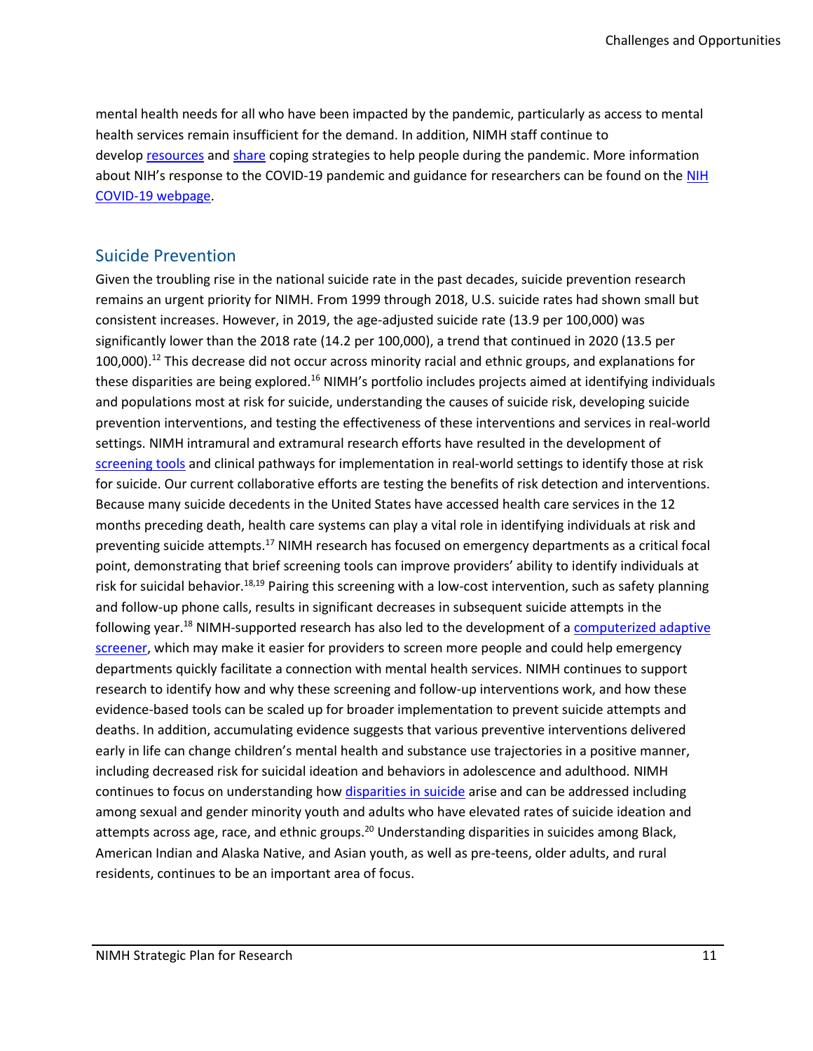mental health needs for all who have been impacted by the pandemic, particularly as access to mental health services remain insufficient for the demand. In addition, NIMH staff continue to develop resources and share coping strategies to help people during the pandemic. More information about NIH's response to the COVID-19 pandemic and guidance for researchers can be found on the NIH COVID-19 webpage.

## Suicide Prevention

Given the troubling rise in the national suicide rate in the past decades, suicide prevention research remains an urgent priority for NIMH. From 1999 through 2018, U.S. suicide rates had shown small but consistent increases. However, in 2019, the age-adjusted suicide rate (13.9 per 100,000) was significantly lower than the 2018 rate (14.2 per 100,000), a trend that continued in 2020 (13.5 per 100,000).[12] This decrease did not occur across minority racial and ethnic groups, and explanations for these disparities are being explored.[16] NIMH's portfolio includes projects aimed at identifying individuals and populations most at risk for suicide, understanding the causes of suicide risk, developing suicide prevention interventions, and testing the effectiveness of these interventions and services in real-world settings. NIMH intramural and extramural research efforts have resulted in the development of screening tools and clinical pathways for implementation in real-world settings to identify those at risk for suicide. Our current collaborative efforts are testing the benefits of risk detection and interventions. Because many suicide decedents in the United States have accessed health care services in the 12 months preceding death, health care systems can play a vital role in identifying individuals at risk and preventing suicide attempts.[17] NIMH research has focused on emergency departments as a critical focal point, demonstrating that brief screening tools can improve providers' ability to identify individuals at risk for suicidal behavior.[18,19] Pairing this screening with a low-cost intervention, such as safety planning and follow-up phone calls, results in significant decreases in subsequent suicide attempts in the following year.[18] NIMH-supported research has also led to the development of a computerized adaptive screener, which may make it easier for providers to screen more people and could help emergency departments quickly facilitate a connection with mental health services. NIMH continues to support research to identify how and why these screening and follow-up interventions work, and how these evidence-based tools can be scaled up for broader implementation to prevent suicide attempts and deaths. In addition, accumulating evidence suggests that various preventive interventions delivered early in life can change children's mental health and substance use trajectories in a positive manner, including decreased risk for suicidal ideation and behaviors in adolescence and adulthood. NIMH continues to focus on understanding how disparities in suicide arise and can be addressed including among sexual and gender minority youth and adults who have elevated rates of suicide ideation and attempts across age, race, and ethnic groups.[20] Understanding disparities in suicides among Black, American Indian and Alaska Native, and Asian youth, as well as pre-teens, older adults, and rural residents, continues to be an important area of focus.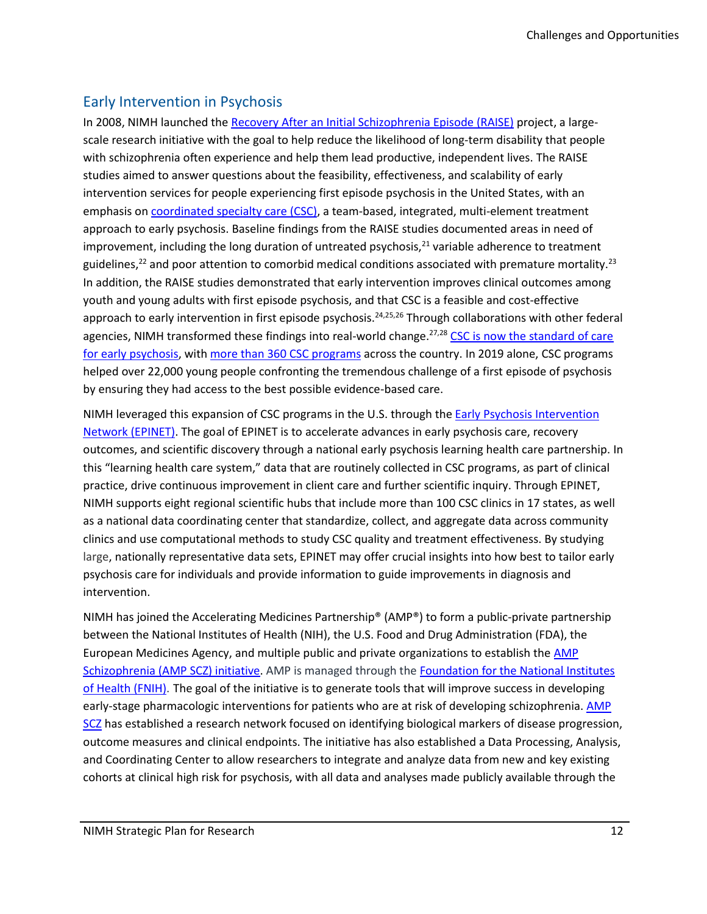## Early Intervention in Psychosis

In 2008, NIMH launched the Recovery After an Initial Schizophrenia Episode (RAISE) project, a large-scale research initiative with the goal to help reduce the likelihood of long-term disability that people with schizophrenia often experience and help them lead productive, independent lives. The RAISE studies aimed to answer questions about the feasibility, effectiveness, and scalability of early intervention services for people experiencing first episode psychosis in the United States, with an emphasis on coordinated specialty care (CSC), a team-based, integrated, multi-element treatment approach to early psychosis. Baseline findings from the RAISE studies documented areas in need of improvement, including the long duration of untreated psychosis,[21] variable adherence to treatment guidelines,[22] and poor attention to comorbid medical conditions associated with premature mortality.[23] In addition, the RAISE studies demonstrated that early intervention improves clinical outcomes among youth and young adults with first episode psychosis, and that CSC is a feasible and cost-effective approach to early intervention in first episode psychosis.[24,25,26] Through collaborations with other federal agencies, NIMH transformed these findings into real-world change.[27,28] CSC is now the standard of care for early psychosis, with more than 360 CSC programs across the country. In 2019 alone, CSC programs helped over 22,000 young people confronting the tremendous challenge of a first episode of psychosis by ensuring they had access to the best possible evidence-based care.

NIMH leveraged this expansion of CSC programs in the U.S. through the Early Psychosis Intervention Network (EPINET). The goal of EPINET is to accelerate advances in early psychosis care, recovery outcomes, and scientific discovery through a national early psychosis learning health care partnership. In this "learning health care system," data that are routinely collected in CSC programs, as part of clinical practice, drive continuous improvement in client care and further scientific inquiry. Through EPINET, NIMH supports eight regional scientific hubs that include more than 100 CSC clinics in 17 states, as well as a national data coordinating center that standardize, collect, and aggregate data across community clinics and use computational methods to study CSC quality and treatment effectiveness. By studying large, nationally representative data sets, EPINET may offer crucial insights into how best to tailor early psychosis care for individuals and provide information to guide improvements in diagnosis and intervention.

NIMH has joined the Accelerating Medicines Partnership® (AMP®) to form a public-private partnership between the National Institutes of Health (NIH), the U.S. Food and Drug Administration (FDA), the European Medicines Agency, and multiple public and private organizations to establish the AMP Schizophrenia (AMP SCZ) initiative. AMP is managed through the Foundation for the National Institutes of Health (FNIH). The goal of the initiative is to generate tools that will improve success in developing early-stage pharmacologic interventions for patients who are at risk of developing schizophrenia. AMP SCZ has established a research network focused on identifying biological markers of disease progression, outcome measures and clinical endpoints. The initiative has also established a Data Processing, Analysis, and Coordinating Center to allow researchers to integrate and analyze data from new and key existing cohorts at clinical high risk for psychosis, with all data and analyses made publicly available through the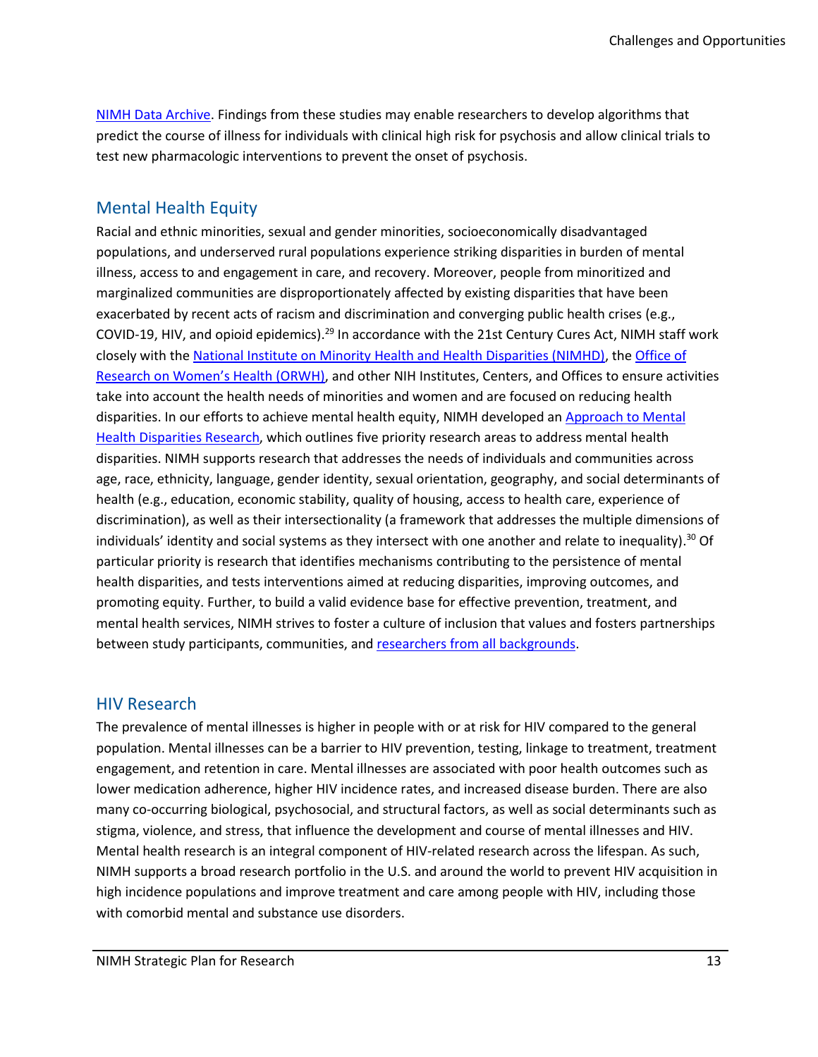NIMH Data Archive. Findings from these studies may enable researchers to develop algorithms that predict the course of illness for individuals with clinical high risk for psychosis and allow clinical trials to test new pharmacologic interventions to prevent the onset of psychosis.

## Mental Health Equity

Racial and ethnic minorities, sexual and gender minorities, socioeconomically disadvantaged populations, and underserved rural populations experience striking disparities in burden of mental illness, access to and engagement in care, and recovery. Moreover, people from minoritized and marginalized communities are disproportionately affected by existing disparities that have been exacerbated by recent acts of racism and discrimination and converging public health crises (e.g., COVID-19, HIV, and opioid epidemics).[29] In accordance with the 21st Century Cures Act, NIMH staff work closely with the National Institute on Minority Health and Health Disparities (NIMHD), the Office of Research on Women's Health (ORWH), and other NIH Institutes, Centers, and Offices to ensure activities take into account the health needs of minorities and women and are focused on reducing health disparities. In our efforts to achieve mental health equity, NIMH developed an Approach to Mental Health Disparities Research, which outlines five priority research areas to address mental health disparities. NIMH supports research that addresses the needs of individuals and communities across age, race, ethnicity, language, gender identity, sexual orientation, geography, and social determinants of health (e.g., education, economic stability, quality of housing, access to health care, experience of discrimination), as well as their intersectionality (a framework that addresses the multiple dimensions of individuals' identity and social systems as they intersect with one another and relate to inequality).[30] Of particular priority is research that identifies mechanisms contributing to the persistence of mental health disparities, and tests interventions aimed at reducing disparities, improving outcomes, and promoting equity. Further, to build a valid evidence base for effective prevention, treatment, and mental health services, NIMH strives to foster a culture of inclusion that values and fosters partnerships between study participants, communities, and researchers from all backgrounds.

## HIV Research

The prevalence of mental illnesses is higher in people with or at risk for HIV compared to the general population. Mental illnesses can be a barrier to HIV prevention, testing, linkage to treatment, treatment engagement, and retention in care. Mental illnesses are associated with poor health outcomes such as lower medication adherence, higher HIV incidence rates, and increased disease burden. There are also many co-occurring biological, psychosocial, and structural factors, as well as social determinants such as stigma, violence, and stress, that influence the development and course of mental illnesses and HIV. Mental health research is an integral component of HIV-related research across the lifespan. As such, NIMH supports a broad research portfolio in the U.S. and around the world to prevent HIV acquisition in high incidence populations and improve treatment and care among people with HIV, including those with comorbid mental and substance use disorders.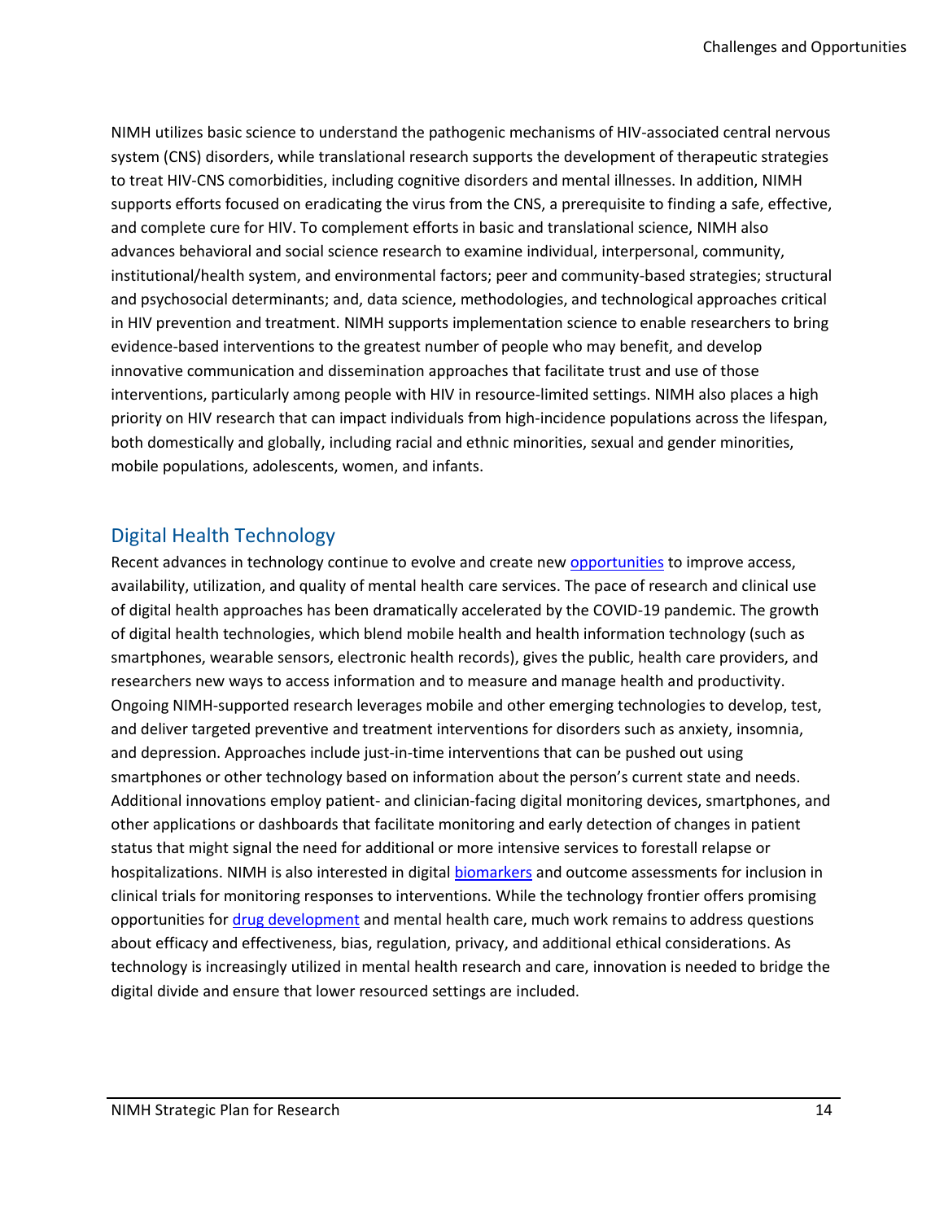NIMH utilizes basic science to understand the pathogenic mechanisms of HIV-associated central nervous system (CNS) disorders, while translational research supports the development of therapeutic strategies to treat HIV-CNS comorbidities, including cognitive disorders and mental illnesses. In addition, NIMH supports efforts focused on eradicating the virus from the CNS, a prerequisite to finding a safe, effective, and complete cure for HIV. To complement efforts in basic and translational science, NIMH also advances behavioral and social science research to examine individual, interpersonal, community, institutional/health system, and environmental factors; peer and community-based strategies; structural and psychosocial determinants; and, data science, methodologies, and technological approaches critical in HIV prevention and treatment. NIMH supports implementation science to enable researchers to bring evidence-based interventions to the greatest number of people who may benefit, and develop innovative communication and dissemination approaches that facilitate trust and use of those interventions, particularly among people with HIV in resource-limited settings. NIMH also places a high priority on HIV research that can impact individuals from high-incidence populations across the lifespan, both domestically and globally, including racial and ethnic minorities, sexual and gender minorities, mobile populations, adolescents, women, and infants.

## Digital Health Technology

Recent advances in technology continue to evolve and create new opportunities to improve access, availability, utilization, and quality of mental health care services. The pace of research and clinical use of digital health approaches has been dramatically accelerated by the COVID-19 pandemic. The growth of digital health technologies, which blend mobile health and health information technology (such as smartphones, wearable sensors, electronic health records), gives the public, health care providers, and researchers new ways to access information and to measure and manage health and productivity. Ongoing NIMH-supported research leverages mobile and other emerging technologies to develop, test, and deliver targeted preventive and treatment interventions for disorders such as anxiety, insomnia, and depression. Approaches include just-in-time interventions that can be pushed out using smartphones or other technology based on information about the person's current state and needs. Additional innovations employ patient- and clinician-facing digital monitoring devices, smartphones, and other applications or dashboards that facilitate monitoring and early detection of changes in patient status that might signal the need for additional or more intensive services to forestall relapse or hospitalizations. NIMH is also interested in digital biomarkers and outcome assessments for inclusion in clinical trials for monitoring responses to interventions. While the technology frontier offers promising opportunities for drug development and mental health care, much work remains to address questions about efficacy and effectiveness, bias, regulation, privacy, and additional ethical considerations. As technology is increasingly utilized in mental health research and care, innovation is needed to bridge the digital divide and ensure that lower resourced settings are included.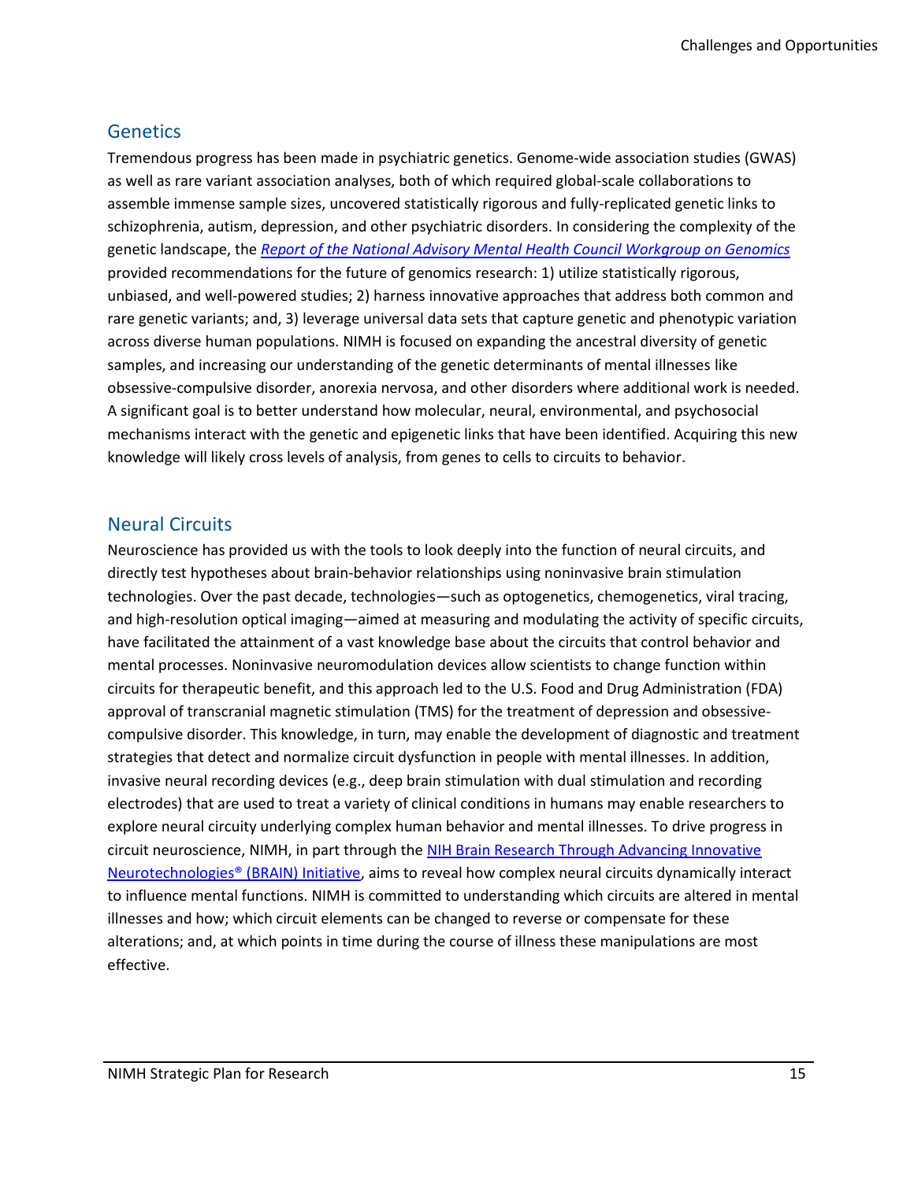## Genetics

Tremendous progress has been made in psychiatric genetics. Genome-wide association studies (GWAS) as well as rare variant association analyses, both of which required global-scale collaborations to assemble immense sample sizes, uncovered statistically rigorous and fully-replicated genetic links to schizophrenia, autism, depression, and other psychiatric disorders. In considering the complexity of the genetic landscape, the *Report of the National Advisory Mental Health Council Workgroup on Genomics* provided recommendations for the future of genomics research: 1) utilize statistically rigorous, unbiased, and well-powered studies; 2) harness innovative approaches that address both common and rare genetic variants; and, 3) leverage universal data sets that capture genetic and phenotypic variation across diverse human populations. NIMH is focused on expanding the ancestral diversity of genetic samples, and increasing our understanding of the genetic determinants of mental illnesses like obsessive-compulsive disorder, anorexia nervosa, and other disorders where additional work is needed. A significant goal is to better understand how molecular, neural, environmental, and psychosocial mechanisms interact with the genetic and epigenetic links that have been identified. Acquiring this new knowledge will likely cross levels of analysis, from genes to cells to circuits to behavior.

## Neural Circuits

Neuroscience has provided us with the tools to look deeply into the function of neural circuits, and directly test hypotheses about brain-behavior relationships using noninvasive brain stimulation technologies. Over the past decade, technologies—such as optogenetics, chemogenetics, viral tracing, and high-resolution optical imaging—aimed at measuring and modulating the activity of specific circuits, have facilitated the attainment of a vast knowledge base about the circuits that control behavior and mental processes. Noninvasive neuromodulation devices allow scientists to change function within circuits for therapeutic benefit, and this approach led to the U.S. Food and Drug Administration (FDA) approval of transcranial magnetic stimulation (TMS) for the treatment of depression and obsessive-compulsive disorder. This knowledge, in turn, may enable the development of diagnostic and treatment strategies that detect and normalize circuit dysfunction in people with mental illnesses. In addition, invasive neural recording devices (e.g., deep brain stimulation with dual stimulation and recording electrodes) that are used to treat a variety of clinical conditions in humans may enable researchers to explore neural circuity underlying complex human behavior and mental illnesses. To drive progress in circuit neuroscience, NIMH, in part through the NIH Brain Research Through Advancing Innovative Neurotechnologies® (BRAIN) Initiative, aims to reveal how complex neural circuits dynamically interact to influence mental functions. NIMH is committed to understanding which circuits are altered in mental illnesses and how; which circuit elements can be changed to reverse or compensate for these alterations; and, at which points in time during the course of illness these manipulations are most effective.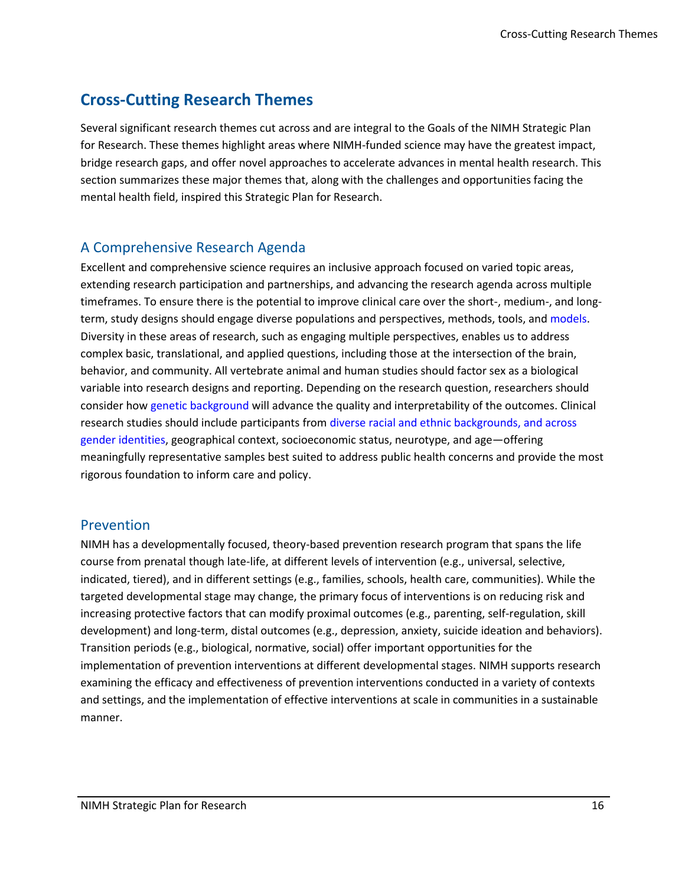# Cross-Cutting Research Themes

Several significant research themes cut across and are integral to the Goals of the NIMH Strategic Plan for Research. These themes highlight areas where NIMH-funded science may have the greatest impact, bridge research gaps, and offer novel approaches to accelerate advances in mental health research. This section summarizes these major themes that, along with the challenges and opportunities facing the mental health field, inspired this Strategic Plan for Research.

## A Comprehensive Research Agenda

Excellent and comprehensive science requires an inclusive approach focused on varied topic areas, extending research participation and partnerships, and advancing the research agenda across multiple timeframes. To ensure there is the potential to improve clinical care over the short-, medium-, and long-term, study designs should engage diverse populations and perspectives, methods, tools, and models. Diversity in these areas of research, such as engaging multiple perspectives, enables us to address complex basic, translational, and applied questions, including those at the intersection of the brain, behavior, and community. All vertebrate animal and human studies should factor sex as a biological variable into research designs and reporting. Depending on the research question, researchers should consider how genetic background will advance the quality and interpretability of the outcomes. Clinical research studies should include participants from diverse racial and ethnic backgrounds, and across gender identities, geographical context, socioeconomic status, neurotype, and age—offering meaningfully representative samples best suited to address public health concerns and provide the most rigorous foundation to inform care and policy.

## Prevention

NIMH has a developmentally focused, theory-based prevention research program that spans the life course from prenatal though late-life, at different levels of intervention (e.g., universal, selective, indicated, tiered), and in different settings (e.g., families, schools, health care, communities). While the targeted developmental stage may change, the primary focus of interventions is on reducing risk and increasing protective factors that can modify proximal outcomes (e.g., parenting, self-regulation, skill development) and long-term, distal outcomes (e.g., depression, anxiety, suicide ideation and behaviors). Transition periods (e.g., biological, normative, social) offer important opportunities for the implementation of prevention interventions at different developmental stages. NIMH supports research examining the efficacy and effectiveness of prevention interventions conducted in a variety of contexts and settings, and the implementation of effective interventions at scale in communities in a sustainable manner.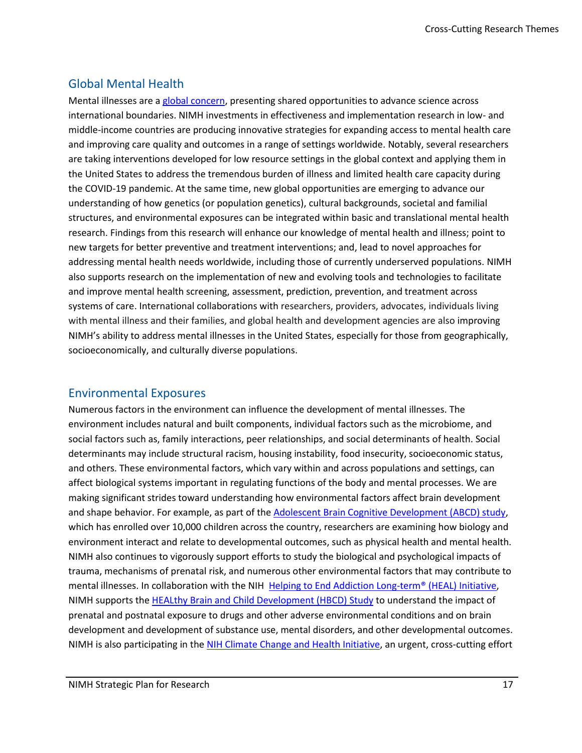## Global Mental Health

Mental illnesses are a global concern, presenting shared opportunities to advance science across international boundaries. NIMH investments in effectiveness and implementation research in low- and middle-income countries are producing innovative strategies for expanding access to mental health care and improving care quality and outcomes in a range of settings worldwide. Notably, several researchers are taking interventions developed for low resource settings in the global context and applying them in the United States to address the tremendous burden of illness and limited health care capacity during the COVID-19 pandemic. At the same time, new global opportunities are emerging to advance our understanding of how genetics (or population genetics), cultural backgrounds, societal and familial structures, and environmental exposures can be integrated within basic and translational mental health research. Findings from this research will enhance our knowledge of mental health and illness; point to new targets for better preventive and treatment interventions; and, lead to novel approaches for addressing mental health needs worldwide, including those of currently underserved populations. NIMH also supports research on the implementation of new and evolving tools and technologies to facilitate and improve mental health screening, assessment, prediction, prevention, and treatment across systems of care. International collaborations with researchers, providers, advocates, individuals living with mental illness and their families, and global health and development agencies are also improving NIMH's ability to address mental illnesses in the United States, especially for those from geographically, socioeconomically, and culturally diverse populations.

## Environmental Exposures

Numerous factors in the environment can influence the development of mental illnesses. The environment includes natural and built components, individual factors such as the microbiome, and social factors such as, family interactions, peer relationships, and social determinants of health. Social determinants may include structural racism, housing instability, food insecurity, socioeconomic status, and others. These environmental factors, which vary within and across populations and settings, can affect biological systems important in regulating functions of the body and mental processes. We are making significant strides toward understanding how environmental factors affect brain development and shape behavior. For example, as part of the Adolescent Brain Cognitive Development (ABCD) study, which has enrolled over 10,000 children across the country, researchers are examining how biology and environment interact and relate to developmental outcomes, such as physical health and mental health. NIMH also continues to vigorously support efforts to study the biological and psychological impacts of trauma, mechanisms of prenatal risk, and numerous other environmental factors that may contribute to mental illnesses. In collaboration with the NIH Helping to End Addiction Long-term® (HEAL) Initiative, NIMH supports the HEALthy Brain and Child Development (HBCD) Study to understand the impact of prenatal and postnatal exposure to drugs and other adverse environmental conditions and on brain development and development of substance use, mental disorders, and other developmental outcomes. NIMH is also participating in the NIH Climate Change and Health Initiative, an urgent, cross-cutting effort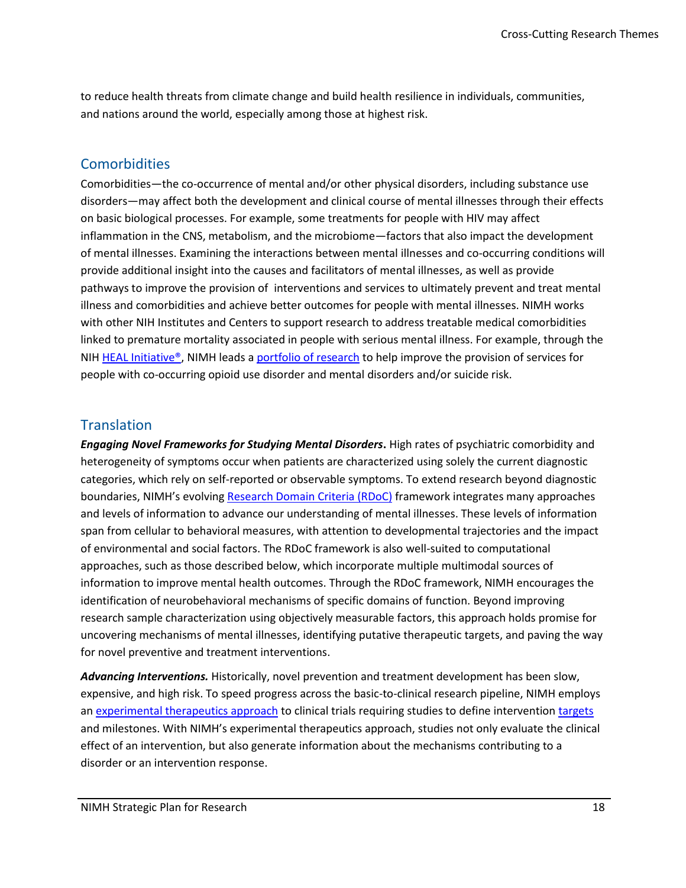to reduce health threats from climate change and build health resilience in individuals, communities, and nations around the world, especially among those at highest risk.

## Comorbidities

Comorbidities—the co-occurrence of mental and/or other physical disorders, including substance use disorders—may affect both the development and clinical course of mental illnesses through their effects on basic biological processes. For example, some treatments for people with HIV may affect inflammation in the CNS, metabolism, and the microbiome—factors that also impact the development of mental illnesses. Examining the interactions between mental illnesses and co-occurring conditions will provide additional insight into the causes and facilitators of mental illnesses, as well as provide pathways to improve the provision of interventions and services to ultimately prevent and treat mental illness and comorbidities and achieve better outcomes for people with mental illnesses. NIMH works with other NIH Institutes and Centers to support research to address treatable medical comorbidities linked to premature mortality associated in people with serious mental illness. For example, through the NIH HEAL Initiative®, NIMH leads a portfolio of research to help improve the provision of services for people with co-occurring opioid use disorder and mental disorders and/or suicide risk.

## Translation

***Engaging Novel Frameworks for Studying Mental Disorders*.** High rates of psychiatric comorbidity and heterogeneity of symptoms occur when patients are characterized using solely the current diagnostic categories, which rely on self-reported or observable symptoms. To extend research beyond diagnostic boundaries, NIMH's evolving Research Domain Criteria (RDoC) framework integrates many approaches and levels of information to advance our understanding of mental illnesses. These levels of information span from cellular to behavioral measures, with attention to developmental trajectories and the impact of environmental and social factors. The RDoC framework is also well-suited to computational approaches, such as those described below, which incorporate multiple multimodal sources of information to improve mental health outcomes. Through the RDoC framework, NIMH encourages the identification of neurobehavioral mechanisms of specific domains of function. Beyond improving research sample characterization using objectively measurable factors, this approach holds promise for uncovering mechanisms of mental illnesses, identifying putative therapeutic targets, and paving the way for novel preventive and treatment interventions.

***Advancing Interventions.*** Historically, novel prevention and treatment development has been slow, expensive, and high risk. To speed progress across the basic-to-clinical research pipeline, NIMH employs an experimental therapeutics approach to clinical trials requiring studies to define intervention targets and milestones. With NIMH's experimental therapeutics approach, studies not only evaluate the clinical effect of an intervention, but also generate information about the mechanisms contributing to a disorder or an intervention response.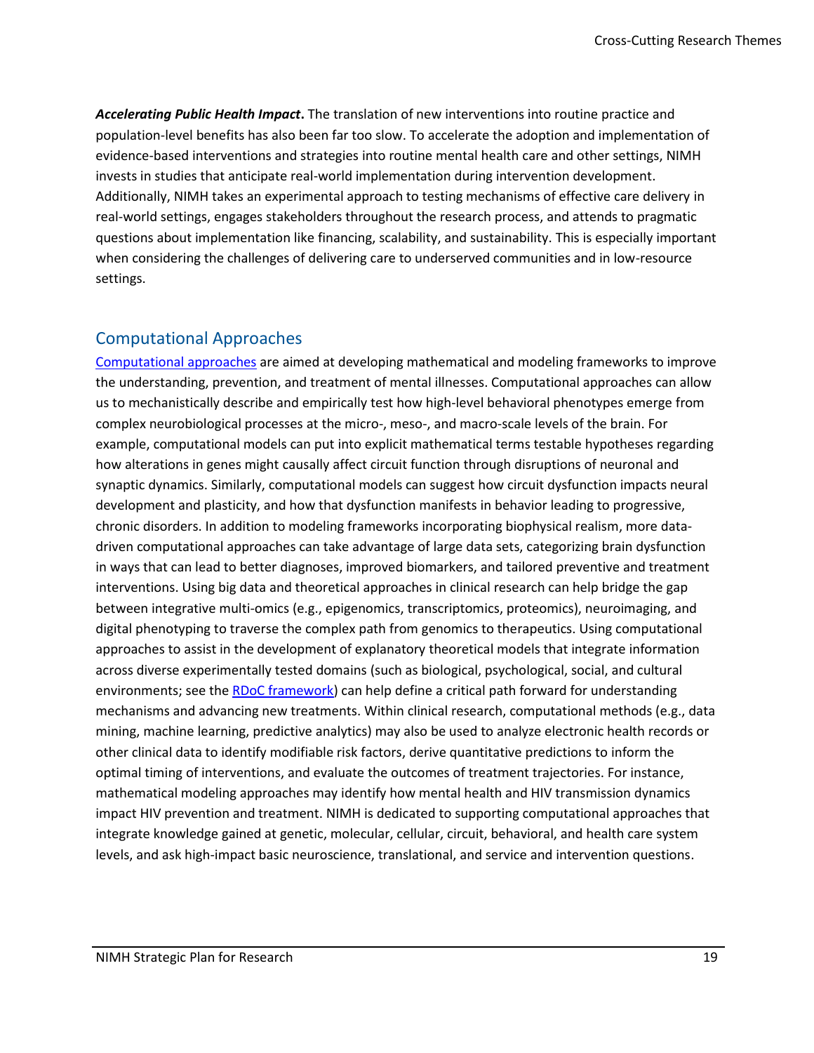***Accelerating Public Health Impact*.** The translation of new interventions into routine practice and population-level benefits has also been far too slow. To accelerate the adoption and implementation of evidence-based interventions and strategies into routine mental health care and other settings, NIMH invests in studies that anticipate real-world implementation during intervention development. Additionally, NIMH takes an experimental approach to testing mechanisms of effective care delivery in real-world settings, engages stakeholders throughout the research process, and attends to pragmatic questions about implementation like financing, scalability, and sustainability. This is especially important when considering the challenges of delivering care to underserved communities and in low-resource settings.

## Computational Approaches

Computational approaches are aimed at developing mathematical and modeling frameworks to improve the understanding, prevention, and treatment of mental illnesses. Computational approaches can allow us to mechanistically describe and empirically test how high-level behavioral phenotypes emerge from complex neurobiological processes at the micro-, meso-, and macro-scale levels of the brain. For example, computational models can put into explicit mathematical terms testable hypotheses regarding how alterations in genes might causally affect circuit function through disruptions of neuronal and synaptic dynamics. Similarly, computational models can suggest how circuit dysfunction impacts neural development and plasticity, and how that dysfunction manifests in behavior leading to progressive, chronic disorders. In addition to modeling frameworks incorporating biophysical realism, more data-driven computational approaches can take advantage of large data sets, categorizing brain dysfunction in ways that can lead to better diagnoses, improved biomarkers, and tailored preventive and treatment interventions. Using big data and theoretical approaches in clinical research can help bridge the gap between integrative multi-omics (e.g., epigenomics, transcriptomics, proteomics), neuroimaging, and digital phenotyping to traverse the complex path from genomics to therapeutics. Using computational approaches to assist in the development of explanatory theoretical models that integrate information across diverse experimentally tested domains (such as biological, psychological, social, and cultural environments; see the RDoC framework) can help define a critical path forward for understanding mechanisms and advancing new treatments. Within clinical research, computational methods (e.g., data mining, machine learning, predictive analytics) may also be used to analyze electronic health records or other clinical data to identify modifiable risk factors, derive quantitative predictions to inform the optimal timing of interventions, and evaluate the outcomes of treatment trajectories. For instance, mathematical modeling approaches may identify how mental health and HIV transmission dynamics impact HIV prevention and treatment. NIMH is dedicated to supporting computational approaches that integrate knowledge gained at genetic, molecular, cellular, circuit, behavioral, and health care system levels, and ask high-impact basic neuroscience, translational, and service and intervention questions.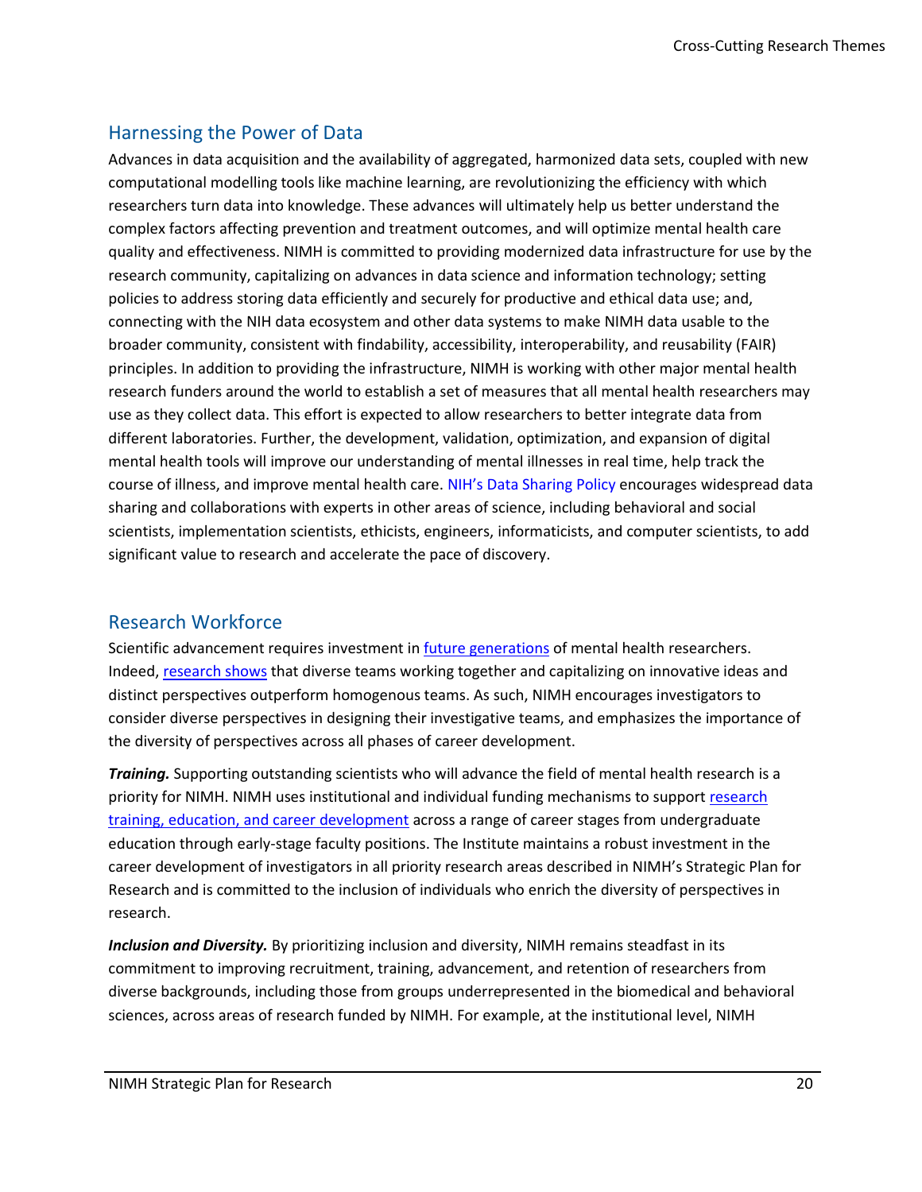## Harnessing the Power of Data

Advances in data acquisition and the availability of aggregated, harmonized data sets, coupled with new computational modelling tools like machine learning, are revolutionizing the efficiency with which researchers turn data into knowledge. These advances will ultimately help us better understand the complex factors affecting prevention and treatment outcomes, and will optimize mental health care quality and effectiveness. NIMH is committed to providing modernized data infrastructure for use by the research community, capitalizing on advances in data science and information technology; setting policies to address storing data efficiently and securely for productive and ethical data use; and, connecting with the NIH data ecosystem and other data systems to make NIMH data usable to the broader community, consistent with findability, accessibility, interoperability, and reusability (FAIR) principles. In addition to providing the infrastructure, NIMH is working with other major mental health research funders around the world to establish a set of measures that all mental health researchers may use as they collect data. This effort is expected to allow researchers to better integrate data from different laboratories. Further, the development, validation, optimization, and expansion of digital mental health tools will improve our understanding of mental illnesses in real time, help track the course of illness, and improve mental health care. NIH's Data Sharing Policy encourages widespread data sharing and collaborations with experts in other areas of science, including behavioral and social scientists, implementation scientists, ethicists, engineers, informaticists, and computer scientists, to add significant value to research and accelerate the pace of discovery.

## Research Workforce

Scientific advancement requires investment in future generations of mental health researchers. Indeed, research shows that diverse teams working together and capitalizing on innovative ideas and distinct perspectives outperform homogenous teams. As such, NIMH encourages investigators to consider diverse perspectives in designing their investigative teams, and emphasizes the importance of the diversity of perspectives across all phases of career development.

***Training.*** Supporting outstanding scientists who will advance the field of mental health research is a priority for NIMH. NIMH uses institutional and individual funding mechanisms to support research training, education, and career development across a range of career stages from undergraduate education through early-stage faculty positions. The Institute maintains a robust investment in the career development of investigators in all priority research areas described in NIMH's Strategic Plan for Research and is committed to the inclusion of individuals who enrich the diversity of perspectives in research.

***Inclusion and Diversity.*** By prioritizing inclusion and diversity, NIMH remains steadfast in its commitment to improving recruitment, training, advancement, and retention of researchers from diverse backgrounds, including those from groups underrepresented in the biomedical and behavioral sciences, across areas of research funded by NIMH. For example, at the institutional level, NIMH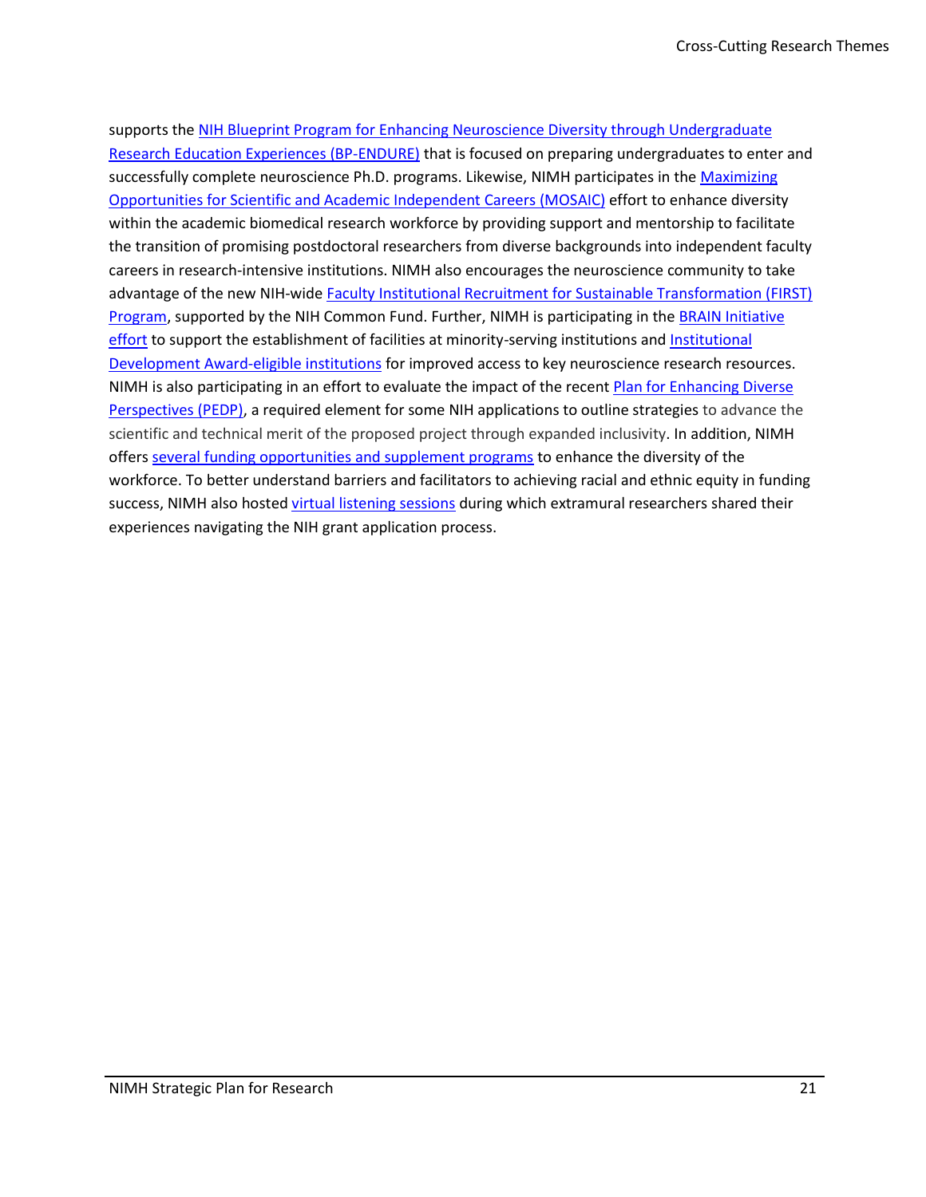supports the NIH Blueprint Program for Enhancing Neuroscience Diversity through Undergraduate Research Education Experiences (BP-ENDURE) that is focused on preparing undergraduates to enter and successfully complete neuroscience Ph.D. programs. Likewise, NIMH participates in the Maximizing Opportunities for Scientific and Academic Independent Careers (MOSAIC) effort to enhance diversity within the academic biomedical research workforce by providing support and mentorship to facilitate the transition of promising postdoctoral researchers from diverse backgrounds into independent faculty careers in research-intensive institutions. NIMH also encourages the neuroscience community to take advantage of the new NIH-wide Faculty Institutional Recruitment for Sustainable Transformation (FIRST) Program, supported by the NIH Common Fund. Further, NIMH is participating in the BRAIN Initiative effort to support the establishment of facilities at minority-serving institutions and Institutional Development Award-eligible institutions for improved access to key neuroscience research resources. NIMH is also participating in an effort to evaluate the impact of the recent Plan for Enhancing Diverse Perspectives (PEDP), a required element for some NIH applications to outline strategies to advance the scientific and technical merit of the proposed project through expanded inclusivity. In addition, NIMH offers several funding opportunities and supplement programs to enhance the diversity of the workforce. To better understand barriers and facilitators to achieving racial and ethnic equity in funding success, NIMH also hosted virtual listening sessions during which extramural researchers shared their experiences navigating the NIH grant application process.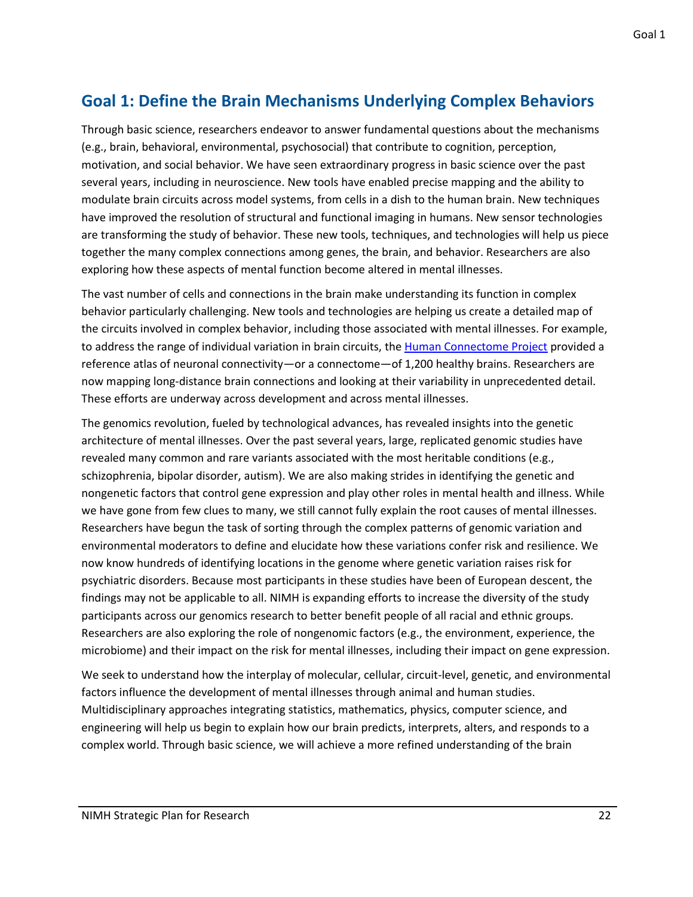## Goal 1: Define the Brain Mechanisms Underlying Complex Behaviors

Through basic science, researchers endeavor to answer fundamental questions about the mechanisms (e.g., brain, behavioral, environmental, psychosocial) that contribute to cognition, perception, motivation, and social behavior. We have seen extraordinary progress in basic science over the past several years, including in neuroscience. New tools have enabled precise mapping and the ability to modulate brain circuits across model systems, from cells in a dish to the human brain. New techniques have improved the resolution of structural and functional imaging in humans. New sensor technologies are transforming the study of behavior. These new tools, techniques, and technologies will help us piece together the many complex connections among genes, the brain, and behavior. Researchers are also exploring how these aspects of mental function become altered in mental illnesses.

The vast number of cells and connections in the brain make understanding its function in complex behavior particularly challenging. New tools and technologies are helping us create a detailed map of the circuits involved in complex behavior, including those associated with mental illnesses. For example, to address the range of individual variation in brain circuits, the Human Connectome Project provided a reference atlas of neuronal connectivity—or a connectome—of 1,200 healthy brains. Researchers are now mapping long-distance brain connections and looking at their variability in unprecedented detail. These efforts are underway across development and across mental illnesses.

The genomics revolution, fueled by technological advances, has revealed insights into the genetic architecture of mental illnesses. Over the past several years, large, replicated genomic studies have revealed many common and rare variants associated with the most heritable conditions (e.g., schizophrenia, bipolar disorder, autism). We are also making strides in identifying the genetic and nongenetic factors that control gene expression and play other roles in mental health and illness. While we have gone from few clues to many, we still cannot fully explain the root causes of mental illnesses. Researchers have begun the task of sorting through the complex patterns of genomic variation and environmental moderators to define and elucidate how these variations confer risk and resilience. We now know hundreds of identifying locations in the genome where genetic variation raises risk for psychiatric disorders. Because most participants in these studies have been of European descent, the findings may not be applicable to all. NIMH is expanding efforts to increase the diversity of the study participants across our genomics research to better benefit people of all racial and ethnic groups. Researchers are also exploring the role of nongenomic factors (e.g., the environment, experience, the microbiome) and their impact on the risk for mental illnesses, including their impact on gene expression.

We seek to understand how the interplay of molecular, cellular, circuit-level, genetic, and environmental factors influence the development of mental illnesses through animal and human studies. Multidisciplinary approaches integrating statistics, mathematics, physics, computer science, and engineering will help us begin to explain how our brain predicts, interprets, alters, and responds to a complex world. Through basic science, we will achieve a more refined understanding of the brain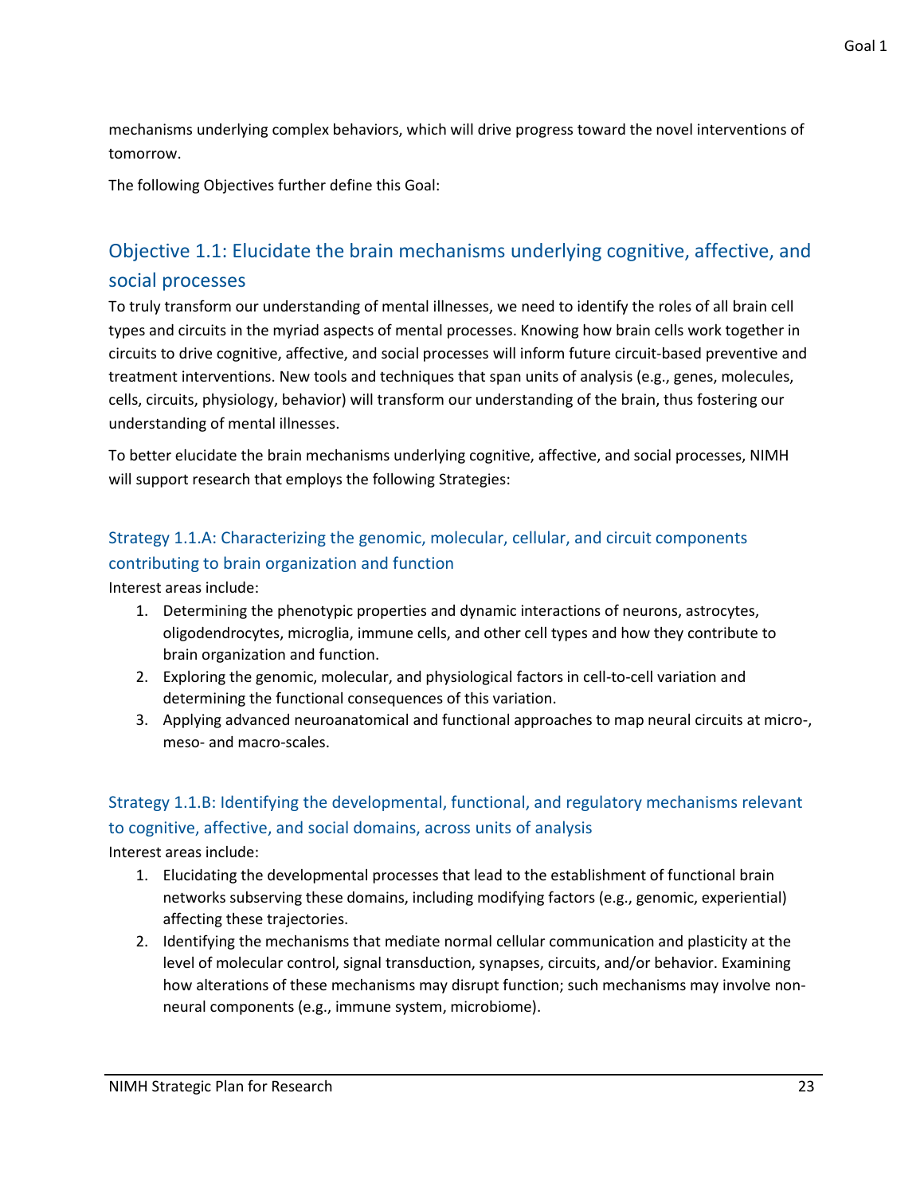mechanisms underlying complex behaviors, which will drive progress toward the novel interventions of tomorrow.

The following Objectives further define this Goal:

## Objective 1.1: Elucidate the brain mechanisms underlying cognitive, affective, and social processes

To truly transform our understanding of mental illnesses, we need to identify the roles of all brain cell types and circuits in the myriad aspects of mental processes. Knowing how brain cells work together in circuits to drive cognitive, affective, and social processes will inform future circuit-based preventive and treatment interventions. New tools and techniques that span units of analysis (e.g., genes, molecules, cells, circuits, physiology, behavior) will transform our understanding of the brain, thus fostering our understanding of mental illnesses.

To better elucidate the brain mechanisms underlying cognitive, affective, and social processes, NIMH will support research that employs the following Strategies:

### Strategy 1.1.A: Characterizing the genomic, molecular, cellular, and circuit components contributing to brain organization and function

Interest areas include:

1. Determining the phenotypic properties and dynamic interactions of neurons, astrocytes, oligodendrocytes, microglia, immune cells, and other cell types and how they contribute to brain organization and function.
2. Exploring the genomic, molecular, and physiological factors in cell-to-cell variation and determining the functional consequences of this variation.
3. Applying advanced neuroanatomical and functional approaches to map neural circuits at micro-, meso- and macro-scales.

### Strategy 1.1.B: Identifying the developmental, functional, and regulatory mechanisms relevant to cognitive, affective, and social domains, across units of analysis

Interest areas include:

1. Elucidating the developmental processes that lead to the establishment of functional brain networks subserving these domains, including modifying factors (e.g., genomic, experiential) affecting these trajectories.
2. Identifying the mechanisms that mediate normal cellular communication and plasticity at the level of molecular control, signal transduction, synapses, circuits, and/or behavior. Examining how alterations of these mechanisms may disrupt function; such mechanisms may involve non-neural components (e.g., immune system, microbiome).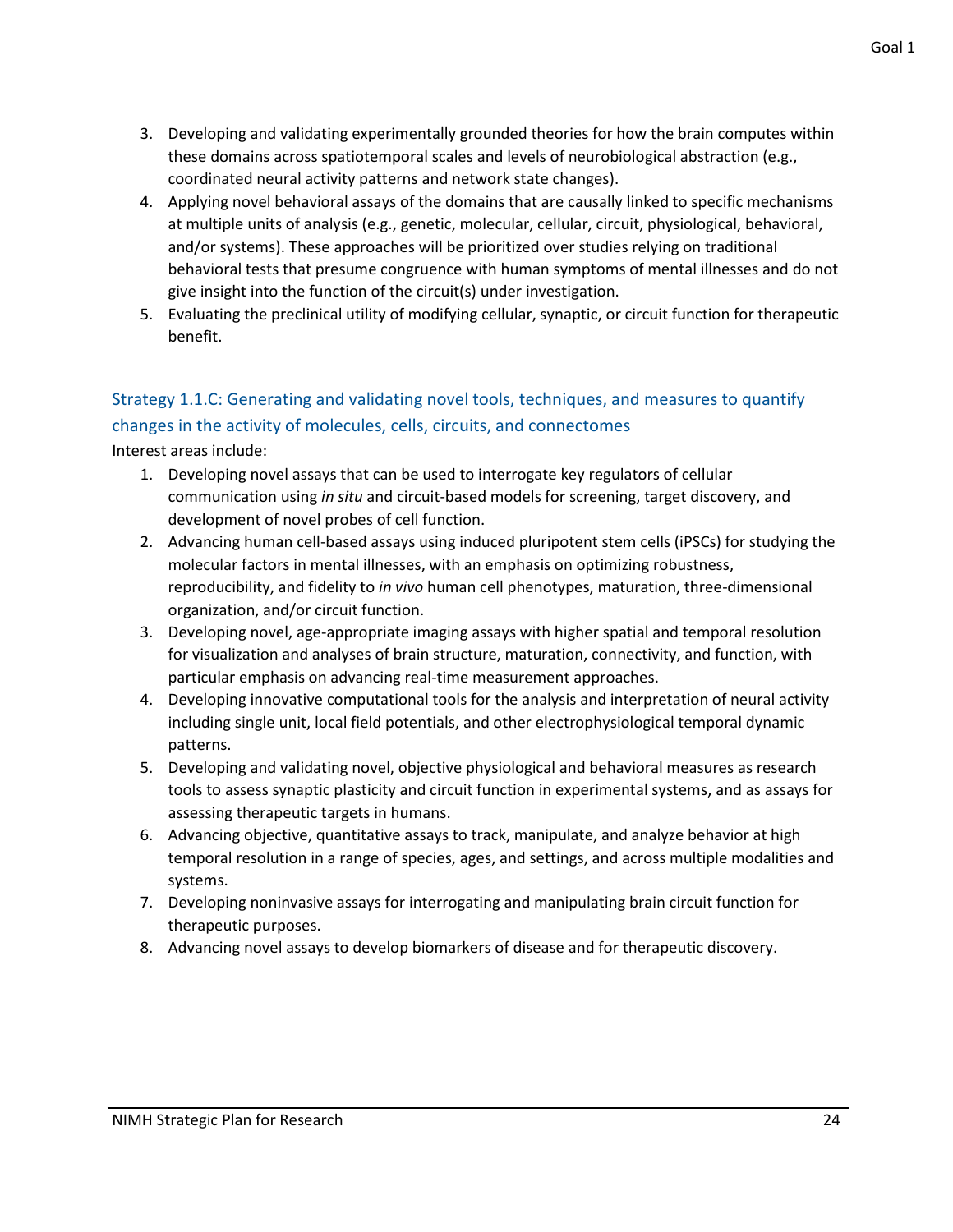3. Developing and validating experimentally grounded theories for how the brain computes within these domains across spatiotemporal scales and levels of neurobiological abstraction (e.g., coordinated neural activity patterns and network state changes).
4. Applying novel behavioral assays of the domains that are causally linked to specific mechanisms at multiple units of analysis (e.g., genetic, molecular, cellular, circuit, physiological, behavioral, and/or systems). These approaches will be prioritized over studies relying on traditional behavioral tests that presume congruence with human symptoms of mental illnesses and do not give insight into the function of the circuit(s) under investigation.
5. Evaluating the preclinical utility of modifying cellular, synaptic, or circuit function for therapeutic benefit.

### Strategy 1.1.C: Generating and validating novel tools, techniques, and measures to quantify changes in the activity of molecules, cells, circuits, and connectomes

Interest areas include:

1. Developing novel assays that can be used to interrogate key regulators of cellular communication using *in situ* and circuit-based models for screening, target discovery, and development of novel probes of cell function.
2. Advancing human cell-based assays using induced pluripotent stem cells (iPSCs) for studying the molecular factors in mental illnesses, with an emphasis on optimizing robustness, reproducibility, and fidelity to *in vivo* human cell phenotypes, maturation, three-dimensional organization, and/or circuit function.
3. Developing novel, age-appropriate imaging assays with higher spatial and temporal resolution for visualization and analyses of brain structure, maturation, connectivity, and function, with particular emphasis on advancing real-time measurement approaches.
4. Developing innovative computational tools for the analysis and interpretation of neural activity including single unit, local field potentials, and other electrophysiological temporal dynamic patterns.
5. Developing and validating novel, objective physiological and behavioral measures as research tools to assess synaptic plasticity and circuit function in experimental systems, and as assays for assessing therapeutic targets in humans.
6. Advancing objective, quantitative assays to track, manipulate, and analyze behavior at high temporal resolution in a range of species, ages, and settings, and across multiple modalities and systems.
7. Developing noninvasive assays for interrogating and manipulating brain circuit function for therapeutic purposes.
8. Advancing novel assays to develop biomarkers of disease and for therapeutic discovery.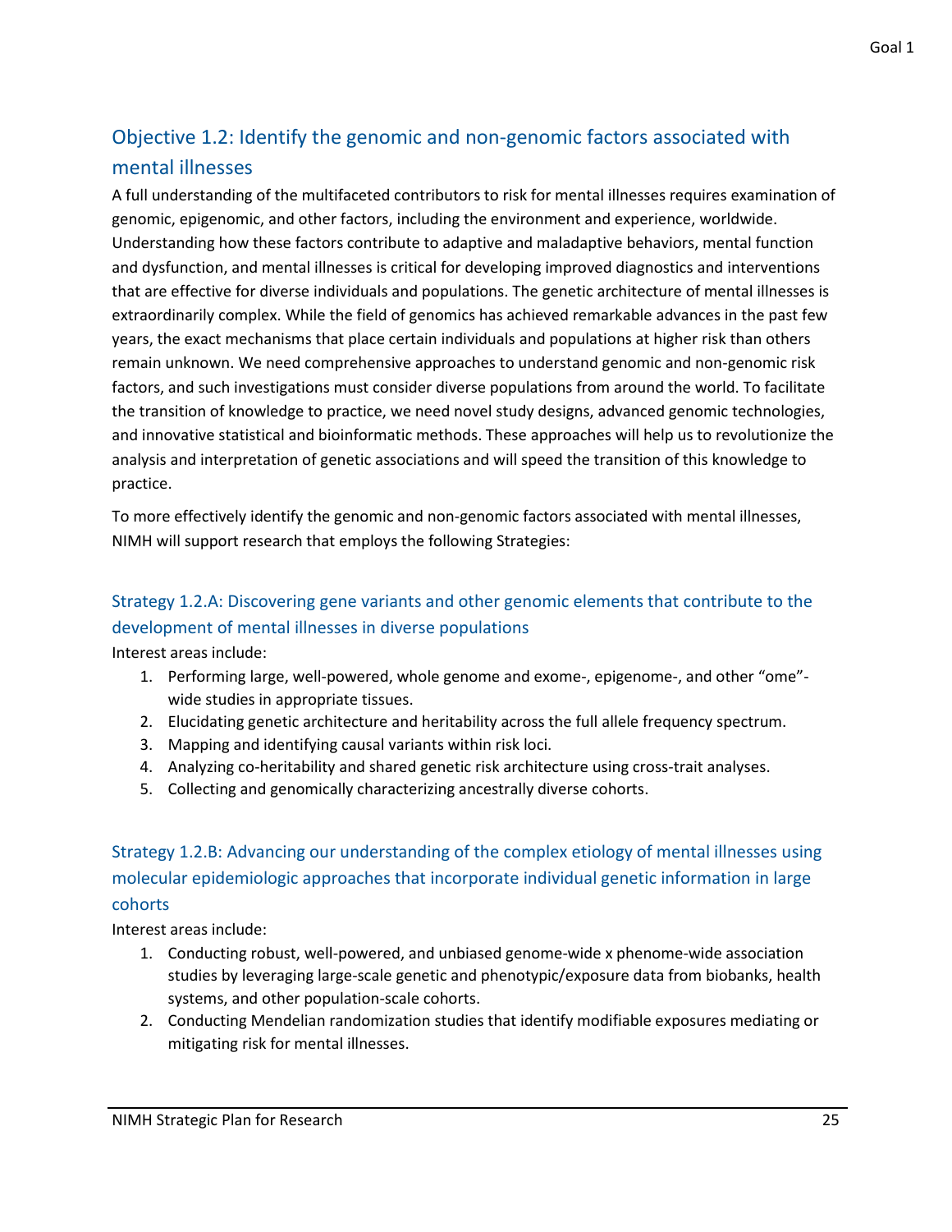## Objective 1.2: Identify the genomic and non-genomic factors associated with mental illnesses

A full understanding of the multifaceted contributors to risk for mental illnesses requires examination of genomic, epigenomic, and other factors, including the environment and experience, worldwide. Understanding how these factors contribute to adaptive and maladaptive behaviors, mental function and dysfunction, and mental illnesses is critical for developing improved diagnostics and interventions that are effective for diverse individuals and populations. The genetic architecture of mental illnesses is extraordinarily complex. While the field of genomics has achieved remarkable advances in the past few years, the exact mechanisms that place certain individuals and populations at higher risk than others remain unknown. We need comprehensive approaches to understand genomic and non-genomic risk factors, and such investigations must consider diverse populations from around the world. To facilitate the transition of knowledge to practice, we need novel study designs, advanced genomic technologies, and innovative statistical and bioinformatic methods. These approaches will help us to revolutionize the analysis and interpretation of genetic associations and will speed the transition of this knowledge to practice.

To more effectively identify the genomic and non-genomic factors associated with mental illnesses, NIMH will support research that employs the following Strategies:

### Strategy 1.2.A: Discovering gene variants and other genomic elements that contribute to the development of mental illnesses in diverse populations

Interest areas include:

1. Performing large, well-powered, whole genome and exome-, epigenome-, and other "ome"-wide studies in appropriate tissues.
2. Elucidating genetic architecture and heritability across the full allele frequency spectrum.
3. Mapping and identifying causal variants within risk loci.
4. Analyzing co-heritability and shared genetic risk architecture using cross-trait analyses.
5. Collecting and genomically characterizing ancestrally diverse cohorts.

### Strategy 1.2.B: Advancing our understanding of the complex etiology of mental illnesses using molecular epidemiologic approaches that incorporate individual genetic information in large cohorts

Interest areas include:

1. Conducting robust, well-powered, and unbiased genome-wide x phenome-wide association studies by leveraging large-scale genetic and phenotypic/exposure data from biobanks, health systems, and other population-scale cohorts.
2. Conducting Mendelian randomization studies that identify modifiable exposures mediating or mitigating risk for mental illnesses.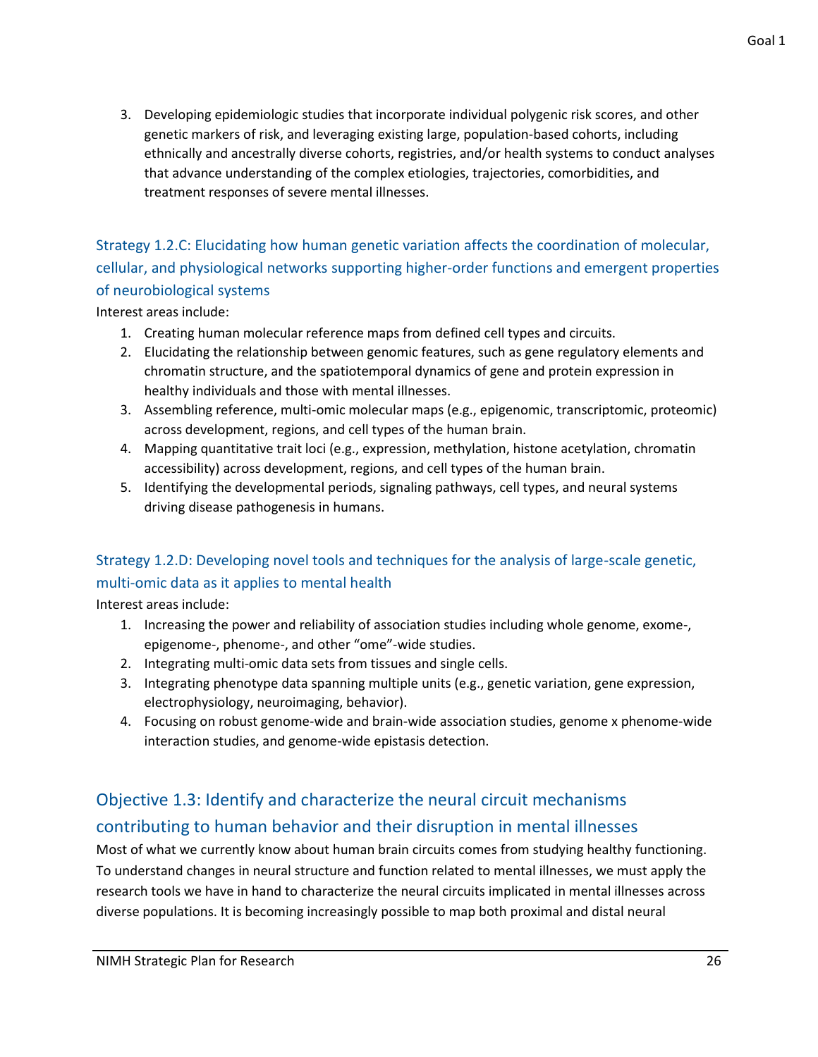3. Developing epidemiologic studies that incorporate individual polygenic risk scores, and other genetic markers of risk, and leveraging existing large, population-based cohorts, including ethnically and ancestrally diverse cohorts, registries, and/or health systems to conduct analyses that advance understanding of the complex etiologies, trajectories, comorbidities, and treatment responses of severe mental illnesses.

### Strategy 1.2.C: Elucidating how human genetic variation affects the coordination of molecular, cellular, and physiological networks supporting higher-order functions and emergent properties of neurobiological systems

Interest areas include:

1. Creating human molecular reference maps from defined cell types and circuits.
2. Elucidating the relationship between genomic features, such as gene regulatory elements and chromatin structure, and the spatiotemporal dynamics of gene and protein expression in healthy individuals and those with mental illnesses.
3. Assembling reference, multi-omic molecular maps (e.g., epigenomic, transcriptomic, proteomic) across development, regions, and cell types of the human brain.
4. Mapping quantitative trait loci (e.g., expression, methylation, histone acetylation, chromatin accessibility) across development, regions, and cell types of the human brain.
5. Identifying the developmental periods, signaling pathways, cell types, and neural systems driving disease pathogenesis in humans.

### Strategy 1.2.D: Developing novel tools and techniques for the analysis of large-scale genetic, multi-omic data as it applies to mental health

Interest areas include:

1. Increasing the power and reliability of association studies including whole genome, exome-, epigenome-, phenome-, and other "ome"-wide studies.
2. Integrating multi-omic data sets from tissues and single cells.
3. Integrating phenotype data spanning multiple units (e.g., genetic variation, gene expression, electrophysiology, neuroimaging, behavior).
4. Focusing on robust genome-wide and brain-wide association studies, genome x phenome-wide interaction studies, and genome-wide epistasis detection.

## Objective 1.3: Identify and characterize the neural circuit mechanisms contributing to human behavior and their disruption in mental illnesses

Most of what we currently know about human brain circuits comes from studying healthy functioning. To understand changes in neural structure and function related to mental illnesses, we must apply the research tools we have in hand to characterize the neural circuits implicated in mental illnesses across diverse populations. It is becoming increasingly possible to map both proximal and distal neural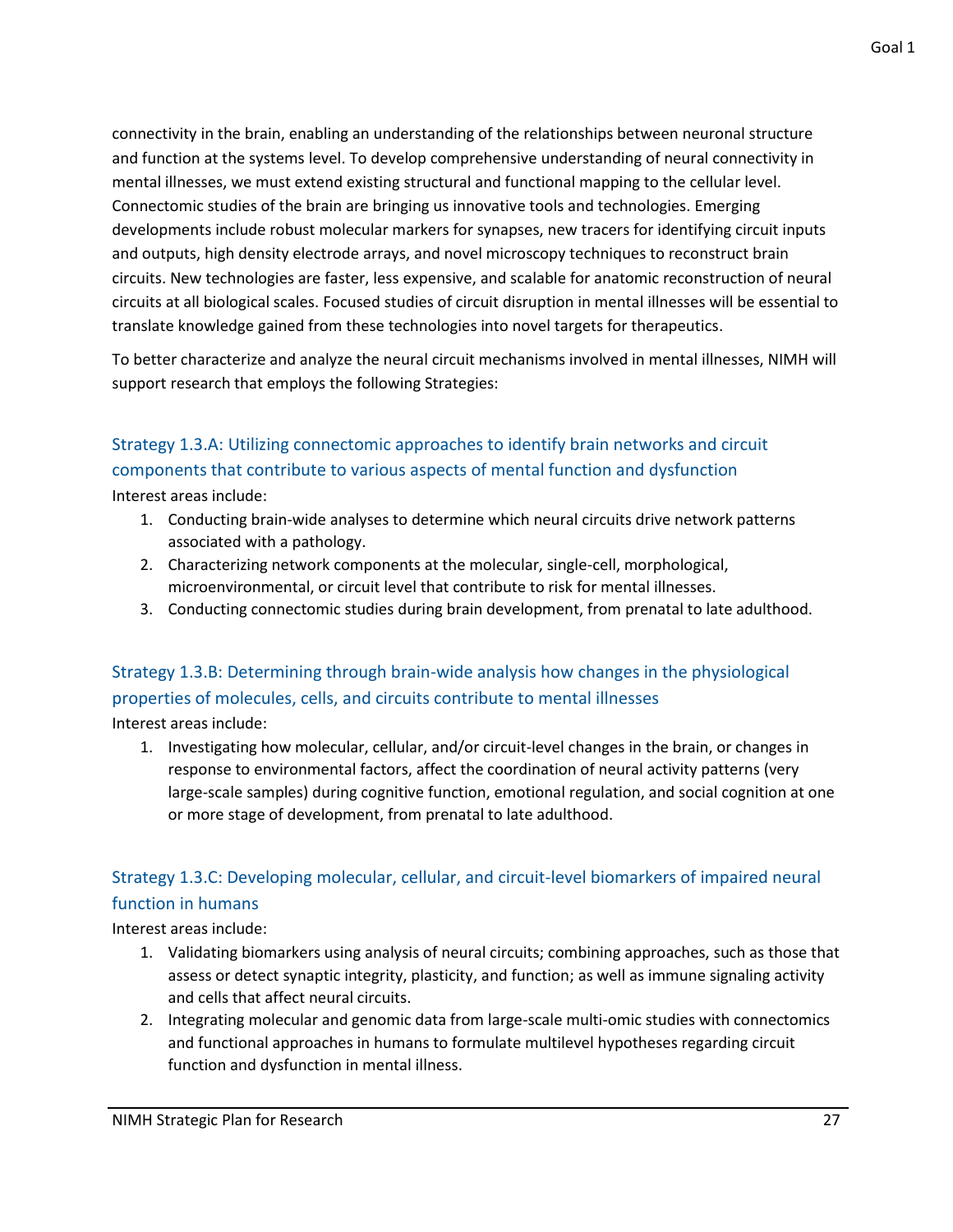connectivity in the brain, enabling an understanding of the relationships between neuronal structure and function at the systems level. To develop comprehensive understanding of neural connectivity in mental illnesses, we must extend existing structural and functional mapping to the cellular level. Connectomic studies of the brain are bringing us innovative tools and technologies. Emerging developments include robust molecular markers for synapses, new tracers for identifying circuit inputs and outputs, high density electrode arrays, and novel microscopy techniques to reconstruct brain circuits. New technologies are faster, less expensive, and scalable for anatomic reconstruction of neural circuits at all biological scales. Focused studies of circuit disruption in mental illnesses will be essential to translate knowledge gained from these technologies into novel targets for therapeutics.

To better characterize and analyze the neural circuit mechanisms involved in mental illnesses, NIMH will support research that employs the following Strategies:

### Strategy 1.3.A: Utilizing connectomic approaches to identify brain networks and circuit components that contribute to various aspects of mental function and dysfunction

Interest areas include:

1. Conducting brain-wide analyses to determine which neural circuits drive network patterns associated with a pathology.
2. Characterizing network components at the molecular, single-cell, morphological, microenvironmental, or circuit level that contribute to risk for mental illnesses.
3. Conducting connectomic studies during brain development, from prenatal to late adulthood.

### Strategy 1.3.B: Determining through brain-wide analysis how changes in the physiological properties of molecules, cells, and circuits contribute to mental illnesses

Interest areas include:

1. Investigating how molecular, cellular, and/or circuit-level changes in the brain, or changes in response to environmental factors, affect the coordination of neural activity patterns (very large-scale samples) during cognitive function, emotional regulation, and social cognition at one or more stage of development, from prenatal to late adulthood.

### Strategy 1.3.C: Developing molecular, cellular, and circuit-level biomarkers of impaired neural function in humans

Interest areas include:

1. Validating biomarkers using analysis of neural circuits; combining approaches, such as those that assess or detect synaptic integrity, plasticity, and function; as well as immune signaling activity and cells that affect neural circuits.
2. Integrating molecular and genomic data from large-scale multi-omic studies with connectomics and functional approaches in humans to formulate multilevel hypotheses regarding circuit function and dysfunction in mental illness.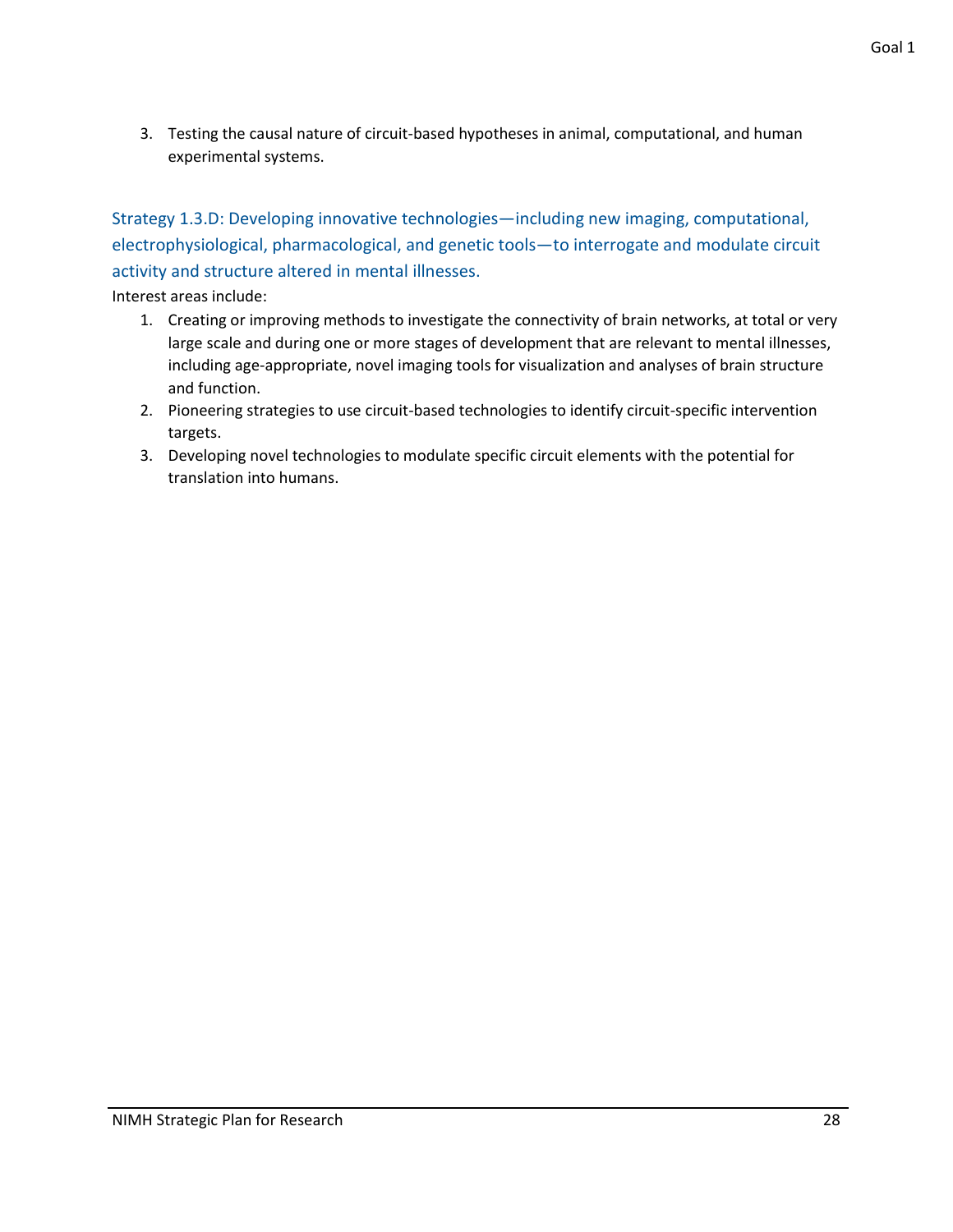3. Testing the causal nature of circuit-based hypotheses in animal, computational, and human experimental systems.

### Strategy 1.3.D: Developing innovative technologies—including new imaging, computational, electrophysiological, pharmacological, and genetic tools—to interrogate and modulate circuit activity and structure altered in mental illnesses.

Interest areas include:

1. Creating or improving methods to investigate the connectivity of brain networks, at total or very large scale and during one or more stages of development that are relevant to mental illnesses, including age-appropriate, novel imaging tools for visualization and analyses of brain structure and function.
2. Pioneering strategies to use circuit-based technologies to identify circuit-specific intervention targets.
3. Developing novel technologies to modulate specific circuit elements with the potential for translation into humans.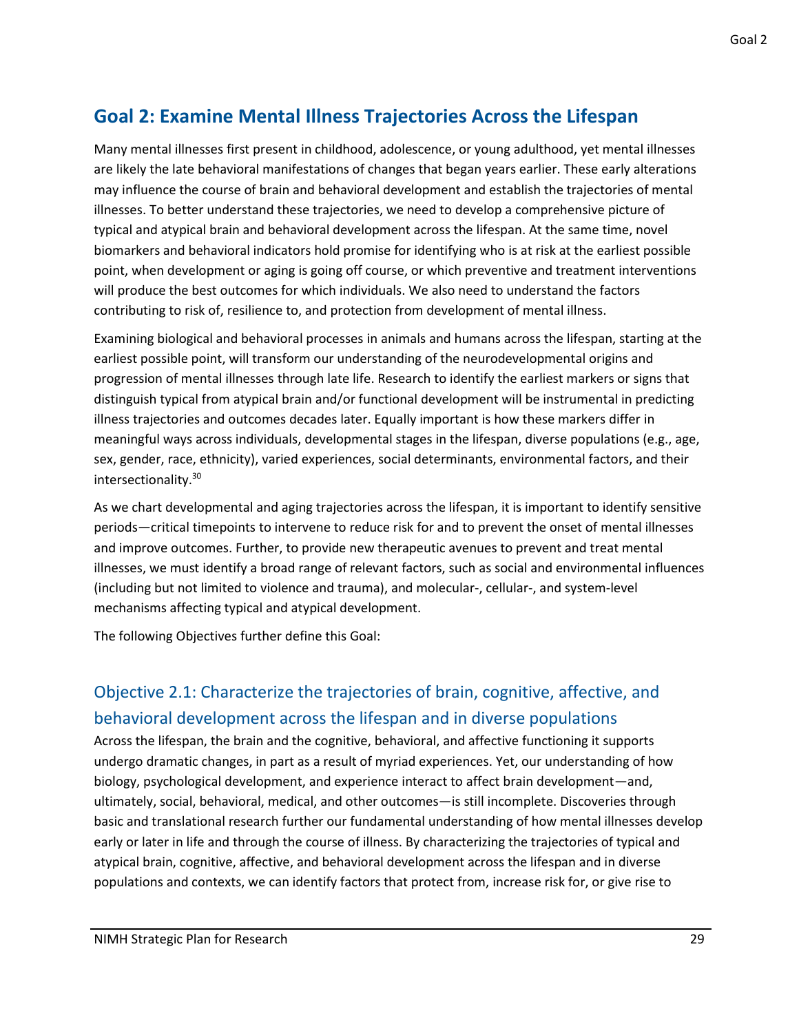## Goal 2: Examine Mental Illness Trajectories Across the Lifespan

Many mental illnesses first present in childhood, adolescence, or young adulthood, yet mental illnesses are likely the late behavioral manifestations of changes that began years earlier. These early alterations may influence the course of brain and behavioral development and establish the trajectories of mental illnesses. To better understand these trajectories, we need to develop a comprehensive picture of typical and atypical brain and behavioral development across the lifespan. At the same time, novel biomarkers and behavioral indicators hold promise for identifying who is at risk at the earliest possible point, when development or aging is going off course, or which preventive and treatment interventions will produce the best outcomes for which individuals. We also need to understand the factors contributing to risk of, resilience to, and protection from development of mental illness.

Examining biological and behavioral processes in animals and humans across the lifespan, starting at the earliest possible point, will transform our understanding of the neurodevelopmental origins and progression of mental illnesses through late life. Research to identify the earliest markers or signs that distinguish typical from atypical brain and/or functional development will be instrumental in predicting illness trajectories and outcomes decades later. Equally important is how these markers differ in meaningful ways across individuals, developmental stages in the lifespan, diverse populations (e.g., age, sex, gender, race, ethnicity), varied experiences, social determinants, environmental factors, and their intersectionality.[30]

As we chart developmental and aging trajectories across the lifespan, it is important to identify sensitive periods—critical timepoints to intervene to reduce risk for and to prevent the onset of mental illnesses and improve outcomes. Further, to provide new therapeutic avenues to prevent and treat mental illnesses, we must identify a broad range of relevant factors, such as social and environmental influences (including but not limited to violence and trauma), and molecular-, cellular-, and system-level mechanisms affecting typical and atypical development.

The following Objectives further define this Goal:

### Objective 2.1: Characterize the trajectories of brain, cognitive, affective, and behavioral development across the lifespan and in diverse populations

Across the lifespan, the brain and the cognitive, behavioral, and affective functioning it supports undergo dramatic changes, in part as a result of myriad experiences. Yet, our understanding of how biology, psychological development, and experience interact to affect brain development—and, ultimately, social, behavioral, medical, and other outcomes—is still incomplete. Discoveries through basic and translational research further our fundamental understanding of how mental illnesses develop early or later in life and through the course of illness. By characterizing the trajectories of typical and atypical brain, cognitive, affective, and behavioral development across the lifespan and in diverse populations and contexts, we can identify factors that protect from, increase risk for, or give rise to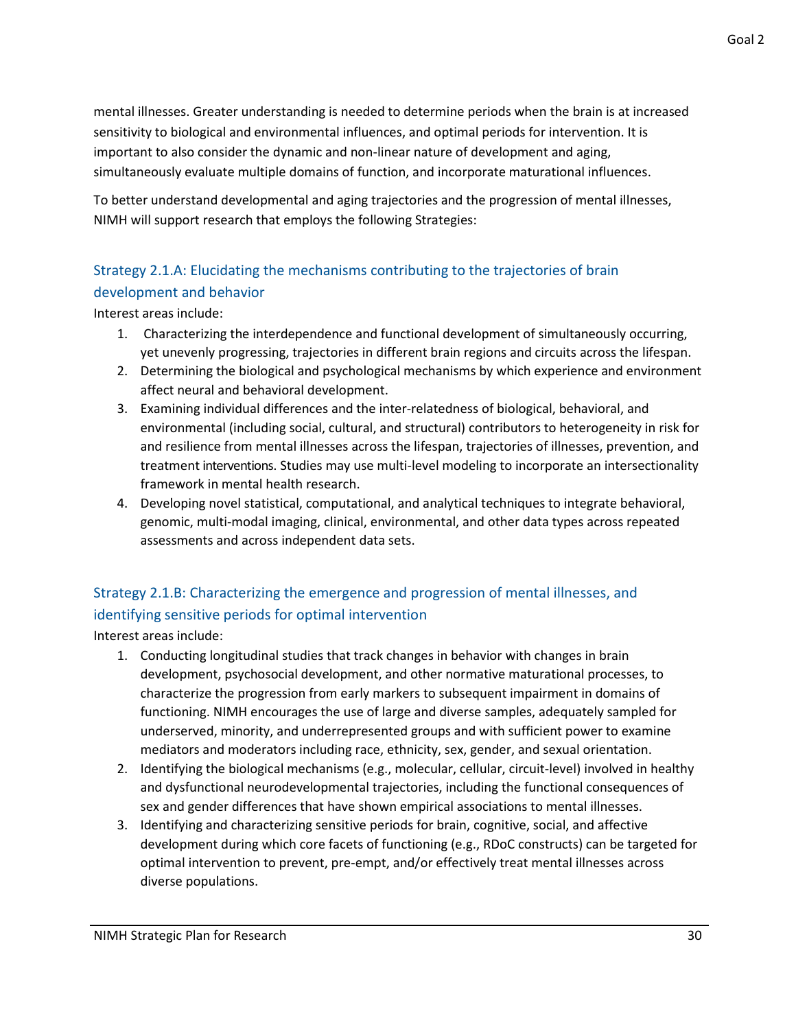mental illnesses. Greater understanding is needed to determine periods when the brain is at increased sensitivity to biological and environmental influences, and optimal periods for intervention. It is important to also consider the dynamic and non-linear nature of development and aging, simultaneously evaluate multiple domains of function, and incorporate maturational influences.

To better understand developmental and aging trajectories and the progression of mental illnesses, NIMH will support research that employs the following Strategies:

### Strategy 2.1.A: Elucidating the mechanisms contributing to the trajectories of brain development and behavior

Interest areas include:

1. Characterizing the interdependence and functional development of simultaneously occurring, yet unevenly progressing, trajectories in different brain regions and circuits across the lifespan.
2. Determining the biological and psychological mechanisms by which experience and environment affect neural and behavioral development.
3. Examining individual differences and the inter-relatedness of biological, behavioral, and environmental (including social, cultural, and structural) contributors to heterogeneity in risk for and resilience from mental illnesses across the lifespan, trajectories of illnesses, prevention, and treatment interventions. Studies may use multi-level modeling to incorporate an intersectionality framework in mental health research.
4. Developing novel statistical, computational, and analytical techniques to integrate behavioral, genomic, multi-modal imaging, clinical, environmental, and other data types across repeated assessments and across independent data sets.

### Strategy 2.1.B: Characterizing the emergence and progression of mental illnesses, and identifying sensitive periods for optimal intervention

Interest areas include:

1. Conducting longitudinal studies that track changes in behavior with changes in brain development, psychosocial development, and other normative maturational processes, to characterize the progression from early markers to subsequent impairment in domains of functioning. NIMH encourages the use of large and diverse samples, adequately sampled for underserved, minority, and underrepresented groups and with sufficient power to examine mediators and moderators including race, ethnicity, sex, gender, and sexual orientation.
2. Identifying the biological mechanisms (e.g., molecular, cellular, circuit-level) involved in healthy and dysfunctional neurodevelopmental trajectories, including the functional consequences of sex and gender differences that have shown empirical associations to mental illnesses.
3. Identifying and characterizing sensitive periods for brain, cognitive, social, and affective development during which core facets of functioning (e.g., RDoC constructs) can be targeted for optimal intervention to prevent, pre-empt, and/or effectively treat mental illnesses across diverse populations.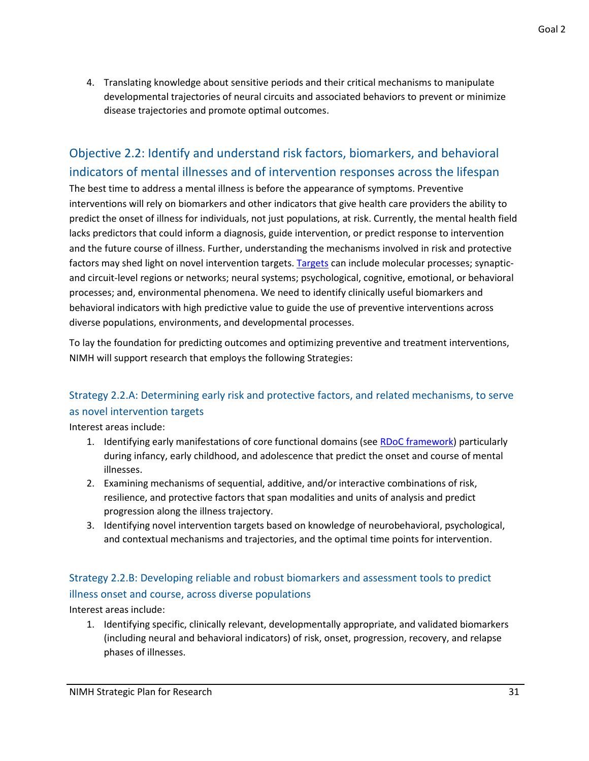4. Translating knowledge about sensitive periods and their critical mechanisms to manipulate developmental trajectories of neural circuits and associated behaviors to prevent or minimize disease trajectories and promote optimal outcomes.

## Objective 2.2: Identify and understand risk factors, biomarkers, and behavioral indicators of mental illnesses and of intervention responses across the lifespan

The best time to address a mental illness is before the appearance of symptoms. Preventive interventions will rely on biomarkers and other indicators that give health care providers the ability to predict the onset of illness for individuals, not just populations, at risk. Currently, the mental health field lacks predictors that could inform a diagnosis, guide intervention, or predict response to intervention and the future course of illness. Further, understanding the mechanisms involved in risk and protective factors may shed light on novel intervention targets. Targets can include molecular processes; synaptic- and circuit-level regions or networks; neural systems; psychological, cognitive, emotional, or behavioral processes; and, environmental phenomena. We need to identify clinically useful biomarkers and behavioral indicators with high predictive value to guide the use of preventive interventions across diverse populations, environments, and developmental processes.

To lay the foundation for predicting outcomes and optimizing preventive and treatment interventions, NIMH will support research that employs the following Strategies:

### Strategy 2.2.A: Determining early risk and protective factors, and related mechanisms, to serve as novel intervention targets

Interest areas include:

1. Identifying early manifestations of core functional domains (see RDoC framework) particularly during infancy, early childhood, and adolescence that predict the onset and course of mental illnesses.
2. Examining mechanisms of sequential, additive, and/or interactive combinations of risk, resilience, and protective factors that span modalities and units of analysis and predict progression along the illness trajectory.
3. Identifying novel intervention targets based on knowledge of neurobehavioral, psychological, and contextual mechanisms and trajectories, and the optimal time points for intervention.

### Strategy 2.2.B: Developing reliable and robust biomarkers and assessment tools to predict illness onset and course, across diverse populations

Interest areas include:

1. Identifying specific, clinically relevant, developmentally appropriate, and validated biomarkers (including neural and behavioral indicators) of risk, onset, progression, recovery, and relapse phases of illnesses.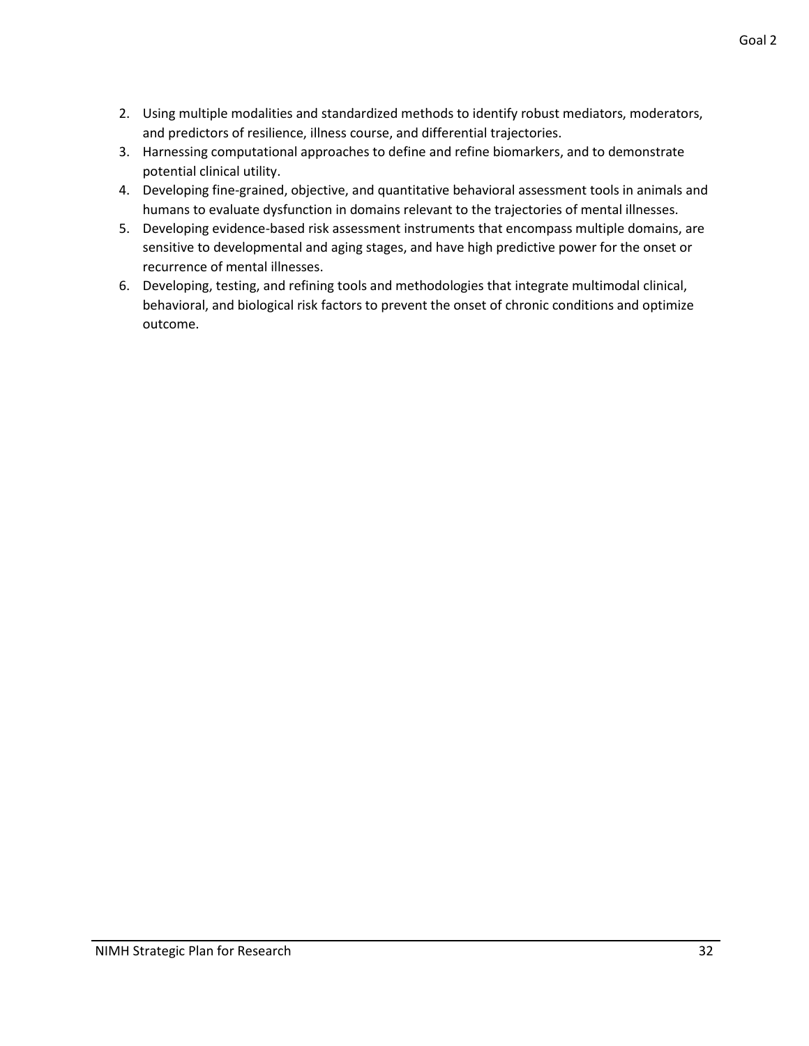2. Using multiple modalities and standardized methods to identify robust mediators, moderators, and predictors of resilience, illness course, and differential trajectories.
3. Harnessing computational approaches to define and refine biomarkers, and to demonstrate potential clinical utility.
4. Developing fine-grained, objective, and quantitative behavioral assessment tools in animals and humans to evaluate dysfunction in domains relevant to the trajectories of mental illnesses.
5. Developing evidence-based risk assessment instruments that encompass multiple domains, are sensitive to developmental and aging stages, and have high predictive power for the onset or recurrence of mental illnesses.
6. Developing, testing, and refining tools and methodologies that integrate multimodal clinical, behavioral, and biological risk factors to prevent the onset of chronic conditions and optimize outcome.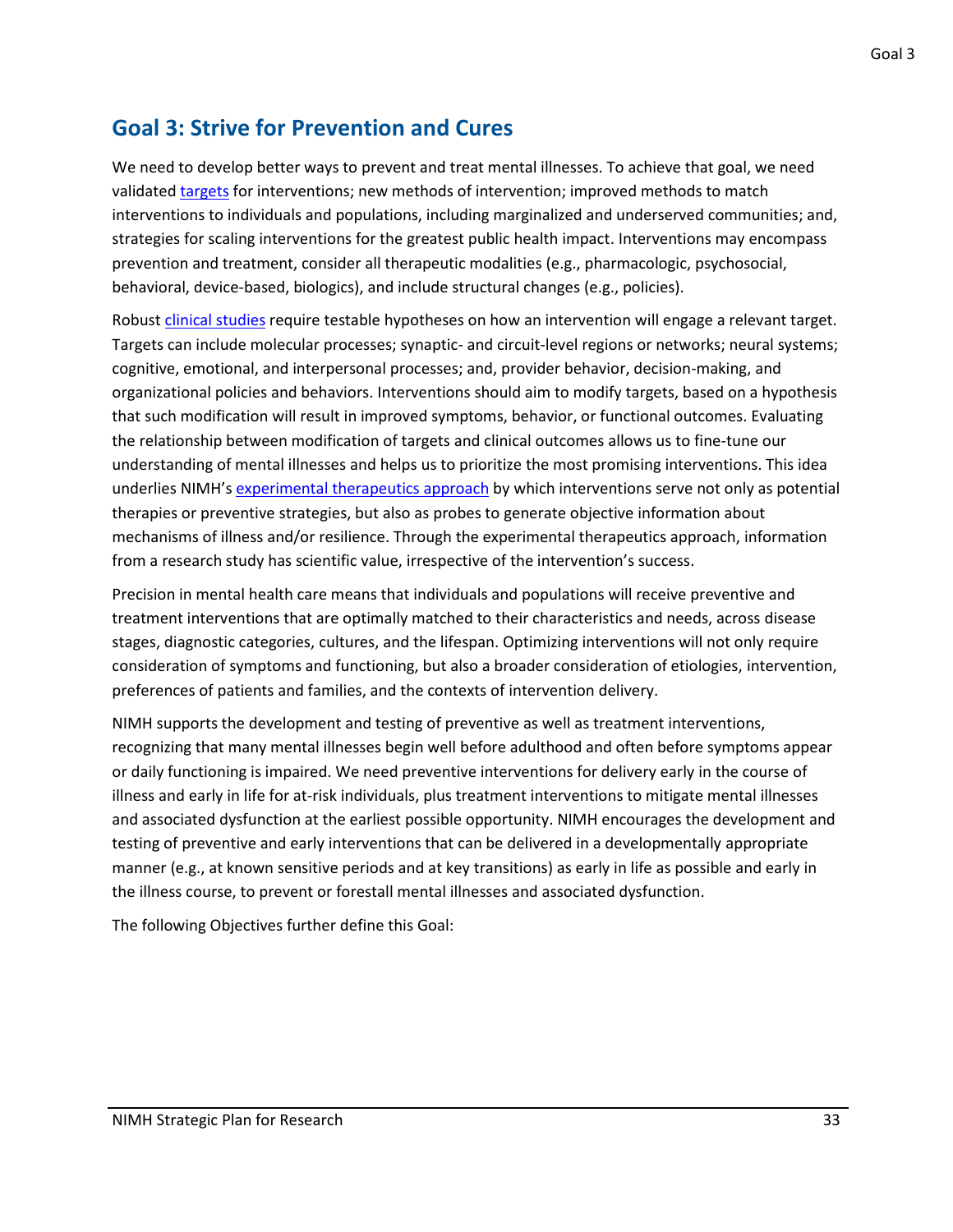## Goal 3: Strive for Prevention and Cures

We need to develop better ways to prevent and treat mental illnesses. To achieve that goal, we need validated targets for interventions; new methods of intervention; improved methods to match interventions to individuals and populations, including marginalized and underserved communities; and, strategies for scaling interventions for the greatest public health impact. Interventions may encompass prevention and treatment, consider all therapeutic modalities (e.g., pharmacologic, psychosocial, behavioral, device-based, biologics), and include structural changes (e.g., policies).

Robust clinical studies require testable hypotheses on how an intervention will engage a relevant target. Targets can include molecular processes; synaptic- and circuit-level regions or networks; neural systems; cognitive, emotional, and interpersonal processes; and, provider behavior, decision-making, and organizational policies and behaviors. Interventions should aim to modify targets, based on a hypothesis that such modification will result in improved symptoms, behavior, or functional outcomes. Evaluating the relationship between modification of targets and clinical outcomes allows us to fine-tune our understanding of mental illnesses and helps us to prioritize the most promising interventions. This idea underlies NIMH's experimental therapeutics approach by which interventions serve not only as potential therapies or preventive strategies, but also as probes to generate objective information about mechanisms of illness and/or resilience. Through the experimental therapeutics approach, information from a research study has scientific value, irrespective of the intervention's success.

Precision in mental health care means that individuals and populations will receive preventive and treatment interventions that are optimally matched to their characteristics and needs, across disease stages, diagnostic categories, cultures, and the lifespan. Optimizing interventions will not only require consideration of symptoms and functioning, but also a broader consideration of etiologies, intervention, preferences of patients and families, and the contexts of intervention delivery.

NIMH supports the development and testing of preventive as well as treatment interventions, recognizing that many mental illnesses begin well before adulthood and often before symptoms appear or daily functioning is impaired. We need preventive interventions for delivery early in the course of illness and early in life for at-risk individuals, plus treatment interventions to mitigate mental illnesses and associated dysfunction at the earliest possible opportunity. NIMH encourages the development and testing of preventive and early interventions that can be delivered in a developmentally appropriate manner (e.g., at known sensitive periods and at key transitions) as early in life as possible and early in the illness course, to prevent or forestall mental illnesses and associated dysfunction.

The following Objectives further define this Goal: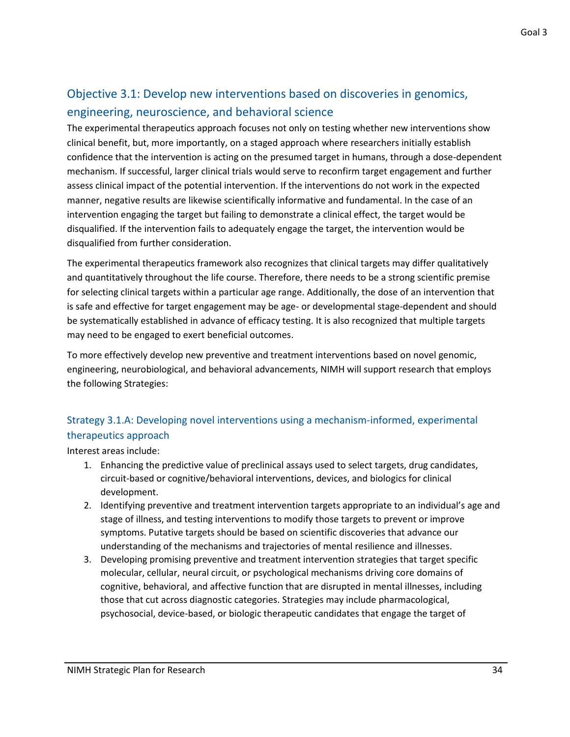## Objective 3.1: Develop new interventions based on discoveries in genomics, engineering, neuroscience, and behavioral science

The experimental therapeutics approach focuses not only on testing whether new interventions show clinical benefit, but, more importantly, on a staged approach where researchers initially establish confidence that the intervention is acting on the presumed target in humans, through a dose-dependent mechanism. If successful, larger clinical trials would serve to reconfirm target engagement and further assess clinical impact of the potential intervention. If the interventions do not work in the expected manner, negative results are likewise scientifically informative and fundamental. In the case of an intervention engaging the target but failing to demonstrate a clinical effect, the target would be disqualified. If the intervention fails to adequately engage the target, the intervention would be disqualified from further consideration.

The experimental therapeutics framework also recognizes that clinical targets may differ qualitatively and quantitatively throughout the life course. Therefore, there needs to be a strong scientific premise for selecting clinical targets within a particular age range. Additionally, the dose of an intervention that is safe and effective for target engagement may be age- or developmental stage-dependent and should be systematically established in advance of efficacy testing. It is also recognized that multiple targets may need to be engaged to exert beneficial outcomes.

To more effectively develop new preventive and treatment interventions based on novel genomic, engineering, neurobiological, and behavioral advancements, NIMH will support research that employs the following Strategies:

### Strategy 3.1.A: Developing novel interventions using a mechanism-informed, experimental therapeutics approach

Interest areas include:

1. Enhancing the predictive value of preclinical assays used to select targets, drug candidates, circuit-based or cognitive/behavioral interventions, devices, and biologics for clinical development.
2. Identifying preventive and treatment intervention targets appropriate to an individual's age and stage of illness, and testing interventions to modify those targets to prevent or improve symptoms. Putative targets should be based on scientific discoveries that advance our understanding of the mechanisms and trajectories of mental resilience and illnesses.
3. Developing promising preventive and treatment intervention strategies that target specific molecular, cellular, neural circuit, or psychological mechanisms driving core domains of cognitive, behavioral, and affective function that are disrupted in mental illnesses, including those that cut across diagnostic categories. Strategies may include pharmacological, psychosocial, device-based, or biologic therapeutic candidates that engage the target of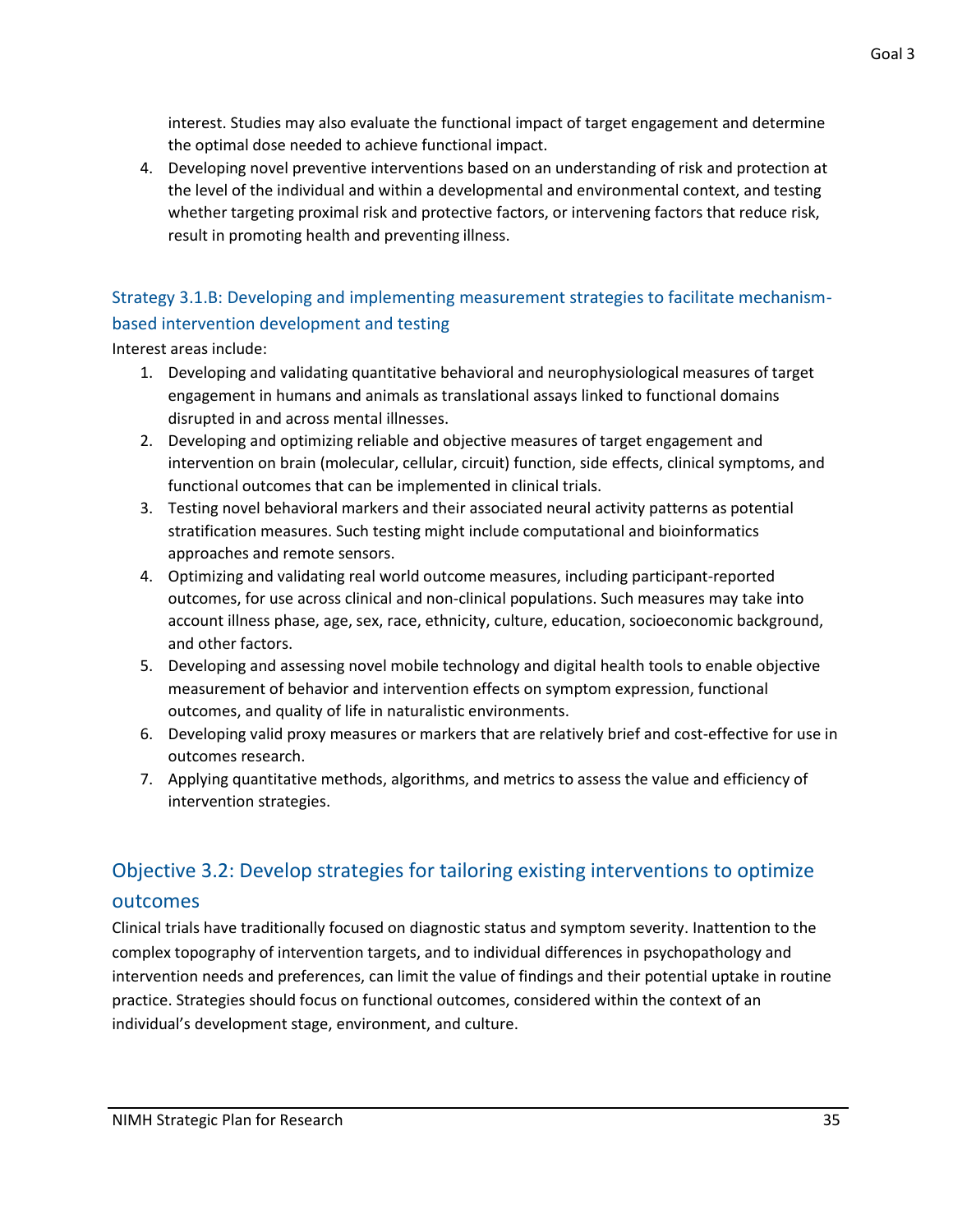interest. Studies may also evaluate the functional impact of target engagement and determine the optimal dose needed to achieve functional impact.

4. Developing novel preventive interventions based on an understanding of risk and protection at the level of the individual and within a developmental and environmental context, and testing whether targeting proximal risk and protective factors, or intervening factors that reduce risk, result in promoting health and preventing illness.

### Strategy 3.1.B: Developing and implementing measurement strategies to facilitate mechanism-based intervention development and testing

Interest areas include:

1. Developing and validating quantitative behavioral and neurophysiological measures of target engagement in humans and animals as translational assays linked to functional domains disrupted in and across mental illnesses.
2. Developing and optimizing reliable and objective measures of target engagement and intervention on brain (molecular, cellular, circuit) function, side effects, clinical symptoms, and functional outcomes that can be implemented in clinical trials.
3. Testing novel behavioral markers and their associated neural activity patterns as potential stratification measures. Such testing might include computational and bioinformatics approaches and remote sensors.
4. Optimizing and validating real world outcome measures, including participant-reported outcomes, for use across clinical and non-clinical populations. Such measures may take into account illness phase, age, sex, race, ethnicity, culture, education, socioeconomic background, and other factors.
5. Developing and assessing novel mobile technology and digital health tools to enable objective measurement of behavior and intervention effects on symptom expression, functional outcomes, and quality of life in naturalistic environments.
6. Developing valid proxy measures or markers that are relatively brief and cost-effective for use in outcomes research.
7. Applying quantitative methods, algorithms, and metrics to assess the value and efficiency of intervention strategies.

## Objective 3.2: Develop strategies for tailoring existing interventions to optimize outcomes

Clinical trials have traditionally focused on diagnostic status and symptom severity. Inattention to the complex topography of intervention targets, and to individual differences in psychopathology and intervention needs and preferences, can limit the value of findings and their potential uptake in routine practice. Strategies should focus on functional outcomes, considered within the context of an individual's development stage, environment, and culture.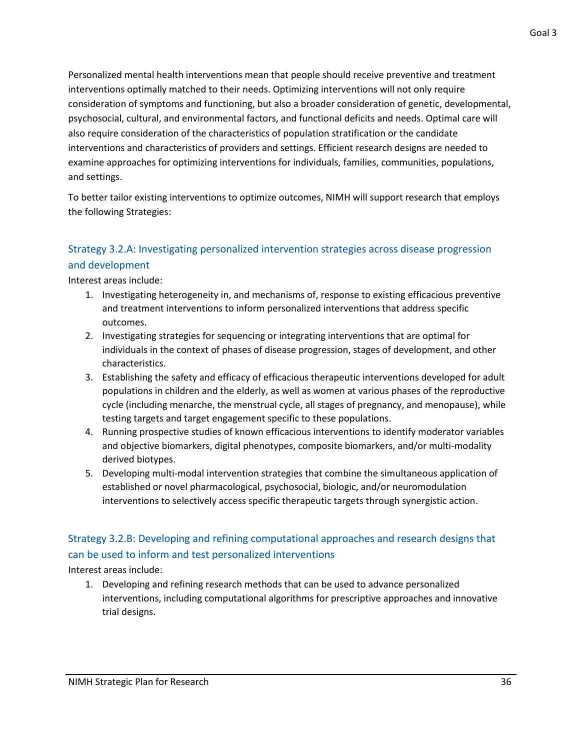Personalized mental health interventions mean that people should receive preventive and treatment interventions optimally matched to their needs. Optimizing interventions will not only require consideration of symptoms and functioning, but also a broader consideration of genetic, developmental, psychosocial, cultural, and environmental factors, and functional deficits and needs. Optimal care will also require consideration of the characteristics of population stratification or the candidate interventions and characteristics of providers and settings. Efficient research designs are needed to examine approaches for optimizing interventions for individuals, families, communities, populations, and settings.

To better tailor existing interventions to optimize outcomes, NIMH will support research that employs the following Strategies:

### Strategy 3.2.A: Investigating personalized intervention strategies across disease progression and development

Interest areas include:

1. Investigating heterogeneity in, and mechanisms of, response to existing efficacious preventive and treatment interventions to inform personalized interventions that address specific outcomes.
2. Investigating strategies for sequencing or integrating interventions that are optimal for individuals in the context of phases of disease progression, stages of development, and other characteristics.
3. Establishing the safety and efficacy of efficacious therapeutic interventions developed for adult populations in children and the elderly, as well as women at various phases of the reproductive cycle (including menarche, the menstrual cycle, all stages of pregnancy, and menopause), while testing targets and target engagement specific to these populations.
4. Running prospective studies of known efficacious interventions to identify moderator variables and objective biomarkers, digital phenotypes, composite biomarkers, and/or multi-modality derived biotypes.
5. Developing multi-modal intervention strategies that combine the simultaneous application of established or novel pharmacological, psychosocial, biologic, and/or neuromodulation interventions to selectively access specific therapeutic targets through synergistic action.

### Strategy 3.2.B: Developing and refining computational approaches and research designs that can be used to inform and test personalized interventions

Interest areas include:

1. Developing and refining research methods that can be used to advance personalized interventions, including computational algorithms for prescriptive approaches and innovative trial designs.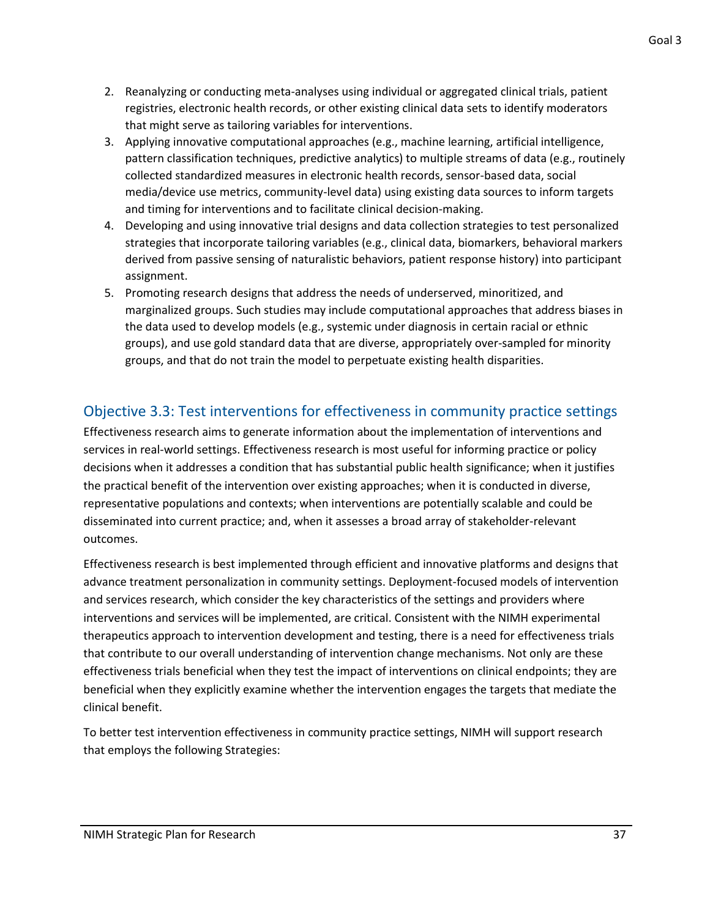2. Reanalyzing or conducting meta-analyses using individual or aggregated clinical trials, patient registries, electronic health records, or other existing clinical data sets to identify moderators that might serve as tailoring variables for interventions.
3. Applying innovative computational approaches (e.g., machine learning, artificial intelligence, pattern classification techniques, predictive analytics) to multiple streams of data (e.g., routinely collected standardized measures in electronic health records, sensor-based data, social media/device use metrics, community-level data) using existing data sources to inform targets and timing for interventions and to facilitate clinical decision-making.
4. Developing and using innovative trial designs and data collection strategies to test personalized strategies that incorporate tailoring variables (e.g., clinical data, biomarkers, behavioral markers derived from passive sensing of naturalistic behaviors, patient response history) into participant assignment.
5. Promoting research designs that address the needs of underserved, minoritized, and marginalized groups. Such studies may include computational approaches that address biases in the data used to develop models (e.g., systemic under diagnosis in certain racial or ethnic groups), and use gold standard data that are diverse, appropriately over-sampled for minority groups, and that do not train the model to perpetuate existing health disparities.

## Objective 3.3: Test interventions for effectiveness in community practice settings

Effectiveness research aims to generate information about the implementation of interventions and services in real-world settings. Effectiveness research is most useful for informing practice or policy decisions when it addresses a condition that has substantial public health significance; when it justifies the practical benefit of the intervention over existing approaches; when it is conducted in diverse, representative populations and contexts; when interventions are potentially scalable and could be disseminated into current practice; and, when it assesses a broad array of stakeholder-relevant outcomes.

Effectiveness research is best implemented through efficient and innovative platforms and designs that advance treatment personalization in community settings. Deployment-focused models of intervention and services research, which consider the key characteristics of the settings and providers where interventions and services will be implemented, are critical. Consistent with the NIMH experimental therapeutics approach to intervention development and testing, there is a need for effectiveness trials that contribute to our overall understanding of intervention change mechanisms. Not only are these effectiveness trials beneficial when they test the impact of interventions on clinical endpoints; they are beneficial when they explicitly examine whether the intervention engages the targets that mediate the clinical benefit.

To better test intervention effectiveness in community practice settings, NIMH will support research that employs the following Strategies: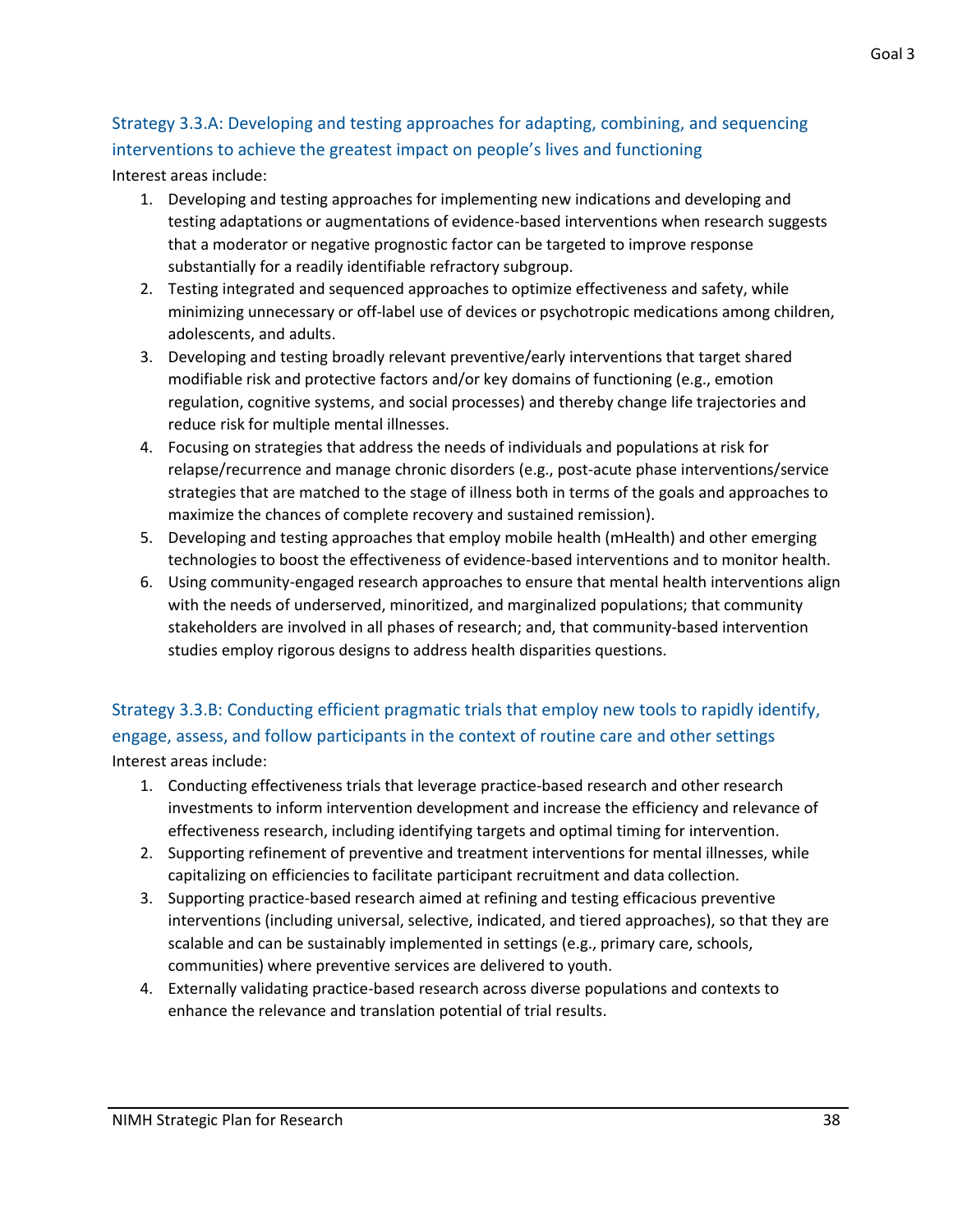### Strategy 3.3.A: Developing and testing approaches for adapting, combining, and sequencing interventions to achieve the greatest impact on people's lives and functioning

Interest areas include:

1. Developing and testing approaches for implementing new indications and developing and testing adaptations or augmentations of evidence-based interventions when research suggests that a moderator or negative prognostic factor can be targeted to improve response substantially for a readily identifiable refractory subgroup.
2. Testing integrated and sequenced approaches to optimize effectiveness and safety, while minimizing unnecessary or off-label use of devices or psychotropic medications among children, adolescents, and adults.
3. Developing and testing broadly relevant preventive/early interventions that target shared modifiable risk and protective factors and/or key domains of functioning (e.g., emotion regulation, cognitive systems, and social processes) and thereby change life trajectories and reduce risk for multiple mental illnesses.
4. Focusing on strategies that address the needs of individuals and populations at risk for relapse/recurrence and manage chronic disorders (e.g., post-acute phase interventions/service strategies that are matched to the stage of illness both in terms of the goals and approaches to maximize the chances of complete recovery and sustained remission).
5. Developing and testing approaches that employ mobile health (mHealth) and other emerging technologies to boost the effectiveness of evidence-based interventions and to monitor health.
6. Using community-engaged research approaches to ensure that mental health interventions align with the needs of underserved, minoritized, and marginalized populations; that community stakeholders are involved in all phases of research; and, that community-based intervention studies employ rigorous designs to address health disparities questions.

### Strategy 3.3.B: Conducting efficient pragmatic trials that employ new tools to rapidly identify, engage, assess, and follow participants in the context of routine care and other settings

Interest areas include:

1. Conducting effectiveness trials that leverage practice-based research and other research investments to inform intervention development and increase the efficiency and relevance of effectiveness research, including identifying targets and optimal timing for intervention.
2. Supporting refinement of preventive and treatment interventions for mental illnesses, while capitalizing on efficiencies to facilitate participant recruitment and data collection.
3. Supporting practice-based research aimed at refining and testing efficacious preventive interventions (including universal, selective, indicated, and tiered approaches), so that they are scalable and can be sustainably implemented in settings (e.g., primary care, schools, communities) where preventive services are delivered to youth.
4. Externally validating practice-based research across diverse populations and contexts to enhance the relevance and translation potential of trial results.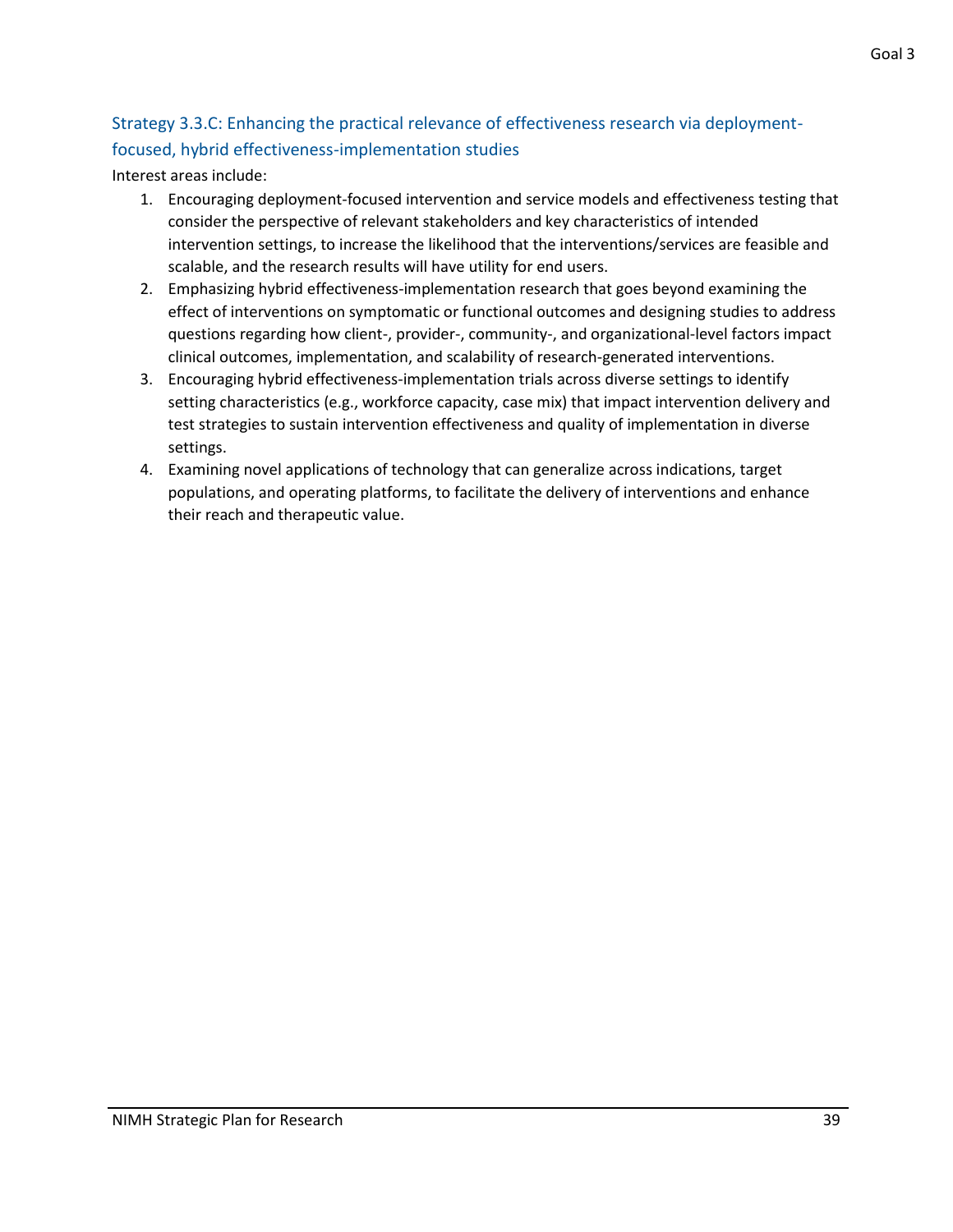### Strategy 3.3.C: Enhancing the practical relevance of effectiveness research via deployment-focused, hybrid effectiveness-implementation studies

Interest areas include:

1. Encouraging deployment-focused intervention and service models and effectiveness testing that consider the perspective of relevant stakeholders and key characteristics of intended intervention settings, to increase the likelihood that the interventions/services are feasible and scalable, and the research results will have utility for end users.
2. Emphasizing hybrid effectiveness-implementation research that goes beyond examining the effect of interventions on symptomatic or functional outcomes and designing studies to address questions regarding how client-, provider-, community-, and organizational-level factors impact clinical outcomes, implementation, and scalability of research-generated interventions.
3. Encouraging hybrid effectiveness-implementation trials across diverse settings to identify setting characteristics (e.g., workforce capacity, case mix) that impact intervention delivery and test strategies to sustain intervention effectiveness and quality of implementation in diverse settings.
4. Examining novel applications of technology that can generalize across indications, target populations, and operating platforms, to facilitate the delivery of interventions and enhance their reach and therapeutic value.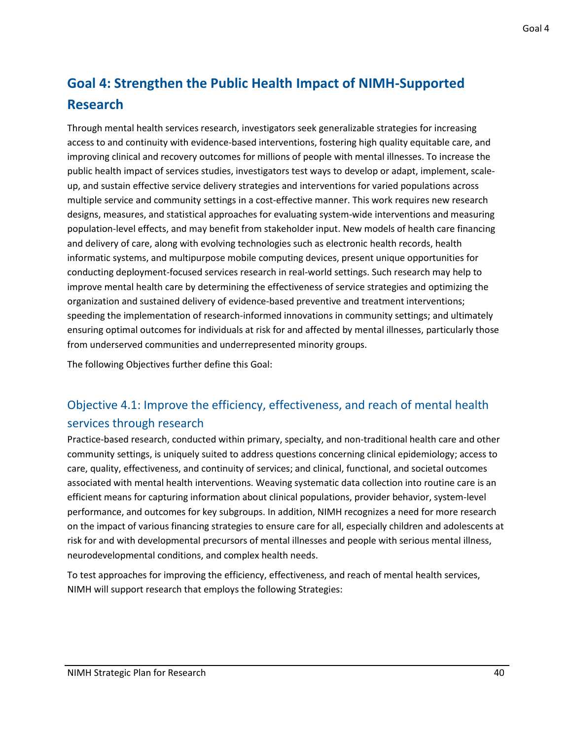## Goal 4: Strengthen the Public Health Impact of NIMH-Supported Research

Through mental health services research, investigators seek generalizable strategies for increasing access to and continuity with evidence-based interventions, fostering high quality equitable care, and improving clinical and recovery outcomes for millions of people with mental illnesses. To increase the public health impact of services studies, investigators test ways to develop or adapt, implement, scale-up, and sustain effective service delivery strategies and interventions for varied populations across multiple service and community settings in a cost-effective manner. This work requires new research designs, measures, and statistical approaches for evaluating system-wide interventions and measuring population-level effects, and may benefit from stakeholder input. New models of health care financing and delivery of care, along with evolving technologies such as electronic health records, health informatic systems, and multipurpose mobile computing devices, present unique opportunities for conducting deployment-focused services research in real-world settings. Such research may help to improve mental health care by determining the effectiveness of service strategies and optimizing the organization and sustained delivery of evidence-based preventive and treatment interventions; speeding the implementation of research-informed innovations in community settings; and ultimately ensuring optimal outcomes for individuals at risk for and affected by mental illnesses, particularly those from underserved communities and underrepresented minority groups.

The following Objectives further define this Goal:

### Objective 4.1: Improve the efficiency, effectiveness, and reach of mental health services through research

Practice-based research, conducted within primary, specialty, and non-traditional health care and other community settings, is uniquely suited to address questions concerning clinical epidemiology; access to care, quality, effectiveness, and continuity of services; and clinical, functional, and societal outcomes associated with mental health interventions. Weaving systematic data collection into routine care is an efficient means for capturing information about clinical populations, provider behavior, system-level performance, and outcomes for key subgroups. In addition, NIMH recognizes a need for more research on the impact of various financing strategies to ensure care for all, especially children and adolescents at risk for and with developmental precursors of mental illnesses and people with serious mental illness, neurodevelopmental conditions, and complex health needs.

To test approaches for improving the efficiency, effectiveness, and reach of mental health services, NIMH will support research that employs the following Strategies: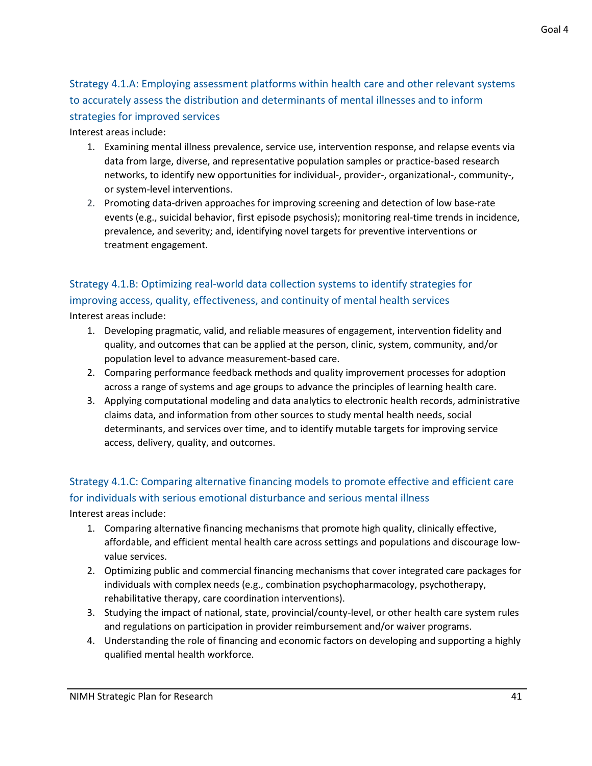### Strategy 4.1.A: Employing assessment platforms within health care and other relevant systems to accurately assess the distribution and determinants of mental illnesses and to inform strategies for improved services

Interest areas include:

1. Examining mental illness prevalence, service use, intervention response, and relapse events via data from large, diverse, and representative population samples or practice-based research networks, to identify new opportunities for individual-, provider-, organizational-, community-, or system-level interventions.
2. Promoting data-driven approaches for improving screening and detection of low base-rate events (e.g., suicidal behavior, first episode psychosis); monitoring real-time trends in incidence, prevalence, and severity; and, identifying novel targets for preventive interventions or treatment engagement.

### Strategy 4.1.B: Optimizing real-world data collection systems to identify strategies for improving access, quality, effectiveness, and continuity of mental health services

Interest areas include:

1. Developing pragmatic, valid, and reliable measures of engagement, intervention fidelity and quality, and outcomes that can be applied at the person, clinic, system, community, and/or population level to advance measurement-based care.
2. Comparing performance feedback methods and quality improvement processes for adoption across a range of systems and age groups to advance the principles of learning health care.
3. Applying computational modeling and data analytics to electronic health records, administrative claims data, and information from other sources to study mental health needs, social determinants, and services over time, and to identify mutable targets for improving service access, delivery, quality, and outcomes.

### Strategy 4.1.C: Comparing alternative financing models to promote effective and efficient care for individuals with serious emotional disturbance and serious mental illness

Interest areas include:

1. Comparing alternative financing mechanisms that promote high quality, clinically effective, affordable, and efficient mental health care across settings and populations and discourage low-value services.
2. Optimizing public and commercial financing mechanisms that cover integrated care packages for individuals with complex needs (e.g., combination psychopharmacology, psychotherapy, rehabilitative therapy, care coordination interventions).
3. Studying the impact of national, state, provincial/county-level, or other health care system rules and regulations on participation in provider reimbursement and/or waiver programs.
4. Understanding the role of financing and economic factors on developing and supporting a highly qualified mental health workforce.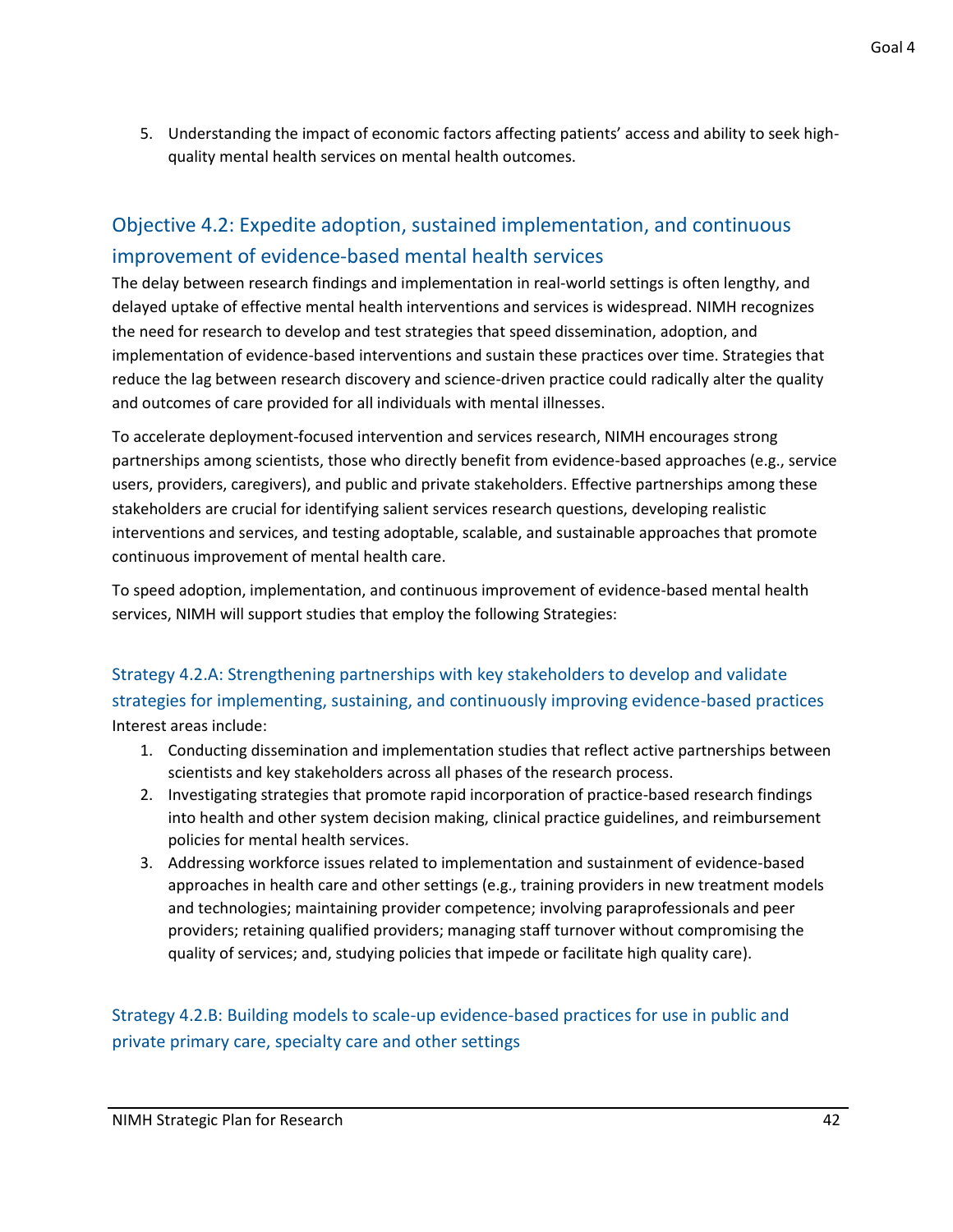5. Understanding the impact of economic factors affecting patients' access and ability to seek high-quality mental health services on mental health outcomes.

## Objective 4.2: Expedite adoption, sustained implementation, and continuous improvement of evidence-based mental health services

The delay between research findings and implementation in real-world settings is often lengthy, and delayed uptake of effective mental health interventions and services is widespread. NIMH recognizes the need for research to develop and test strategies that speed dissemination, adoption, and implementation of evidence-based interventions and sustain these practices over time. Strategies that reduce the lag between research discovery and science-driven practice could radically alter the quality and outcomes of care provided for all individuals with mental illnesses.

To accelerate deployment-focused intervention and services research, NIMH encourages strong partnerships among scientists, those who directly benefit from evidence-based approaches (e.g., service users, providers, caregivers), and public and private stakeholders. Effective partnerships among these stakeholders are crucial for identifying salient services research questions, developing realistic interventions and services, and testing adoptable, scalable, and sustainable approaches that promote continuous improvement of mental health care.

To speed adoption, implementation, and continuous improvement of evidence-based mental health services, NIMH will support studies that employ the following Strategies:

### Strategy 4.2.A: Strengthening partnerships with key stakeholders to develop and validate strategies for implementing, sustaining, and continuously improving evidence-based practices

Interest areas include:

1. Conducting dissemination and implementation studies that reflect active partnerships between scientists and key stakeholders across all phases of the research process.
2. Investigating strategies that promote rapid incorporation of practice-based research findings into health and other system decision making, clinical practice guidelines, and reimbursement policies for mental health services.
3. Addressing workforce issues related to implementation and sustainment of evidence-based approaches in health care and other settings (e.g., training providers in new treatment models and technologies; maintaining provider competence; involving paraprofessionals and peer providers; retaining qualified providers; managing staff turnover without compromising the quality of services; and, studying policies that impede or facilitate high quality care).

### Strategy 4.2.B: Building models to scale-up evidence-based practices for use in public and private primary care, specialty care and other settings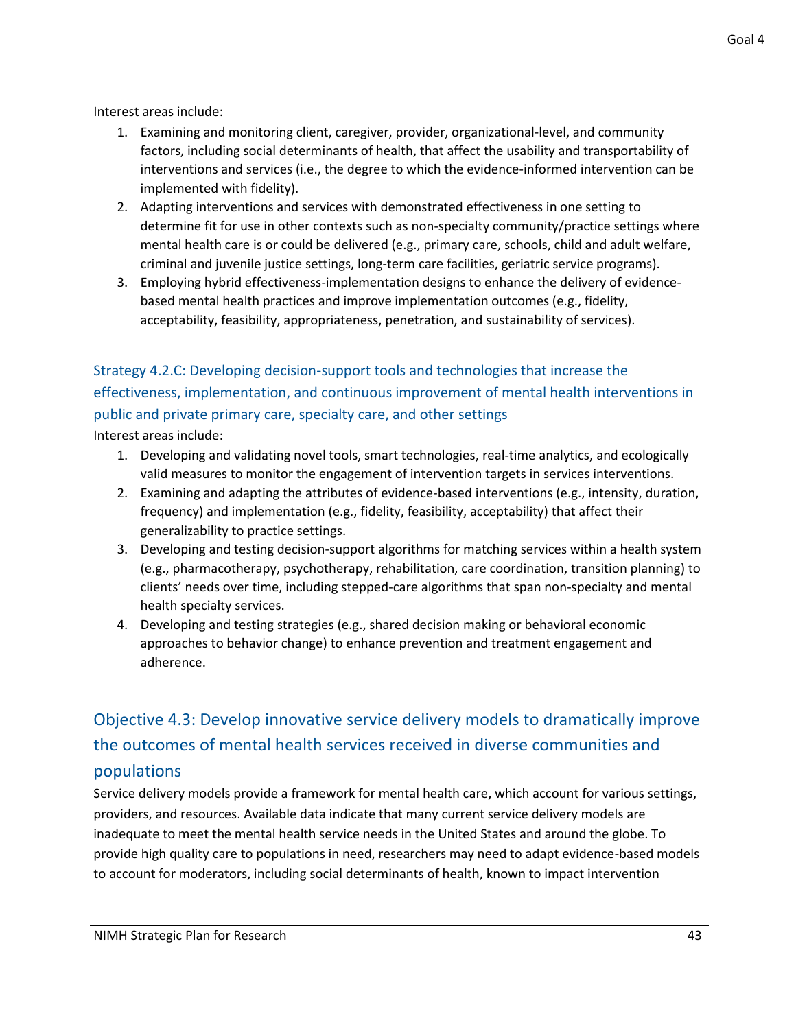Interest areas include:

1. Examining and monitoring client, caregiver, provider, organizational-level, and community factors, including social determinants of health, that affect the usability and transportability of interventions and services (i.e., the degree to which the evidence-informed intervention can be implemented with fidelity).
2. Adapting interventions and services with demonstrated effectiveness in one setting to determine fit for use in other contexts such as non-specialty community/practice settings where mental health care is or could be delivered (e.g., primary care, schools, child and adult welfare, criminal and juvenile justice settings, long-term care facilities, geriatric service programs).
3. Employing hybrid effectiveness-implementation designs to enhance the delivery of evidence-based mental health practices and improve implementation outcomes (e.g., fidelity, acceptability, feasibility, appropriateness, penetration, and sustainability of services).

### Strategy 4.2.C: Developing decision-support tools and technologies that increase the effectiveness, implementation, and continuous improvement of mental health interventions in public and private primary care, specialty care, and other settings

Interest areas include:

1. Developing and validating novel tools, smart technologies, real-time analytics, and ecologically valid measures to monitor the engagement of intervention targets in services interventions.
2. Examining and adapting the attributes of evidence-based interventions (e.g., intensity, duration, frequency) and implementation (e.g., fidelity, feasibility, acceptability) that affect their generalizability to practice settings.
3. Developing and testing decision-support algorithms for matching services within a health system (e.g., pharmacotherapy, psychotherapy, rehabilitation, care coordination, transition planning) to clients' needs over time, including stepped-care algorithms that span non-specialty and mental health specialty services.
4. Developing and testing strategies (e.g., shared decision making or behavioral economic approaches to behavior change) to enhance prevention and treatment engagement and adherence.

## Objective 4.3: Develop innovative service delivery models to dramatically improve the outcomes of mental health services received in diverse communities and populations

Service delivery models provide a framework for mental health care, which account for various settings, providers, and resources. Available data indicate that many current service delivery models are inadequate to meet the mental health service needs in the United States and around the globe. To provide high quality care to populations in need, researchers may need to adapt evidence-based models to account for moderators, including social determinants of health, known to impact intervention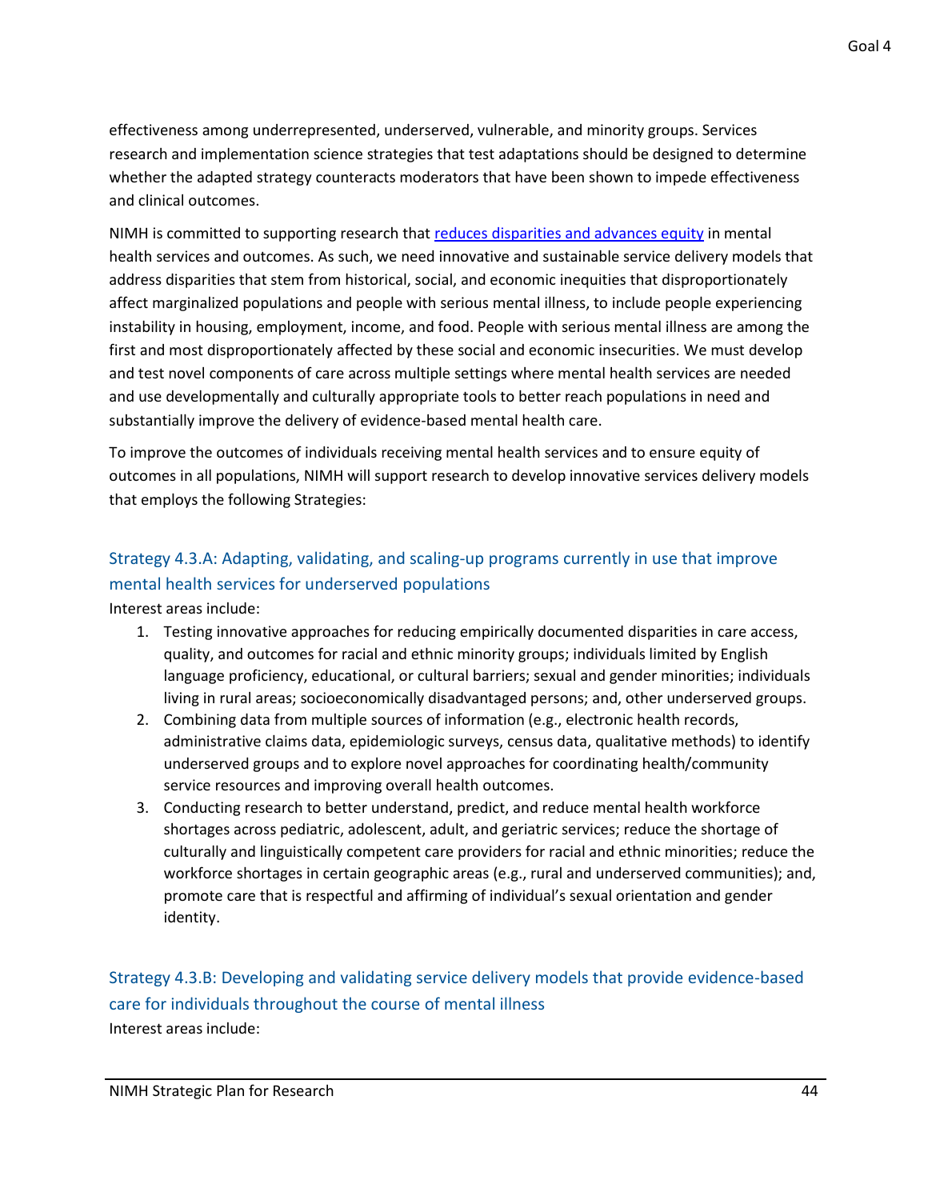effectiveness among underrepresented, underserved, vulnerable, and minority groups. Services research and implementation science strategies that test adaptations should be designed to determine whether the adapted strategy counteracts moderators that have been shown to impede effectiveness and clinical outcomes.

NIMH is committed to supporting research that reduces disparities and advances equity in mental health services and outcomes. As such, we need innovative and sustainable service delivery models that address disparities that stem from historical, social, and economic inequities that disproportionately affect marginalized populations and people with serious mental illness, to include people experiencing instability in housing, employment, income, and food. People with serious mental illness are among the first and most disproportionately affected by these social and economic insecurities. We must develop and test novel components of care across multiple settings where mental health services are needed and use developmentally and culturally appropriate tools to better reach populations in need and substantially improve the delivery of evidence-based mental health care.

To improve the outcomes of individuals receiving mental health services and to ensure equity of outcomes in all populations, NIMH will support research to develop innovative services delivery models that employs the following Strategies:

### Strategy 4.3.A: Adapting, validating, and scaling-up programs currently in use that improve mental health services for underserved populations

Interest areas include:

1. Testing innovative approaches for reducing empirically documented disparities in care access, quality, and outcomes for racial and ethnic minority groups; individuals limited by English language proficiency, educational, or cultural barriers; sexual and gender minorities; individuals living in rural areas; socioeconomically disadvantaged persons; and, other underserved groups.
2. Combining data from multiple sources of information (e.g., electronic health records, administrative claims data, epidemiologic surveys, census data, qualitative methods) to identify underserved groups and to explore novel approaches for coordinating health/community service resources and improving overall health outcomes.
3. Conducting research to better understand, predict, and reduce mental health workforce shortages across pediatric, adolescent, adult, and geriatric services; reduce the shortage of culturally and linguistically competent care providers for racial and ethnic minorities; reduce the workforce shortages in certain geographic areas (e.g., rural and underserved communities); and, promote care that is respectful and affirming of individual's sexual orientation and gender identity.

### Strategy 4.3.B: Developing and validating service delivery models that provide evidence-based care for individuals throughout the course of mental illness

Interest areas include: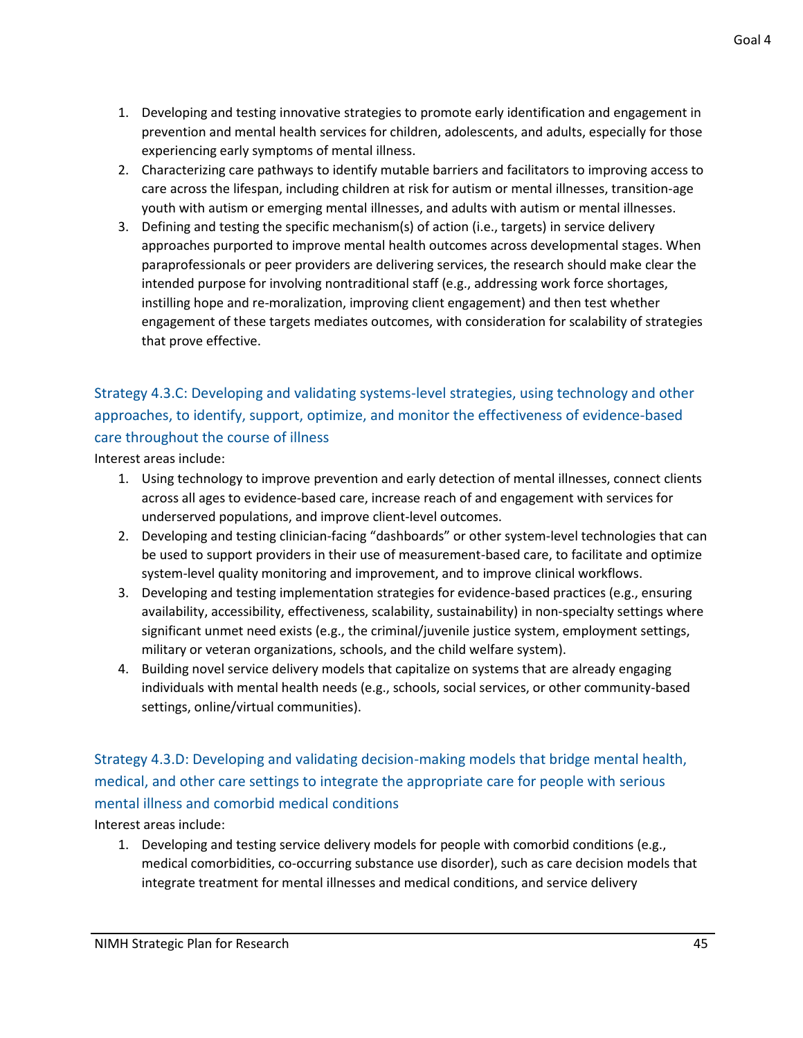1. Developing and testing innovative strategies to promote early identification and engagement in prevention and mental health services for children, adolescents, and adults, especially for those experiencing early symptoms of mental illness.
2. Characterizing care pathways to identify mutable barriers and facilitators to improving access to care across the lifespan, including children at risk for autism or mental illnesses, transition-age youth with autism or emerging mental illnesses, and adults with autism or mental illnesses.
3. Defining and testing the specific mechanism(s) of action (i.e., targets) in service delivery approaches purported to improve mental health outcomes across developmental stages. When paraprofessionals or peer providers are delivering services, the research should make clear the intended purpose for involving nontraditional staff (e.g., addressing work force shortages, instilling hope and re-moralization, improving client engagement) and then test whether engagement of these targets mediates outcomes, with consideration for scalability of strategies that prove effective.

### Strategy 4.3.C: Developing and validating systems-level strategies, using technology and other approaches, to identify, support, optimize, and monitor the effectiveness of evidence-based care throughout the course of illness

Interest areas include:

1. Using technology to improve prevention and early detection of mental illnesses, connect clients across all ages to evidence-based care, increase reach of and engagement with services for underserved populations, and improve client-level outcomes.
2. Developing and testing clinician-facing "dashboards" or other system-level technologies that can be used to support providers in their use of measurement-based care, to facilitate and optimize system-level quality monitoring and improvement, and to improve clinical workflows.
3. Developing and testing implementation strategies for evidence-based practices (e.g., ensuring availability, accessibility, effectiveness, scalability, sustainability) in non-specialty settings where significant unmet need exists (e.g., the criminal/juvenile justice system, employment settings, military or veteran organizations, schools, and the child welfare system).
4. Building novel service delivery models that capitalize on systems that are already engaging individuals with mental health needs (e.g., schools, social services, or other community-based settings, online/virtual communities).

### Strategy 4.3.D: Developing and validating decision-making models that bridge mental health, medical, and other care settings to integrate the appropriate care for people with serious mental illness and comorbid medical conditions

Interest areas include:

1. Developing and testing service delivery models for people with comorbid conditions (e.g., medical comorbidities, co-occurring substance use disorder), such as care decision models that integrate treatment for mental illnesses and medical conditions, and service delivery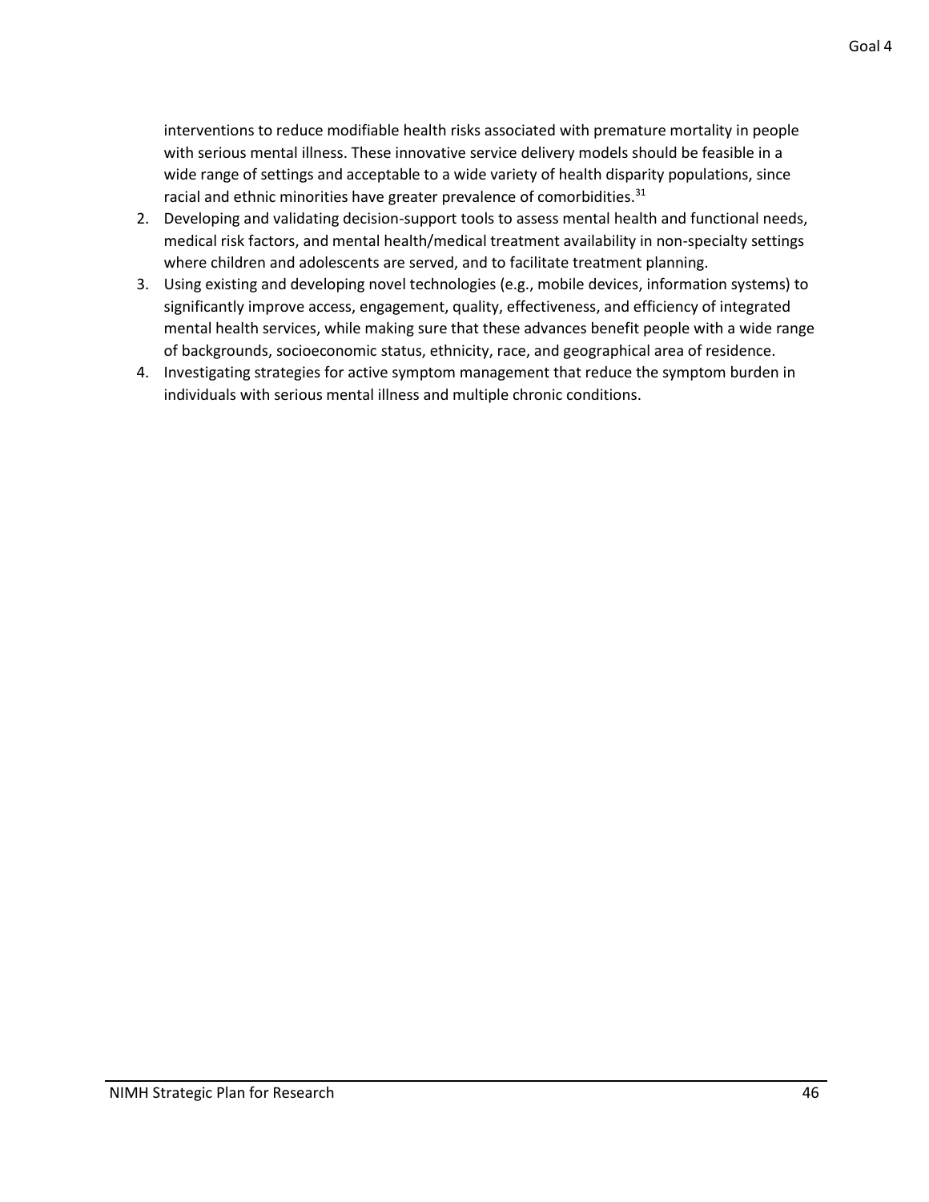interventions to reduce modifiable health risks associated with premature mortality in people with serious mental illness. These innovative service delivery models should be feasible in a wide range of settings and acceptable to a wide variety of health disparity populations, since racial and ethnic minorities have greater prevalence of comorbidities.[31]

2. Developing and validating decision-support tools to assess mental health and functional needs, medical risk factors, and mental health/medical treatment availability in non-specialty settings where children and adolescents are served, and to facilitate treatment planning.
3. Using existing and developing novel technologies (e.g., mobile devices, information systems) to significantly improve access, engagement, quality, effectiveness, and efficiency of integrated mental health services, while making sure that these advances benefit people with a wide range of backgrounds, socioeconomic status, ethnicity, race, and geographical area of residence.
4. Investigating strategies for active symptom management that reduce the symptom burden in individuals with serious mental illness and multiple chronic conditions.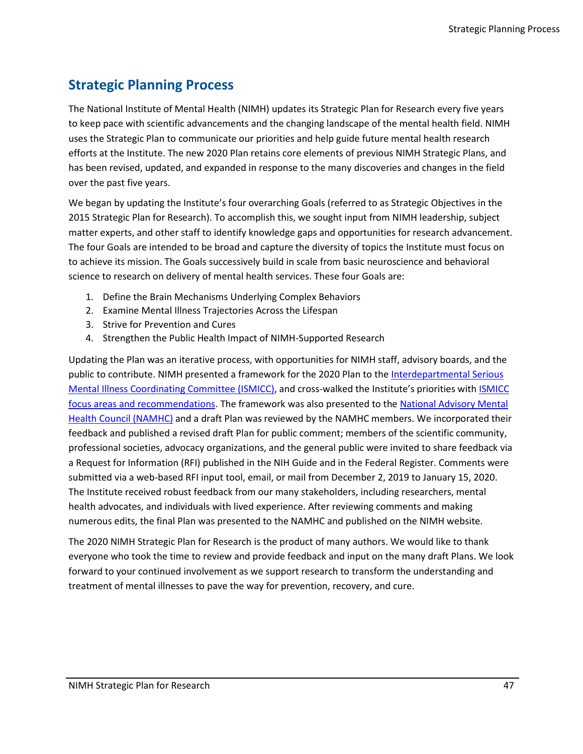## Strategic Planning Process

The National Institute of Mental Health (NIMH) updates its Strategic Plan for Research every five years to keep pace with scientific advancements and the changing landscape of the mental health field. NIMH uses the Strategic Plan to communicate our priorities and help guide future mental health research efforts at the Institute. The new 2020 Plan retains core elements of previous NIMH Strategic Plans, and has been revised, updated, and expanded in response to the many discoveries and changes in the field over the past five years.

We began by updating the Institute's four overarching Goals (referred to as Strategic Objectives in the 2015 Strategic Plan for Research). To accomplish this, we sought input from NIMH leadership, subject matter experts, and other staff to identify knowledge gaps and opportunities for research advancement. The four Goals are intended to be broad and capture the diversity of topics the Institute must focus on to achieve its mission. The Goals successively build in scale from basic neuroscience and behavioral science to research on delivery of mental health services. These four Goals are:

1. Define the Brain Mechanisms Underlying Complex Behaviors
2. Examine Mental Illness Trajectories Across the Lifespan
3. Strive for Prevention and Cures
4. Strengthen the Public Health Impact of NIMH-Supported Research

Updating the Plan was an iterative process, with opportunities for NIMH staff, advisory boards, and the public to contribute. NIMH presented a framework for the 2020 Plan to the Interdepartmental Serious Mental Illness Coordinating Committee (ISMICC), and cross-walked the Institute's priorities with ISMICC focus areas and recommendations. The framework was also presented to the National Advisory Mental Health Council (NAMHC) and a draft Plan was reviewed by the NAMHC members. We incorporated their feedback and published a revised draft Plan for public comment; members of the scientific community, professional societies, advocacy organizations, and the general public were invited to share feedback via a Request for Information (RFI) published in the NIH Guide and in the Federal Register. Comments were submitted via a web-based RFI input tool, email, or mail from December 2, 2019 to January 15, 2020. The Institute received robust feedback from our many stakeholders, including researchers, mental health advocates, and individuals with lived experience. After reviewing comments and making numerous edits, the final Plan was presented to the NAMHC and published on the NIMH website.

The 2020 NIMH Strategic Plan for Research is the product of many authors. We would like to thank everyone who took the time to review and provide feedback and input on the many draft Plans. We look forward to your continued involvement as we support research to transform the understanding and treatment of mental illnesses to pave the way for prevention, recovery, and cure.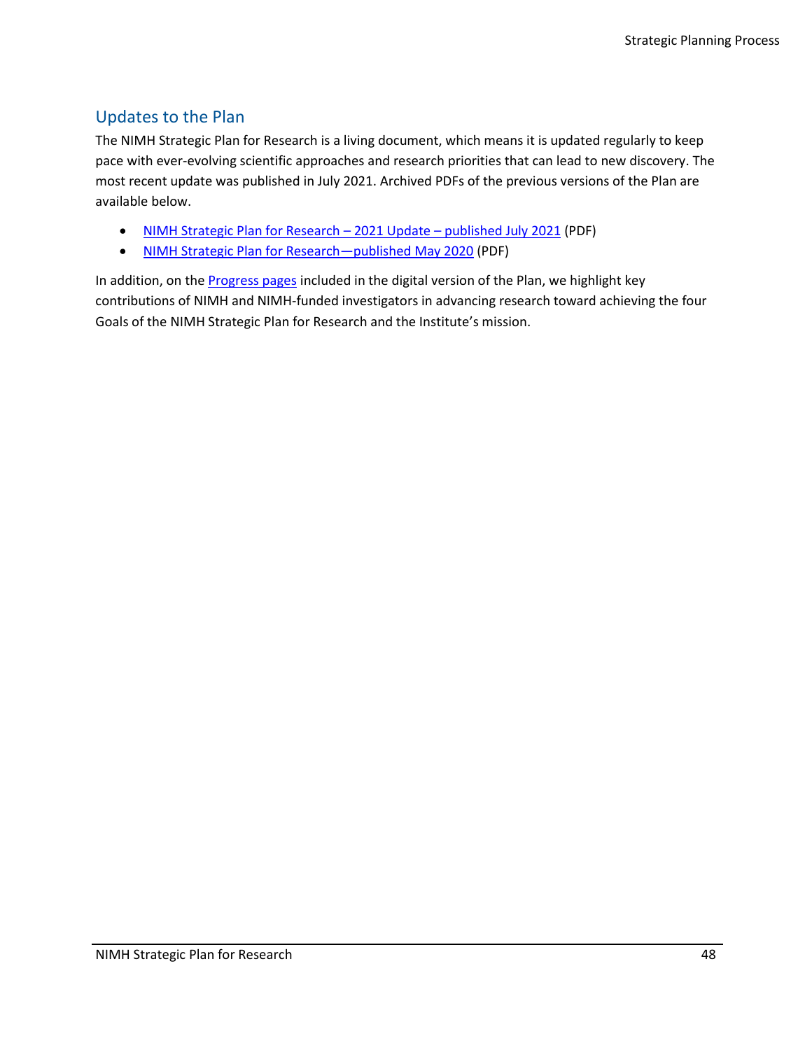## Updates to the Plan

The NIMH Strategic Plan for Research is a living document, which means it is updated regularly to keep pace with ever-evolving scientific approaches and research priorities that can lead to new discovery. The most recent update was published in July 2021. Archived PDFs of the previous versions of the Plan are available below.

- NIMH Strategic Plan for Research – 2021 Update – published July 2021 (PDF)
- NIMH Strategic Plan for Research—published May 2020 (PDF)

In addition, on the Progress pages included in the digital version of the Plan, we highlight key contributions of NIMH and NIMH-funded investigators in advancing research toward achieving the four Goals of the NIMH Strategic Plan for Research and the Institute's mission.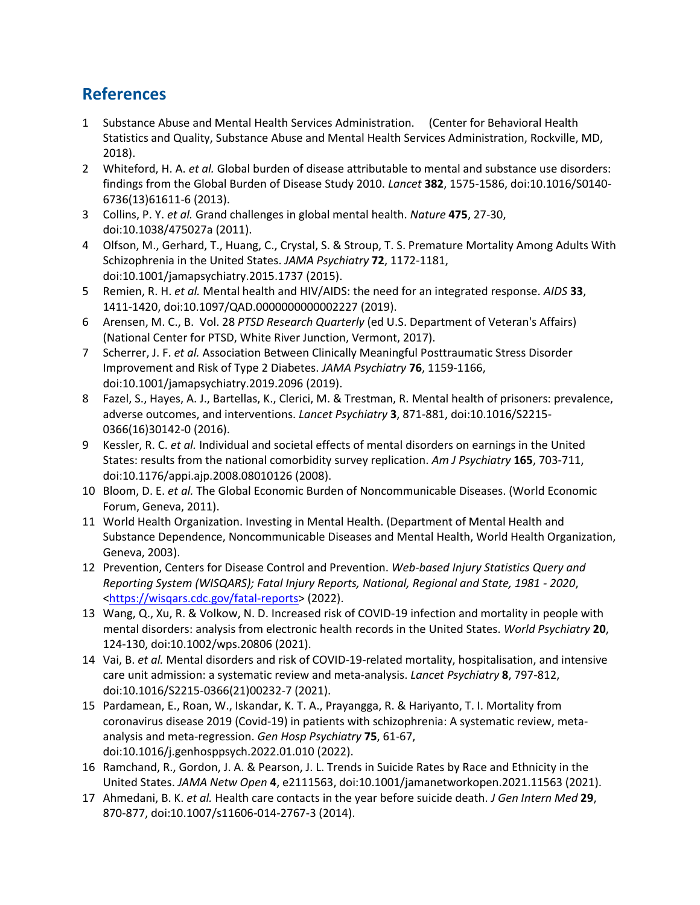## References

1. Substance Abuse and Mental Health Services Administration. (Center for Behavioral Health Statistics and Quality, Substance Abuse and Mental Health Services Administration, Rockville, MD, 2018).
2. Whiteford, H. A. *et al.* Global burden of disease attributable to mental and substance use disorders: findings from the Global Burden of Disease Study 2010. *Lancet* **382**, 1575-1586, doi:10.1016/S0140-6736(13)61611-6 (2013).
3. Collins, P. Y. *et al.* Grand challenges in global mental health. *Nature* **475**, 27-30, doi:10.1038/475027a (2011).
4. Olfson, M., Gerhard, T., Huang, C., Crystal, S. & Stroup, T. S. Premature Mortality Among Adults With Schizophrenia in the United States. *JAMA Psychiatry* **72**, 1172-1181, doi:10.1001/jamapsychiatry.2015.1737 (2015).
5. Remien, R. H. *et al.* Mental health and HIV/AIDS: the need for an integrated response. *AIDS* **33**, 1411-1420, doi:10.1097/QAD.0000000000002227 (2019).
6. Arensen, M. C., B. Vol. 28 *PTSD Research Quarterly* (ed U.S. Department of Veteran's Affairs) (National Center for PTSD, White River Junction, Vermont, 2017).
7. Scherrer, J. F. *et al.* Association Between Clinically Meaningful Posttraumatic Stress Disorder Improvement and Risk of Type 2 Diabetes. *JAMA Psychiatry* **76**, 1159-1166, doi:10.1001/jamapsychiatry.2019.2096 (2019).
8. Fazel, S., Hayes, A. J., Bartellas, K., Clerici, M. & Trestman, R. Mental health of prisoners: prevalence, adverse outcomes, and interventions. *Lancet Psychiatry* **3**, 871-881, doi:10.1016/S2215-0366(16)30142-0 (2016).
9. Kessler, R. C. *et al.* Individual and societal effects of mental disorders on earnings in the United States: results from the national comorbidity survey replication. *Am J Psychiatry* **165**, 703-711, doi:10.1176/appi.ajp.2008.08010126 (2008).
10. Bloom, D. E. *et al.* The Global Economic Burden of Noncommunicable Diseases. (World Economic Forum, Geneva, 2011).
11. World Health Organization. Investing in Mental Health. (Department of Mental Health and Substance Dependence, Noncommunicable Diseases and Mental Health, World Health Organization, Geneva, 2003).
12. Prevention, Centers for Disease Control and Prevention. *Web-based Injury Statistics Query and Reporting System (WISQARS); Fatal Injury Reports, National, Regional and State, 1981 - 2020*, <https://wisqars.cdc.gov/fatal-reports> (2022).
13. Wang, Q., Xu, R. & Volkow, N. D. Increased risk of COVID-19 infection and mortality in people with mental disorders: analysis from electronic health records in the United States. *World Psychiatry* **20**, 124-130, doi:10.1002/wps.20806 (2021).
14. Vai, B. *et al.* Mental disorders and risk of COVID-19-related mortality, hospitalisation, and intensive care unit admission: a systematic review and meta-analysis. *Lancet Psychiatry* **8**, 797-812, doi:10.1016/S2215-0366(21)00232-7 (2021).
15. Pardamean, E., Roan, W., Iskandar, K. T. A., Prayangga, R. & Hariyanto, T. I. Mortality from coronavirus disease 2019 (Covid-19) in patients with schizophrenia: A systematic review, meta-analysis and meta-regression. *Gen Hosp Psychiatry* **75**, 61-67, doi:10.1016/j.genhosppsych.2022.01.010 (2022).
16. Ramchand, R., Gordon, J. A. & Pearson, J. L. Trends in Suicide Rates by Race and Ethnicity in the United States. *JAMA Netw Open* **4**, e2111563, doi:10.1001/jamanetworkopen.2021.11563 (2021).
17. Ahmedani, B. K. *et al.* Health care contacts in the year before suicide death. *J Gen Intern Med* **29**, 870-877, doi:10.1007/s11606-014-2767-3 (2014).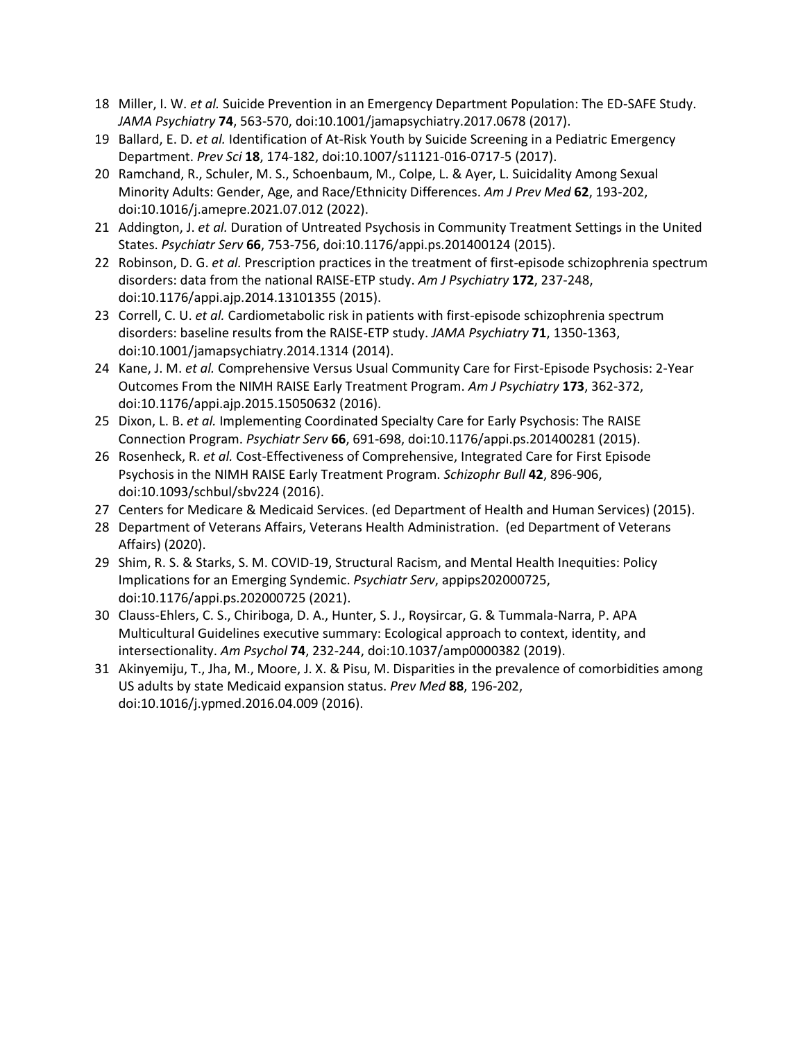18 Miller, I. W. *et al.* Suicide Prevention in an Emergency Department Population: The ED-SAFE Study. *JAMA Psychiatry* **74**, 563-570, doi:10.1001/jamapsychiatry.2017.0678 (2017).

19 Ballard, E. D. *et al.* Identification of At-Risk Youth by Suicide Screening in a Pediatric Emergency Department. *Prev Sci* **18**, 174-182, doi:10.1007/s11121-016-0717-5 (2017).

20 Ramchand, R., Schuler, M. S., Schoenbaum, M., Colpe, L. & Ayer, L. Suicidality Among Sexual Minority Adults: Gender, Age, and Race/Ethnicity Differences. *Am J Prev Med* **62**, 193-202, doi:10.1016/j.amepre.2021.07.012 (2022).

21 Addington, J. *et al.* Duration of Untreated Psychosis in Community Treatment Settings in the United States. *Psychiatr Serv* **66**, 753-756, doi:10.1176/appi.ps.201400124 (2015).

22 Robinson, D. G. *et al.* Prescription practices in the treatment of first-episode schizophrenia spectrum disorders: data from the national RAISE-ETP study. *Am J Psychiatry* **172**, 237-248, doi:10.1176/appi.ajp.2014.13101355 (2015).

23 Correll, C. U. *et al.* Cardiometabolic risk in patients with first-episode schizophrenia spectrum disorders: baseline results from the RAISE-ETP study. *JAMA Psychiatry* **71**, 1350-1363, doi:10.1001/jamapsychiatry.2014.1314 (2014).

24 Kane, J. M. *et al.* Comprehensive Versus Usual Community Care for First-Episode Psychosis: 2-Year Outcomes From the NIMH RAISE Early Treatment Program. *Am J Psychiatry* **173**, 362-372, doi:10.1176/appi.ajp.2015.15050632 (2016).

25 Dixon, L. B. *et al.* Implementing Coordinated Specialty Care for Early Psychosis: The RAISE Connection Program. *Psychiatr Serv* **66**, 691-698, doi:10.1176/appi.ps.201400281 (2015).

26 Rosenheck, R. *et al.* Cost-Effectiveness of Comprehensive, Integrated Care for First Episode Psychosis in the NIMH RAISE Early Treatment Program. *Schizophr Bull* **42**, 896-906, doi:10.1093/schbul/sbv224 (2016).

27 Centers for Medicare & Medicaid Services. (ed Department of Health and Human Services) (2015).

28 Department of Veterans Affairs, Veterans Health Administration. (ed Department of Veterans Affairs) (2020).

29 Shim, R. S. & Starks, S. M. COVID-19, Structural Racism, and Mental Health Inequities: Policy Implications for an Emerging Syndemic. *Psychiatr Serv*, appips202000725, doi:10.1176/appi.ps.202000725 (2021).

30 Clauss-Ehlers, C. S., Chiriboga, D. A., Hunter, S. J., Roysircar, G. & Tummala-Narra, P. APA Multicultural Guidelines executive summary: Ecological approach to context, identity, and intersectionality. *Am Psychol* **74**, 232-244, doi:10.1037/amp0000382 (2019).

31 Akinyemiju, T., Jha, M., Moore, J. X. & Pisu, M. Disparities in the prevalence of comorbidities among US adults by state Medicaid expansion status. *Prev Med* **88**, 196-202, doi:10.1016/j.ypmed.2016.04.009 (2016).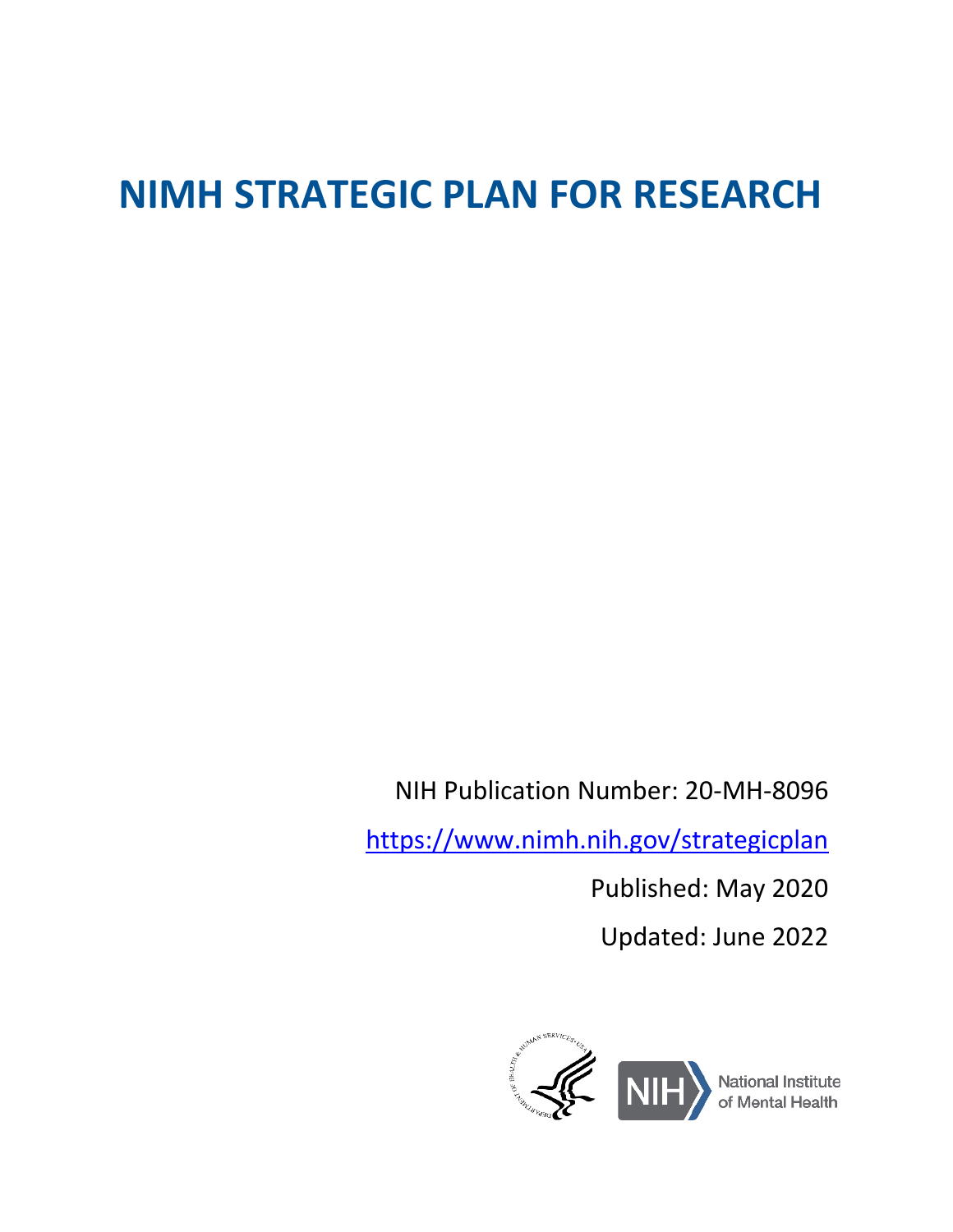# NIMH STRATEGIC PLAN FOR RESEARCH

NIH Publication Number: 20-MH-8096

https://www.nimh.nih.gov/strategicplan

Published: May 2020

Updated: June 2022

National Institute of Mental Health